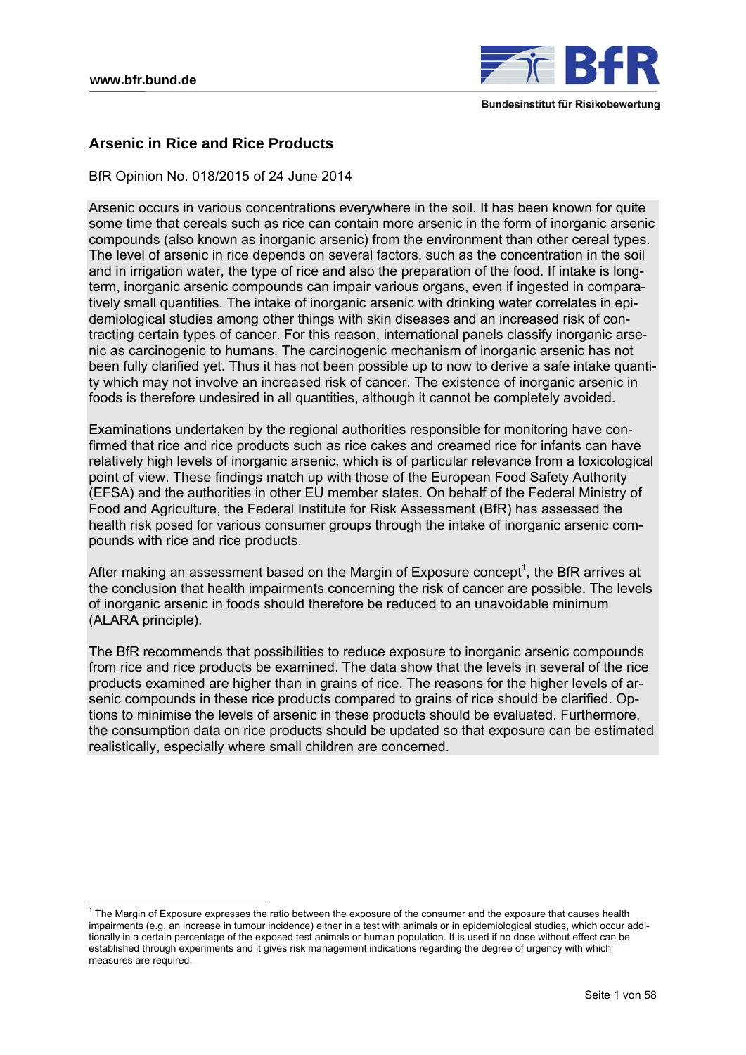# Arsenic in Rice and Rice Products

BfR Opinion No. 018/2015 of 24 June 2014

Arsenic occurs in various concentrations everywhere in the soil. It has been known for quite some time that cereals such as rice can contain more arsenic in the form of inorganic arsenic compounds (also known as inorganic arsenic) from the environment than other cereal types. The level of arsenic in rice depends on several factors, such as the concentration in the soil and in irrigation water, the type of rice and also the preparation of the food. If intake is long-term, inorganic arsenic compounds can impair various organs, even if ingested in comparatively small quantities. The intake of inorganic arsenic with drinking water correlates in epidemiological studies among other things with skin diseases and an increased risk of contracting certain types of cancer. For this reason, international panels classify inorganic arsenic as carcinogenic to humans. The carcinogenic mechanism of inorganic arsenic has not been fully clarified yet. Thus it has not been possible up to now to derive a safe intake quantity which may not involve an increased risk of cancer. The existence of inorganic arsenic in foods is therefore undesired in all quantities, although it cannot be completely avoided.

Examinations undertaken by the regional authorities responsible for monitoring have confirmed that rice and rice products such as rice cakes and creamed rice for infants can have relatively high levels of inorganic arsenic, which is of particular relevance from a toxicological point of view. These findings match up with those of the European Food Safety Authority (EFSA) and the authorities in other EU member states. On behalf of the Federal Ministry of Food and Agriculture, the Federal Institute for Risk Assessment (BfR) has assessed the health risk posed for various consumer groups through the intake of inorganic arsenic compounds with rice and rice products.

After making an assessment based on the Margin of Exposure concept[1], the BfR arrives at the conclusion that health impairments concerning the risk of cancer are possible. The levels of inorganic arsenic in foods should therefore be reduced to an unavoidable minimum (ALARA principle).

The BfR recommends that possibilities to reduce exposure to inorganic arsenic compounds from rice and rice products be examined. The data show that the levels in several of the rice products examined are higher than in grains of rice. The reasons for the higher levels of arsenic compounds in these rice products compared to grains of rice should be clarified. Options to minimise the levels of arsenic in these products should be evaluated. Furthermore, the consumption data on rice products should be updated so that exposure can be estimated realistically, especially where small children are concerned.

[1] The Margin of Exposure expresses the ratio between the exposure of the consumer and the exposure that causes health impairments (e.g. an increase in tumour incidence) either in a test with animals or in epidemiological studies, which occur additionally in a certain percentage of the exposed test animals or human population. It is used if no dose without effect can be established through experiments and it gives risk management indications regarding the degree of urgency with which measures are required.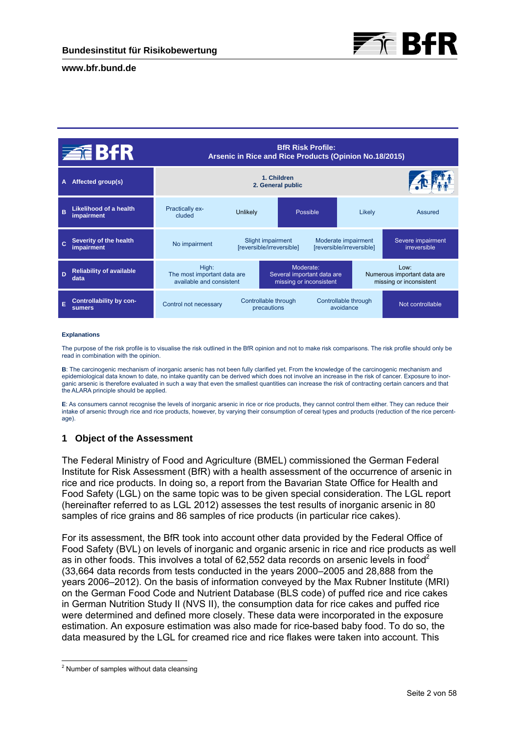| BfR | BfR Risk Profile: Arsenic in Rice and Rice Products (Opinion No.18/2015) | | | | |
|---|---|---|---|---|---|
| A Affected group(s) | 1. Children 2. General public | | | | |
| B Likelihood of a health impairment | Practically excluded | Unlikely | **Possible** | Likely | Assured |
| C Severity of the health impairment | No impairment | Slight impairment [reversible/irreversible] | Moderate impairment [reversible/irreversible] | **Severe impairment irreversible** | |
| D Reliability of available data | High: The most important data are available and consistent | **Moderate: Several important data are missing or inconsistent** | Low: Numerous important data are missing or inconsistent | | |
| E Controllability by consumers | Control not necessary | Controllable through precautions | Controllable through avoidance | **Not controllable** | |

**Explanations**

The purpose of the risk profile is to visualise the risk outlined in the BfR opinion and not to make risk comparisons. The risk profile should only be read in combination with the opinion.

**B**: The carcinogenic mechanism of inorganic arsenic has not been fully clarified yet. From the knowledge of the carcinogenic mechanism and epidemiological data known to date, no intake quantity can be derived which does not involve an increase in the risk of cancer. Exposure to inorganic arsenic is therefore evaluated in such a way that even the smallest quantities can increase the risk of contracting certain cancers and that the ALARA principle should be applied.

**E**: As consumers cannot recognise the levels of inorganic arsenic in rice or rice products, they cannot control them either. They can reduce their intake of arsenic through rice and rice products, however, by varying their consumption of cereal types and products (reduction of the rice percentage).

## 1 Object of the Assessment

The Federal Ministry of Food and Agriculture (BMEL) commissioned the German Federal Institute for Risk Assessment (BfR) with a health assessment of the occurrence of arsenic in rice and rice products. In doing so, a report from the Bavarian State Office for Health and Food Safety (LGL) on the same topic was to be given special consideration. The LGL report (hereinafter referred to as LGL 2012) assesses the test results of inorganic arsenic in 80 samples of rice grains and 86 samples of rice products (in particular rice cakes).

For its assessment, the BfR took into account other data provided by the Federal Office of Food Safety (BVL) on levels of inorganic and organic arsenic in rice and rice products as well as in other foods. This involves a total of 62,552 data records on arsenic levels in food[2] (33,664 data records from tests conducted in the years 2000–2005 and 28,888 from the years 2006–2012). On the basis of information conveyed by the Max Rubner Institute (MRI) on the German Food Code and Nutrient Database (BLS code) of puffed rice and rice cakes in German Nutrition Study II (NVS II), the consumption data for rice cakes and puffed rice were determined and defined more closely. These data were incorporated in the exposure estimation. An exposure estimation was also made for rice-based baby food. To do so, the data measured by the LGL for creamed rice and rice flakes were taken into account. This

[2] Number of samples without data cleansing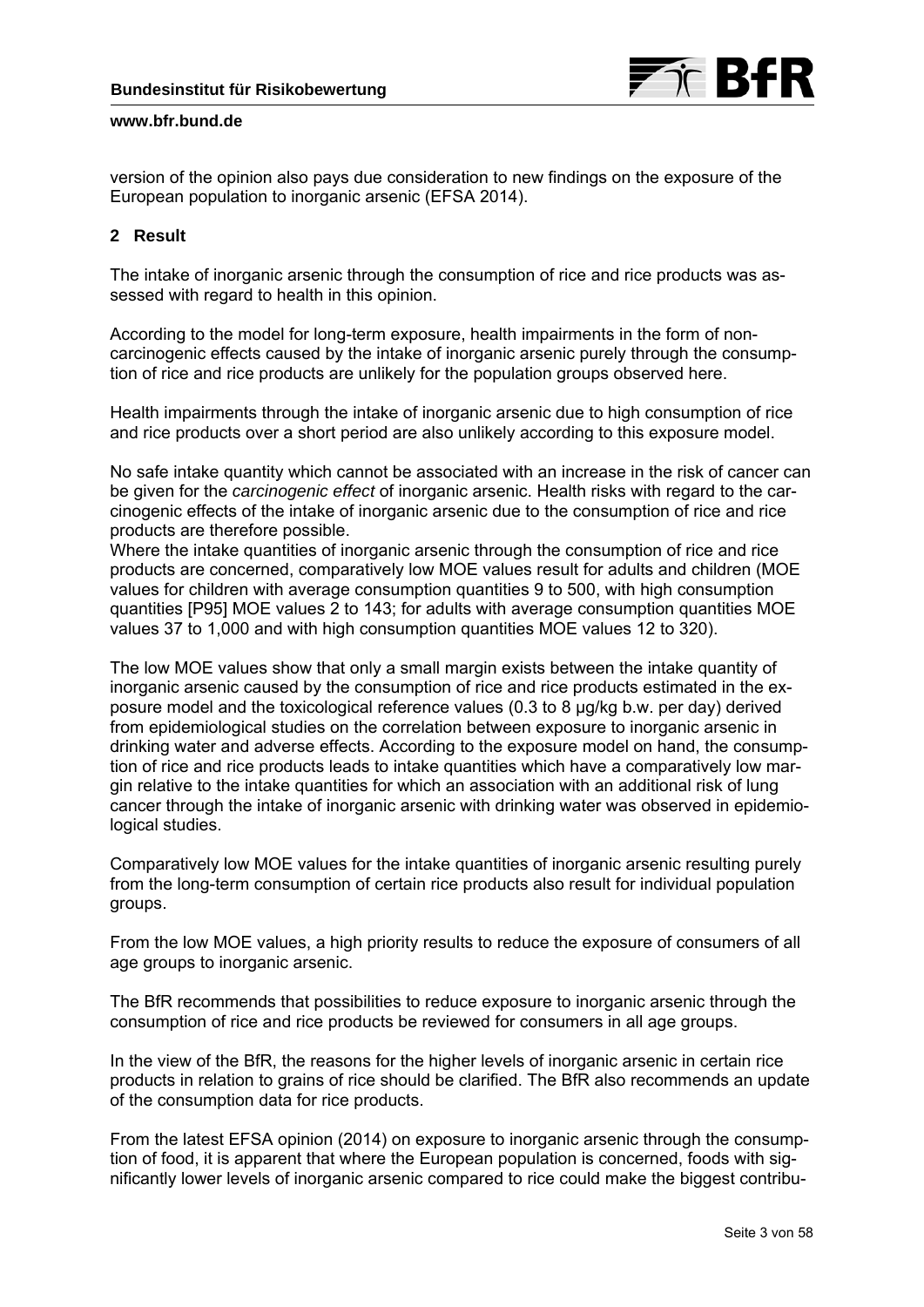version of the opinion also pays due consideration to new findings on the exposure of the European population to inorganic arsenic (EFSA 2014).

## 2 Result

The intake of inorganic arsenic through the consumption of rice and rice products was assessed with regard to health in this opinion.

According to the model for long-term exposure, health impairments in the form of non-carcinogenic effects caused by the intake of inorganic arsenic purely through the consumption of rice and rice products are unlikely for the population groups observed here.

Health impairments through the intake of inorganic arsenic due to high consumption of rice and rice products over a short period are also unlikely according to this exposure model.

No safe intake quantity which cannot be associated with an increase in the risk of cancer can be given for the *carcinogenic effect* of inorganic arsenic. Health risks with regard to the carcinogenic effects of the intake of inorganic arsenic due to the consumption of rice and rice products are therefore possible.
Where the intake quantities of inorganic arsenic through the consumption of rice and rice products are concerned, comparatively low MOE values result for adults and children (MOE values for children with average consumption quantities 9 to 500, with high consumption quantities [P95] MOE values 2 to 143; for adults with average consumption quantities MOE values 37 to 1,000 and with high consumption quantities MOE values 12 to 320).

The low MOE values show that only a small margin exists between the intake quantity of inorganic arsenic caused by the consumption of rice and rice products estimated in the exposure model and the toxicological reference values (0.3 to 8 µg/kg b.w. per day) derived from epidemiological studies on the correlation between exposure to inorganic arsenic in drinking water and adverse effects. According to the exposure model on hand, the consumption of rice and rice products leads to intake quantities which have a comparatively low margin relative to the intake quantities for which an association with an additional risk of lung cancer through the intake of inorganic arsenic with drinking water was observed in epidemiological studies.

Comparatively low MOE values for the intake quantities of inorganic arsenic resulting purely from the long-term consumption of certain rice products also result for individual population groups.

From the low MOE values, a high priority results to reduce the exposure of consumers of all age groups to inorganic arsenic.

The BfR recommends that possibilities to reduce exposure to inorganic arsenic through the consumption of rice and rice products be reviewed for consumers in all age groups.

In the view of the BfR, the reasons for the higher levels of inorganic arsenic in certain rice products in relation to grains of rice should be clarified. The BfR also recommends an update of the consumption data for rice products.

From the latest EFSA opinion (2014) on exposure to inorganic arsenic through the consumption of food, it is apparent that where the European population is concerned, foods with significantly lower levels of inorganic arsenic compared to rice could make the biggest contribu-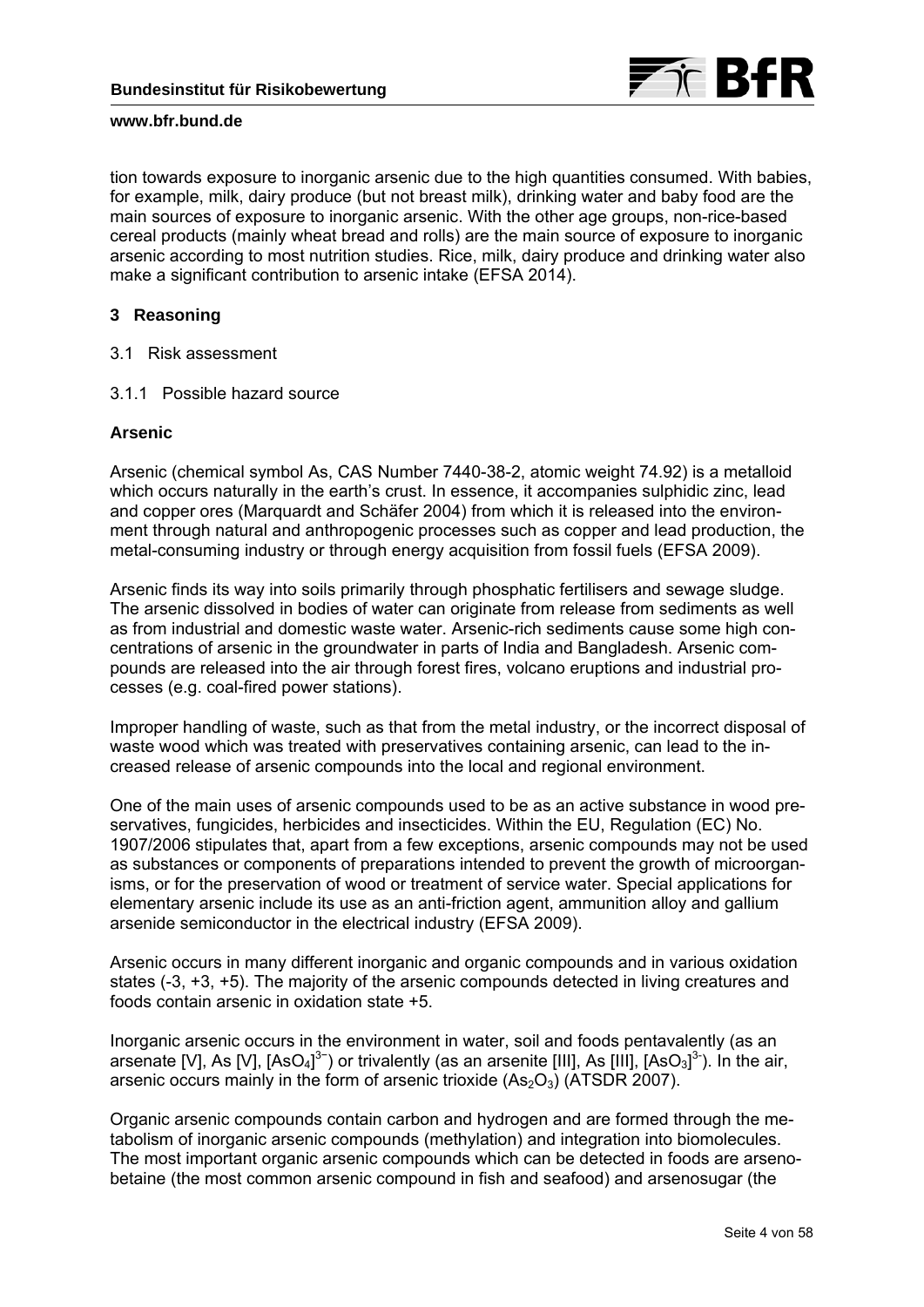tion towards exposure to inorganic arsenic due to the high quantities consumed. With babies, for example, milk, dairy produce (but not breast milk), drinking water and baby food are the main sources of exposure to inorganic arsenic. With the other age groups, non-rice-based cereal products (mainly wheat bread and rolls) are the main source of exposure to inorganic arsenic according to most nutrition studies. Rice, milk, dairy produce and drinking water also make a significant contribution to arsenic intake (EFSA 2014).

## 3 Reasoning

### 3.1 Risk assessment

#### 3.1.1 Possible hazard source

**Arsenic**

Arsenic (chemical symbol As, CAS Number 7440-38-2, atomic weight 74.92) is a metalloid which occurs naturally in the earth's crust. In essence, it accompanies sulphidic zinc, lead and copper ores (Marquardt and Schäfer 2004) from which it is released into the environment through natural and anthropogenic processes such as copper and lead production, the metal-consuming industry or through energy acquisition from fossil fuels (EFSA 2009).

Arsenic finds its way into soils primarily through phosphatic fertilisers and sewage sludge. The arsenic dissolved in bodies of water can originate from release from sediments as well as from industrial and domestic waste water. Arsenic-rich sediments cause some high concentrations of arsenic in the groundwater in parts of India and Bangladesh. Arsenic compounds are released into the air through forest fires, volcano eruptions and industrial processes (e.g. coal-fired power stations).

Improper handling of waste, such as that from the metal industry, or the incorrect disposal of waste wood which was treated with preservatives containing arsenic, can lead to the increased release of arsenic compounds into the local and regional environment.

One of the main uses of arsenic compounds used to be as an active substance in wood preservatives, fungicides, herbicides and insecticides. Within the EU, Regulation (EC) No. 1907/2006 stipulates that, apart from a few exceptions, arsenic compounds may not be used as substances or components of preparations intended to prevent the growth of microorganisms, or for the preservation of wood or treatment of service water. Special applications for elementary arsenic include its use as an anti-friction agent, ammunition alloy and gallium arsenide semiconductor in the electrical industry (EFSA 2009).

Arsenic occurs in many different inorganic and organic compounds and in various oxidation states (-3, +3, +5). The majority of the arsenic compounds detected in living creatures and foods contain arsenic in oxidation state +5.

Inorganic arsenic occurs in the environment in water, soil and foods pentavalently (as an arsenate [V], As [V], $[AsO_4]^{3-}$) or trivalently (as an arsenite [III], As [III], $[AsO_3]^{3-}$). In the air, arsenic occurs mainly in the form of arsenic trioxide ($As_2O_3$) (ATSDR 2007).

Organic arsenic compounds contain carbon and hydrogen and are formed through the metabolism of inorganic arsenic compounds (methylation) and integration into biomolecules. The most important organic arsenic compounds which can be detected in foods are arsenobetaine (the most common arsenic compound in fish and seafood) and arsenosugar (the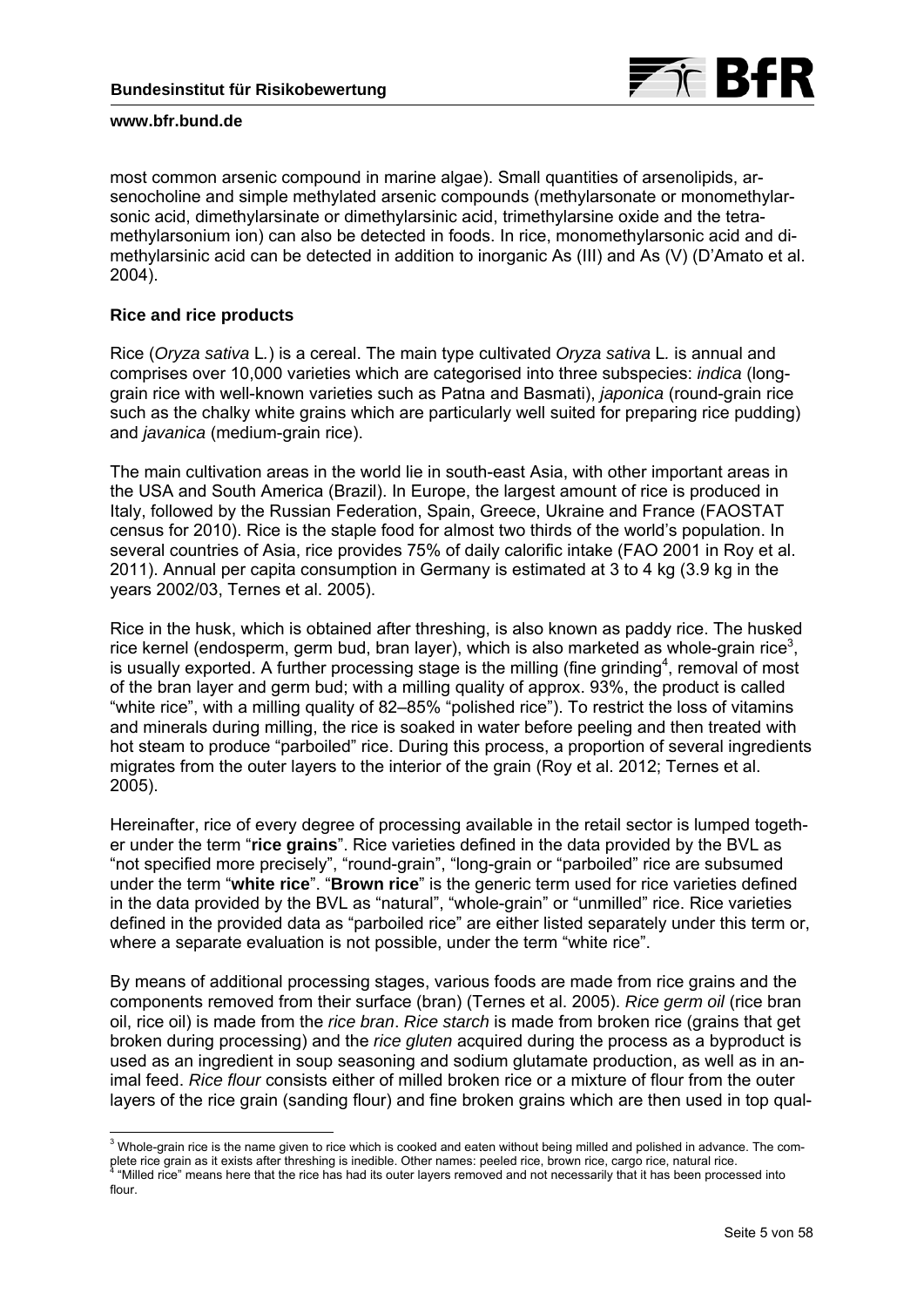most common arsenic compound in marine algae). Small quantities of arsenolipids, arsenocholine and simple methylated arsenic compounds (methylarsonate or monomethylarsonic acid, dimethylarsinate or dimethylarsinic acid, trimethylarsine oxide and the tetramethylarsonium ion) can also be detected in foods. In rice, monomethylarsonic acid and dimethylarsinic acid can be detected in addition to inorganic As (III) and As (V) (D'Amato et al. 2004).

**Rice and rice products**

Rice (*Oryza sativa* L.) is a cereal. The main type cultivated *Oryza sativa* L. is annual and comprises over 10,000 varieties which are categorised into three subspecies: *indica* (long-grain rice with well-known varieties such as Patna and Basmati), *japonica* (round-grain rice such as the chalky white grains which are particularly well suited for preparing rice pudding) and *javanica* (medium-grain rice).

The main cultivation areas in the world lie in south-east Asia, with other important areas in the USA and South America (Brazil). In Europe, the largest amount of rice is produced in Italy, followed by the Russian Federation, Spain, Greece, Ukraine and France (FAOSTAT census for 2010). Rice is the staple food for almost two thirds of the world's population. In several countries of Asia, rice provides 75% of daily calorific intake (FAO 2001 in Roy et al. 2011). Annual per capita consumption in Germany is estimated at 3 to 4 kg (3.9 kg in the years 2002/03, Ternes et al. 2005).

Rice in the husk, which is obtained after threshing, is also known as paddy rice. The husked rice kernel (endosperm, germ bud, bran layer), which is also marketed as whole-grain rice[3], is usually exported. A further processing stage is the milling (fine grinding[4], removal of most of the bran layer and germ bud; with a milling quality of approx. 93%, the product is called "white rice", with a milling quality of 82–85% "polished rice"). To restrict the loss of vitamins and minerals during milling, the rice is soaked in water before peeling and then treated with hot steam to produce "parboiled" rice. During this process, a proportion of several ingredients migrates from the outer layers to the interior of the grain (Roy et al. 2012; Ternes et al. 2005).

Hereinafter, rice of every degree of processing available in the retail sector is lumped together under the term "**rice grains**". Rice varieties defined in the data provided by the BVL as "not specified more precisely", "round-grain", "long-grain or "parboiled" rice are subsumed under the term "**white rice**". "**Brown rice**" is the generic term used for rice varieties defined in the data provided by the BVL as "natural", "whole-grain" or "unmilled" rice. Rice varieties defined in the provided data as "parboiled rice" are either listed separately under this term or, where a separate evaluation is not possible, under the term "white rice".

By means of additional processing stages, various foods are made from rice grains and the components removed from their surface (bran) (Ternes et al. 2005). *Rice germ oil* (rice bran oil, rice oil) is made from the *rice bran*. *Rice starch* is made from broken rice (grains that get broken during processing) and the *rice gluten* acquired during the process as a byproduct is used as an ingredient in soup seasoning and sodium glutamate production, as well as in animal feed. *Rice flour* consists either of milled broken rice or a mixture of flour from the outer layers of the rice grain (sanding flour) and fine broken grains which are then used in top qual-

---

[3] Whole-grain rice is the name given to rice which is cooked and eaten without being milled and polished in advance. The complete rice grain as it exists after threshing is inedible. Other names: peeled rice, brown rice, cargo rice, natural rice.

[4] "Milled rice" means here that the rice has had its outer layers removed and not necessarily that it has been processed into flour.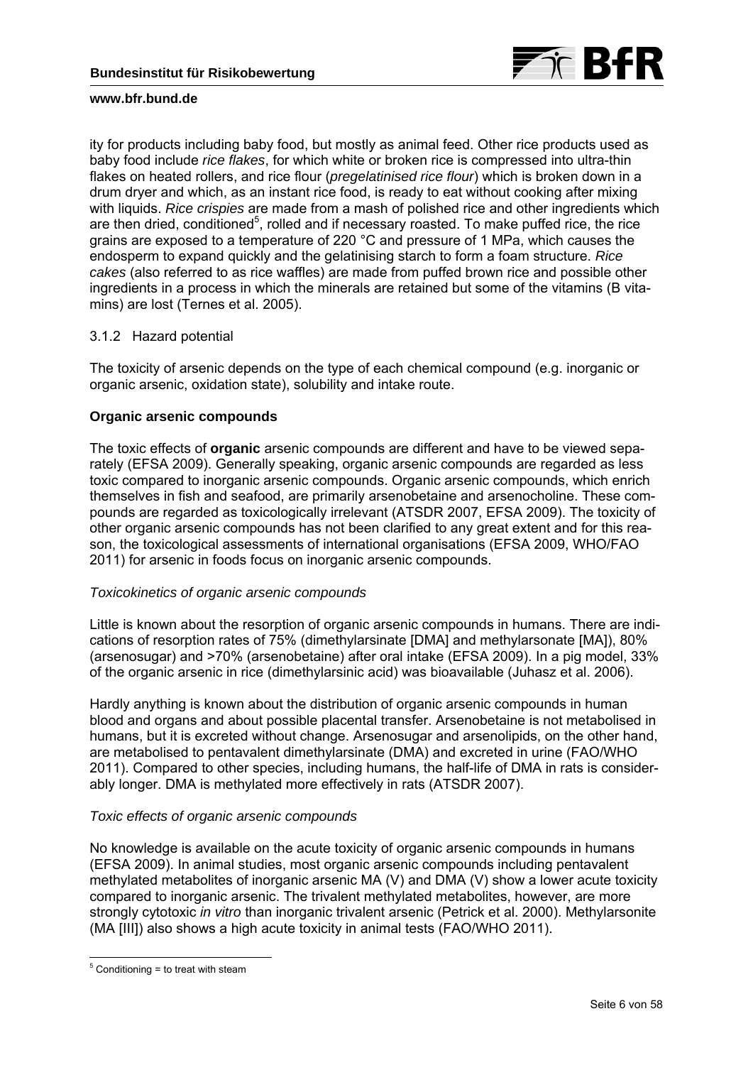ity for products including baby food, but mostly as animal feed. Other rice products used as baby food include *rice flakes*, for which white or broken rice is compressed into ultra-thin flakes on heated rollers, and rice flour (*pregelatinised rice flour*) which is broken down in a drum dryer and which, as an instant rice food, is ready to eat without cooking after mixing with liquids. *Rice crispies* are made from a mash of polished rice and other ingredients which are then dried, conditioned[5], rolled and if necessary roasted. To make puffed rice, the rice grains are exposed to a temperature of 220 °C and pressure of 1 MPa, which causes the endosperm to expand quickly and the gelatinising starch to form a foam structure. *Rice cakes* (also referred to as rice waffles) are made from puffed brown rice and possible other ingredients in a process in which the minerals are retained but some of the vitamins (B vitamins) are lost (Ternes et al. 2005).

### 3.1.2 Hazard potential

The toxicity of arsenic depends on the type of each chemical compound (e.g. inorganic or organic arsenic, oxidation state), solubility and intake route.

**Organic arsenic compounds**

The toxic effects of **organic** arsenic compounds are different and have to be viewed separately (EFSA 2009). Generally speaking, organic arsenic compounds are regarded as less toxic compared to inorganic arsenic compounds. Organic arsenic compounds, which enrich themselves in fish and seafood, are primarily arsenobetaine and arsenocholine. These compounds are regarded as toxicologically irrelevant (ATSDR 2007, EFSA 2009). The toxicity of other organic arsenic compounds has not been clarified to any great extent and for this reason, the toxicological assessments of international organisations (EFSA 2009, WHO/FAO 2011) for arsenic in foods focus on inorganic arsenic compounds.

*Toxicokinetics of organic arsenic compounds*

Little is known about the resorption of organic arsenic compounds in humans. There are indications of resorption rates of 75% (dimethylarsinate [DMA] and methylarsonate [MA]), 80% (arsenosugar) and >70% (arsenobetaine) after oral intake (EFSA 2009). In a pig model, 33% of the organic arsenic in rice (dimethylarsinic acid) was bioavailable (Juhasz et al. 2006).

Hardly anything is known about the distribution of organic arsenic compounds in human blood and organs and about possible placental transfer. Arsenobetaine is not metabolised in humans, but it is excreted without change. Arsenosugar and arsenolipids, on the other hand, are metabolised to pentavalent dimethylarsinate (DMA) and excreted in urine (FAO/WHO 2011). Compared to other species, including humans, the half-life of DMA in rats is considerably longer. DMA is methylated more effectively in rats (ATSDR 2007).

*Toxic effects of organic arsenic compounds*

No knowledge is available on the acute toxicity of organic arsenic compounds in humans (EFSA 2009). In animal studies, most organic arsenic compounds including pentavalent methylated metabolites of inorganic arsenic MA (V) and DMA (V) show a lower acute toxicity compared to inorganic arsenic. The trivalent methylated metabolites, however, are more strongly cytotoxic *in vitro* than inorganic trivalent arsenic (Petrick et al. 2000). Methylarsonite (MA [III]) also shows a high acute toxicity in animal tests (FAO/WHO 2011).

[5] Conditioning = to treat with steam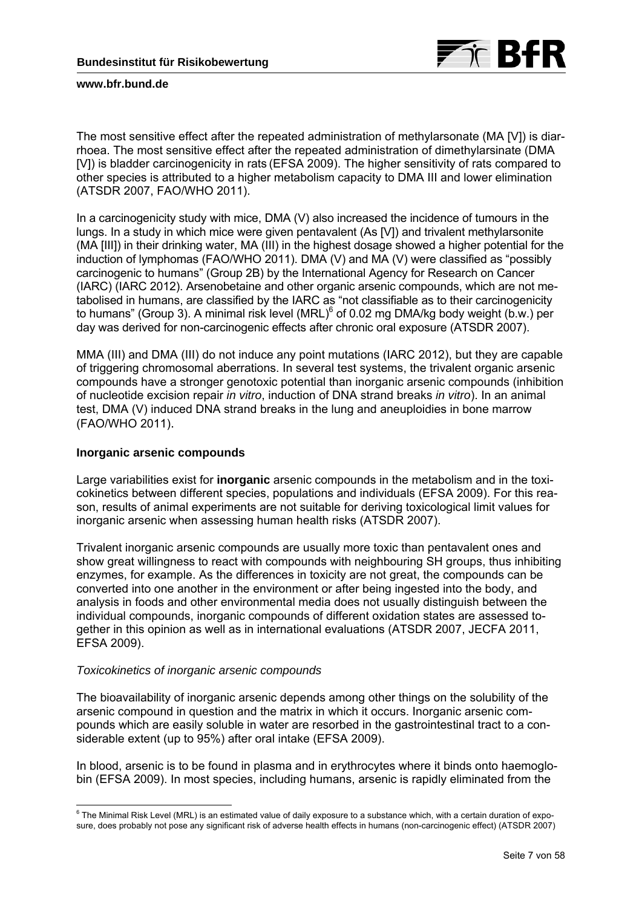The most sensitive effect after the repeated administration of methylarsonate (MA [V]) is diarrhoea. The most sensitive effect after the repeated administration of dimethylarsinate (DMA [V]) is bladder carcinogenicity in rats (EFSA 2009). The higher sensitivity of rats compared to other species is attributed to a higher metabolism capacity to DMA III and lower elimination (ATSDR 2007, FAO/WHO 2011).

In a carcinogenicity study with mice, DMA (V) also increased the incidence of tumours in the lungs. In a study in which mice were given pentavalent (As [V]) and trivalent methylarsonite (MA [III]) in their drinking water, MA (III) in the highest dosage showed a higher potential for the induction of lymphomas (FAO/WHO 2011). DMA (V) and MA (V) were classified as "possibly carcinogenic to humans" (Group 2B) by the International Agency for Research on Cancer (IARC) (IARC 2012). Arsenobetaine and other organic arsenic compounds, which are not metabolised in humans, are classified by the IARC as "not classifiable as to their carcinogenicity to humans" (Group 3). A minimal risk level (MRL)[6] of 0.02 mg DMA/kg body weight (b.w.) per day was derived for non-carcinogenic effects after chronic oral exposure (ATSDR 2007).

MMA (III) and DMA (III) do not induce any point mutations (IARC 2012), but they are capable of triggering chromosomal aberrations. In several test systems, the trivalent organic arsenic compounds have a stronger genotoxic potential than inorganic arsenic compounds (inhibition of nucleotide excision repair *in vitro*, induction of DNA strand breaks *in vitro*). In an animal test, DMA (V) induced DNA strand breaks in the lung and aneuploidies in bone marrow (FAO/WHO 2011).

**Inorganic arsenic compounds**

Large variabilities exist for **inorganic** arsenic compounds in the metabolism and in the toxicokinetics between different species, populations and individuals (EFSA 2009). For this reason, results of animal experiments are not suitable for deriving toxicological limit values for inorganic arsenic when assessing human health risks (ATSDR 2007).

Trivalent inorganic arsenic compounds are usually more toxic than pentavalent ones and show great willingness to react with compounds with neighbouring SH groups, thus inhibiting enzymes, for example. As the differences in toxicity are not great, the compounds can be converted into one another in the environment or after being ingested into the body, and analysis in foods and other environmental media does not usually distinguish between the individual compounds, inorganic compounds of different oxidation states are assessed together in this opinion as well as in international evaluations (ATSDR 2007, JECFA 2011, EFSA 2009).

*Toxicokinetics of inorganic arsenic compounds*

The bioavailability of inorganic arsenic depends among other things on the solubility of the arsenic compound in question and the matrix in which it occurs. Inorganic arsenic compounds which are easily soluble in water are resorbed in the gastrointestinal tract to a considerable extent (up to 95%) after oral intake (EFSA 2009).

In blood, arsenic is to be found in plasma and in erythrocytes where it binds onto haemoglobin (EFSA 2009). In most species, including humans, arsenic is rapidly eliminated from the

[6] The Minimal Risk Level (MRL) is an estimated value of daily exposure to a substance which, with a certain duration of exposure, does probably not pose any significant risk of adverse health effects in humans (non-carcinogenic effect) (ATSDR 2007)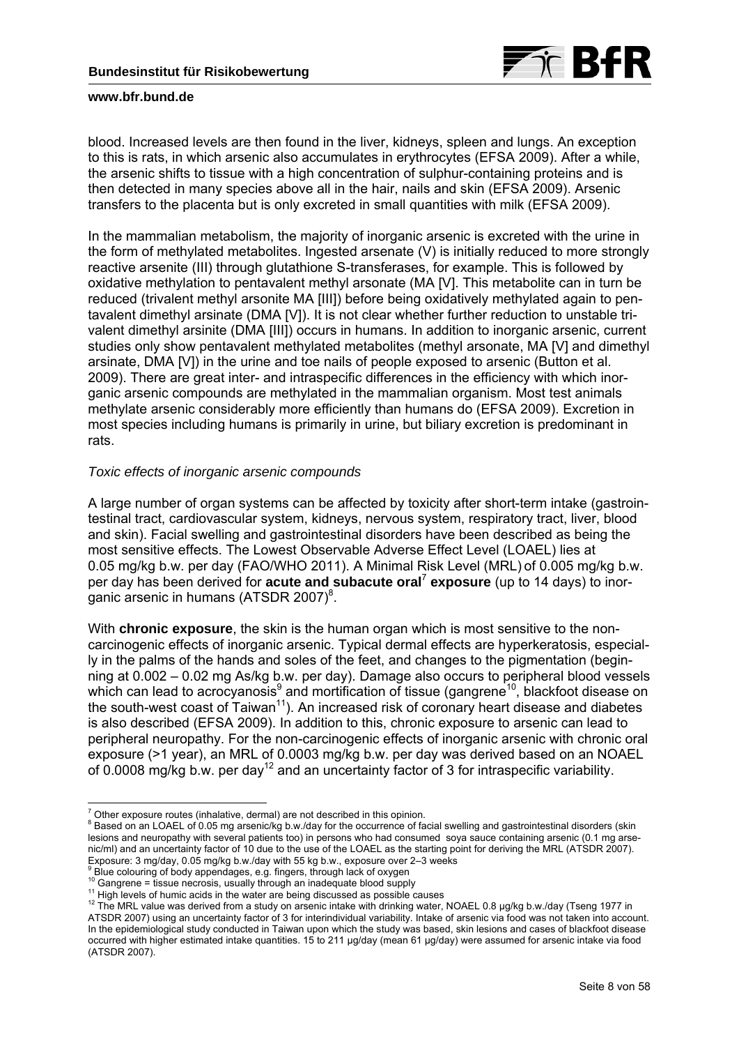blood. Increased levels are then found in the liver, kidneys, spleen and lungs. An exception to this is rats, in which arsenic also accumulates in erythrocytes (EFSA 2009). After a while, the arsenic shifts to tissue with a high concentration of sulphur-containing proteins and is then detected in many species above all in the hair, nails and skin (EFSA 2009). Arsenic transfers to the placenta but is only excreted in small quantities with milk (EFSA 2009).

In the mammalian metabolism, the majority of inorganic arsenic is excreted with the urine in the form of methylated metabolites. Ingested arsenate (V) is initially reduced to more strongly reactive arsenite (III) through glutathione S-transferases, for example. This is followed by oxidative methylation to pentavalent methyl arsonate (MA [V]. This metabolite can in turn be reduced (trivalent methyl arsonite MA [III]) before being oxidatively methylated again to pentavalent dimethyl arsinate (DMA [V]). It is not clear whether further reduction to unstable trivalent dimethyl arsinite (DMA [III]) occurs in humans. In addition to inorganic arsenic, current studies only show pentavalent methylated metabolites (methyl arsonate, MA [V] and dimethyl arsinate, DMA [V]) in the urine and toe nails of people exposed to arsenic (Button et al. 2009). There are great inter- and intraspecific differences in the efficiency with which inorganic arsenic compounds are methylated in the mammalian organism. Most test animals methylate arsenic considerably more efficiently than humans do (EFSA 2009). Excretion in most species including humans is primarily in urine, but biliary excretion is predominant in rats.

*Toxic effects of inorganic arsenic compounds*

A large number of organ systems can be affected by toxicity after short-term intake (gastrointestinal tract, cardiovascular system, kidneys, nervous system, respiratory tract, liver, blood and skin). Facial swelling and gastrointestinal disorders have been described as being the most sensitive effects. The Lowest Observable Adverse Effect Level (LOAEL) lies at 0.05 mg/kg b.w. per day (FAO/WHO 2011). A Minimal Risk Level (MRL) of 0.005 mg/kg b.w. per day has been derived for **acute and subacute oral**[7] **exposure** (up to 14 days) to inorganic arsenic in humans (ATSDR 2007)[8].

With **chronic exposure**, the skin is the human organ which is most sensitive to the non-carcinogenic effects of inorganic arsenic. Typical dermal effects are hyperkeratosis, especially in the palms of the hands and soles of the feet, and changes to the pigmentation (beginning at 0.002 – 0.02 mg As/kg b.w. per day). Damage also occurs to peripheral blood vessels which can lead to acrocyanosis[9] and mortification of tissue (gangrene[10], blackfoot disease on the south-west coast of Taiwan[11]). An increased risk of coronary heart disease and diabetes is also described (EFSA 2009). In addition to this, chronic exposure to arsenic can lead to peripheral neuropathy. For the non-carcinogenic effects of inorganic arsenic with chronic oral exposure (>1 year), an MRL of 0.0003 mg/kg b.w. per day was derived based on an NOAEL of 0.0008 mg/kg b.w. per day[12] and an uncertainty factor of 3 for intraspecific variability.

---

[7] Other exposure routes (inhalative, dermal) are not described in this opinion.

[8] Based on an LOAEL of 0.05 mg arsenic/kg b.w./day for the occurrence of facial swelling and gastrointestinal disorders (skin lesions and neuropathy with several patients too) in persons who had consumed soya sauce containing arsenic (0.1 mg arsenic/ml) and an uncertainty factor of 10 due to the use of the LOAEL as the starting point for deriving the MRL (ATSDR 2007). Exposure: 3 mg/day, 0.05 mg/kg b.w./day with 55 kg b.w., exposure over 2–3 weeks

[9] Blue colouring of body appendages, e.g. fingers, through lack of oxygen

[10] Gangrene = tissue necrosis, usually through an inadequate blood supply

[11] High levels of humic acids in the water are being discussed as possible causes

[12] The MRL value was derived from a study on arsenic intake with drinking water, NOAEL 0.8 µg/kg b.w./day (Tseng 1977 in ATSDR 2007) using an uncertainty factor of 3 for interindividual variability. Intake of arsenic via food was not taken into account. In the epidemiological study conducted in Taiwan upon which the study was based, skin lesions and cases of blackfoot disease occurred with higher estimated intake quantities. 15 to 211 µg/day (mean 61 µg/day) were assumed for arsenic intake via food (ATSDR 2007).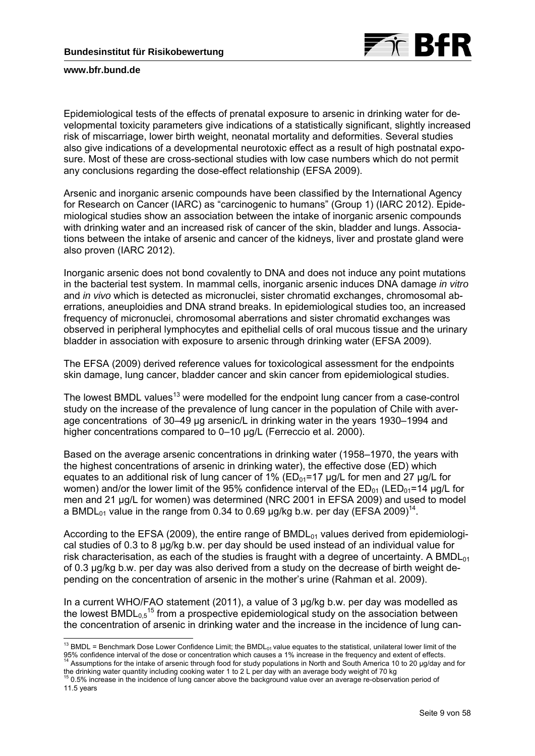Epidemiological tests of the effects of prenatal exposure to arsenic in drinking water for developmental toxicity parameters give indications of a statistically significant, slightly increased risk of miscarriage, lower birth weight, neonatal mortality and deformities. Several studies also give indications of a developmental neurotoxic effect as a result of high postnatal exposure. Most of these are cross-sectional studies with low case numbers which do not permit any conclusions regarding the dose-effect relationship (EFSA 2009).

Arsenic and inorganic arsenic compounds have been classified by the International Agency for Research on Cancer (IARC) as "carcinogenic to humans" (Group 1) (IARC 2012). Epidemiological studies show an association between the intake of inorganic arsenic compounds with drinking water and an increased risk of cancer of the skin, bladder and lungs. Associations between the intake of arsenic and cancer of the kidneys, liver and prostate gland were also proven (IARC 2012).

Inorganic arsenic does not bond covalently to DNA and does not induce any point mutations in the bacterial test system. In mammal cells, inorganic arsenic induces DNA damage *in vitro* and *in vivo* which is detected as micronuclei, sister chromatid exchanges, chromosomal aberrations, aneuploidies and DNA strand breaks. In epidemiological studies too, an increased frequency of micronuclei, chromosomal aberrations and sister chromatid exchanges was observed in peripheral lymphocytes and epithelial cells of oral mucous tissue and the urinary bladder in association with exposure to arsenic through drinking water (EFSA 2009).

The EFSA (2009) derived reference values for toxicological assessment for the endpoints skin damage, lung cancer, bladder cancer and skin cancer from epidemiological studies.

The lowest BMDL values[13] were modelled for the endpoint lung cancer from a case-control study on the increase of the prevalence of lung cancer in the population of Chile with average concentrations of 30–49 µg arsenic/L in drinking water in the years 1930–1994 and higher concentrations compared to 0–10 µg/L (Ferreccio et al. 2000).

Based on the average arsenic concentrations in drinking water (1958–1970, the years with the highest concentrations of arsenic in drinking water), the effective dose (ED) which equates to an additional risk of lung cancer of 1% ($ED_{01}$=17 µg/L for men and 27 µg/L for women) and/or the lower limit of the 95% confidence interval of the $ED_{01}$ ($LED_{01}$=14 µg/L for men and 21 µg/L for women) was determined (NRC 2001 in EFSA 2009) and used to model a $BMDL_{01}$ value in the range from 0.34 to 0.69 µg/kg b.w. per day (EFSA 2009)[14].

According to the EFSA (2009), the entire range of $BMDL_{01}$ values derived from epidemiological studies of 0.3 to 8 µg/kg b.w. per day should be used instead of an individual value for risk characterisation, as each of the studies is fraught with a degree of uncertainty. A $BMDL_{01}$ of 0.3 µg/kg b.w. per day was also derived from a study on the decrease of birth weight depending on the concentration of arsenic in the mother's urine (Rahman et al. 2009).

In a current WHO/FAO statement (2011), a value of 3 µg/kg b.w. per day was modelled as the lowest $BMDL_{0,5}$[15] from a prospective epidemiological study on the association between the concentration of arsenic in drinking water and the increase in the incidence of lung can-

---

[13] BMDL = Benchmark Dose Lower Confidence Limit; the $BMDL_{01}$ value equates to the statistical, unilateral lower limit of the 95% confidence interval of the dose or concentration which causes a 1% increase in the frequency and extent of effects.

[14] Assumptions for the intake of arsenic through food for study populations in North and South America 10 to 20 µg/day and for the drinking water quantity including cooking water 1 to 2 L per day with an average body weight of 70 kg

[15] 0.5% increase in the incidence of lung cancer above the background value over an average re-observation period of 11.5 years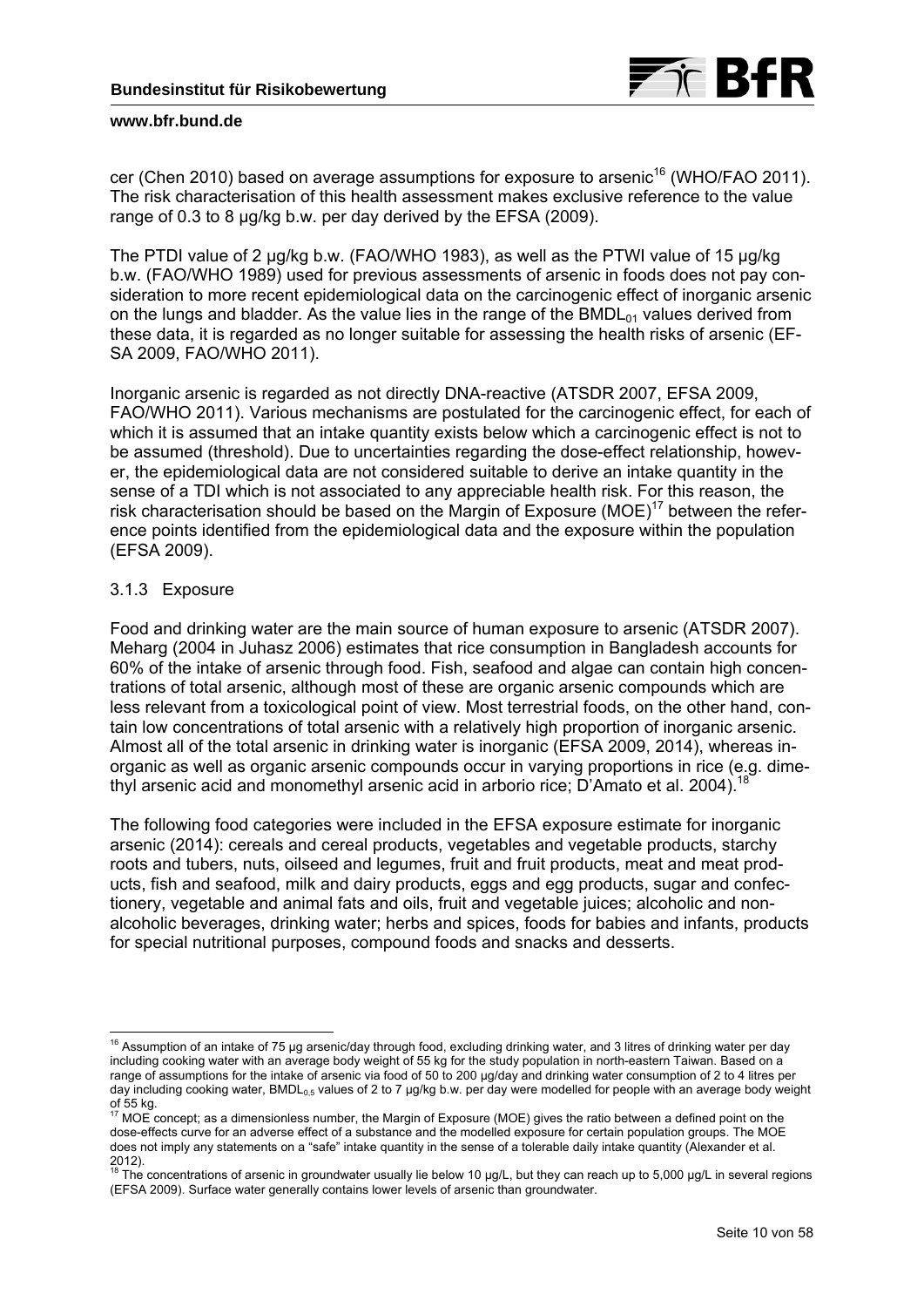cer (Chen 2010) based on average assumptions for exposure to arsenic[16] (WHO/FAO 2011). The risk characterisation of this health assessment makes exclusive reference to the value range of 0.3 to 8 µg/kg b.w. per day derived by the EFSA (2009).

The PTDI value of 2 µg/kg b.w. (FAO/WHO 1983), as well as the PTWI value of 15 µg/kg b.w. (FAO/WHO 1989) used for previous assessments of arsenic in foods does not pay consideration to more recent epidemiological data on the carcinogenic effect of inorganic arsenic on the lungs and bladder. As the value lies in the range of the $BMDL_{01}$ values derived from these data, it is regarded as no longer suitable for assessing the health risks of arsenic (EFSA 2009, FAO/WHO 2011).

Inorganic arsenic is regarded as not directly DNA-reactive (ATSDR 2007, EFSA 2009, FAO/WHO 2011). Various mechanisms are postulated for the carcinogenic effect, for each of which it is assumed that an intake quantity exists below which a carcinogenic effect is not to be assumed (threshold). Due to uncertainties regarding the dose-effect relationship, however, the epidemiological data are not considered suitable to derive an intake quantity in the sense of a TDI which is not associated to any appreciable health risk. For this reason, the risk characterisation should be based on the Margin of Exposure (MOE)[17] between the reference points identified from the epidemiological data and the exposure within the population (EFSA 2009).

### 3.1.3 Exposure

Food and drinking water are the main source of human exposure to arsenic (ATSDR 2007). Meharg (2004 in Juhasz 2006) estimates that rice consumption in Bangladesh accounts for 60% of the intake of arsenic through food. Fish, seafood and algae can contain high concentrations of total arsenic, although most of these are organic arsenic compounds which are less relevant from a toxicological point of view. Most terrestrial foods, on the other hand, contain low concentrations of total arsenic with a relatively high proportion of inorganic arsenic. Almost all of the total arsenic in drinking water is inorganic (EFSA 2009, 2014), whereas inorganic as well as organic arsenic compounds occur in varying proportions in rice (e.g. dimethyl arsenic acid and monomethyl arsenic acid in arborio rice; D'Amato et al. 2004).[18]

The following food categories were included in the EFSA exposure estimate for inorganic arsenic (2014): cereals and cereal products, vegetables and vegetable products, starchy roots and tubers, nuts, oilseed and legumes, fruit and fruit products, meat and meat products, fish and seafood, milk and dairy products, eggs and egg products, sugar and confectionery, vegetable and animal fats and oils, fruit and vegetable juices; alcoholic and non-alcoholic beverages, drinking water; herbs and spices, foods for babies and infants, products for special nutritional purposes, compound foods and snacks and desserts.

---

[16] Assumption of an intake of 75 µg arsenic/day through food, excluding drinking water, and 3 litres of drinking water per day including cooking water with an average body weight of 55 kg for the study population in north-eastern Taiwan. Based on a range of assumptions for the intake of arsenic via food of 50 to 200 µg/day and drinking water consumption of 2 to 4 litres per day including cooking water, $BMDL_{0.5}$ values of 2 to 7 µg/kg b.w. per day were modelled for people with an average body weight of 55 kg.

[17] MOE concept; as a dimensionless number, the Margin of Exposure (MOE) gives the ratio between a defined point on the dose-effects curve for an adverse effect of a substance and the modelled exposure for certain population groups. The MOE does not imply any statements on a "safe" intake quantity in the sense of a tolerable daily intake quantity (Alexander et al. 2012).

[18] The concentrations of arsenic in groundwater usually lie below 10 µg/L, but they can reach up to 5,000 µg/L in several regions (EFSA 2009). Surface water generally contains lower levels of arsenic than groundwater.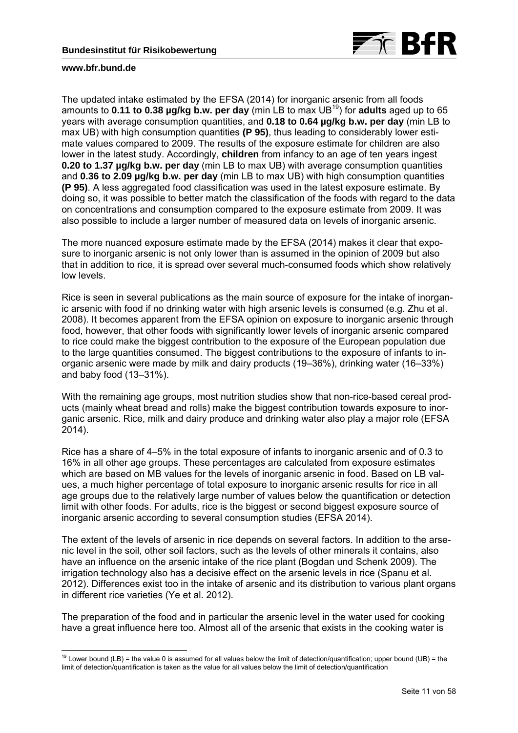The updated intake estimated by the EFSA (2014) for inorganic arsenic from all foods amounts to **0.11 to 0.38 µg/kg b.w. per day** (min LB to max UB[19]) for **adults** aged up to 65 years with average consumption quantities, and **0.18 to 0.64 µg/kg b.w. per day** (min LB to max UB) with high consumption quantities **(P 95)**, thus leading to considerably lower estimate values compared to 2009. The results of the exposure estimate for children are also lower in the latest study. Accordingly, **children** from infancy to an age of ten years ingest **0.20 to 1.37 µg/kg b.w. per day** (min LB to max UB) with average consumption quantities and **0.36 to 2.09 µg/kg b.w. per day** (min LB to max UB) with high consumption quantities **(P 95)**. A less aggregated food classification was used in the latest exposure estimate. By doing so, it was possible to better match the classification of the foods with regard to the data on concentrations and consumption compared to the exposure estimate from 2009. It was also possible to include a larger number of measured data on levels of inorganic arsenic.

The more nuanced exposure estimate made by the EFSA (2014) makes it clear that exposure to inorganic arsenic is not only lower than is assumed in the opinion of 2009 but also that in addition to rice, it is spread over several much-consumed foods which show relatively low levels.

Rice is seen in several publications as the main source of exposure for the intake of inorganic arsenic with food if no drinking water with high arsenic levels is consumed (e.g. Zhu et al. 2008). It becomes apparent from the EFSA opinion on exposure to inorganic arsenic through food, however, that other foods with significantly lower levels of inorganic arsenic compared to rice could make the biggest contribution to the exposure of the European population due to the large quantities consumed. The biggest contributions to the exposure of infants to inorganic arsenic were made by milk and dairy products (19–36%), drinking water (16–33%) and baby food (13–31%).

With the remaining age groups, most nutrition studies show that non-rice-based cereal products (mainly wheat bread and rolls) make the biggest contribution towards exposure to inorganic arsenic. Rice, milk and dairy produce and drinking water also play a major role (EFSA 2014).

Rice has a share of 4–5% in the total exposure of infants to inorganic arsenic and of 0.3 to 16% in all other age groups. These percentages are calculated from exposure estimates which are based on MB values for the levels of inorganic arsenic in food. Based on LB values, a much higher percentage of total exposure to inorganic arsenic results for rice in all age groups due to the relatively large number of values below the quantification or detection limit with other foods. For adults, rice is the biggest or second biggest exposure source of inorganic arsenic according to several consumption studies (EFSA 2014).

The extent of the levels of arsenic in rice depends on several factors. In addition to the arsenic level in the soil, other soil factors, such as the levels of other minerals it contains, also have an influence on the arsenic intake of the rice plant (Bogdan und Schenk 2009). The irrigation technology also has a decisive effect on the arsenic levels in rice (Spanu et al. 2012). Differences exist too in the intake of arsenic and its distribution to various plant organs in different rice varieties (Ye et al. 2012).

The preparation of the food and in particular the arsenic level in the water used for cooking have a great influence here too. Almost all of the arsenic that exists in the cooking water is

[19] Lower bound (LB) = the value 0 is assumed for all values below the limit of detection/quantification; upper bound (UB) = the limit of detection/quantification is taken as the value for all values below the limit of detection/quantification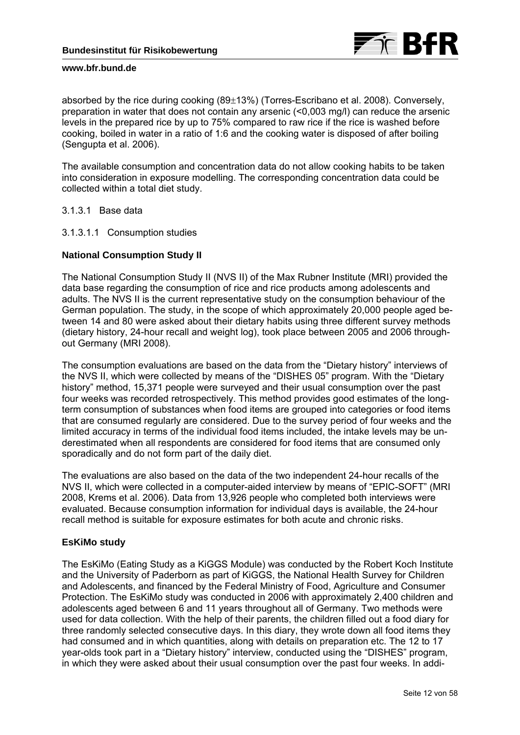absorbed by the rice during cooking (89±13%) (Torres-Escribano et al. 2008). Conversely, preparation in water that does not contain any arsenic (<0,003 mg/l) can reduce the arsenic levels in the prepared rice by up to 75% compared to raw rice if the rice is washed before cooking, boiled in water in a ratio of 1:6 and the cooking water is disposed of after boiling (Sengupta et al. 2006).

The available consumption and concentration data do not allow cooking habits to be taken into consideration in exposure modelling. The corresponding concentration data could be collected within a total diet study.

3.1.3.1 Base data

3.1.3.1.1 Consumption studies

**National Consumption Study II**

The National Consumption Study II (NVS II) of the Max Rubner Institute (MRI) provided the data base regarding the consumption of rice and rice products among adolescents and adults. The NVS II is the current representative study on the consumption behaviour of the German population. The study, in the scope of which approximately 20,000 people aged between 14 and 80 were asked about their dietary habits using three different survey methods (dietary history, 24-hour recall and weight log), took place between 2005 and 2006 throughout Germany (MRI 2008).

The consumption evaluations are based on the data from the "Dietary history" interviews of the NVS II, which were collected by means of the "DISHES 05" program. With the "Dietary history" method, 15,371 people were surveyed and their usual consumption over the past four weeks was recorded retrospectively. This method provides good estimates of the long-term consumption of substances when food items are grouped into categories or food items that are consumed regularly are considered. Due to the survey period of four weeks and the limited accuracy in terms of the individual food items included, the intake levels may be underestimated when all respondents are considered for food items that are consumed only sporadically and do not form part of the daily diet.

The evaluations are also based on the data of the two independent 24-hour recalls of the NVS II, which were collected in a computer-aided interview by means of "EPIC-SOFT" (MRI 2008, Krems et al. 2006). Data from 13,926 people who completed both interviews were evaluated. Because consumption information for individual days is available, the 24-hour recall method is suitable for exposure estimates for both acute and chronic risks.

**EsKiMo study**

The EsKiMo (Eating Study as a KiGGS Module) was conducted by the Robert Koch Institute and the University of Paderborn as part of KiGGS, the National Health Survey for Children and Adolescents, and financed by the Federal Ministry of Food, Agriculture and Consumer Protection. The EsKiMo study was conducted in 2006 with approximately 2,400 children and adolescents aged between 6 and 11 years throughout all of Germany. Two methods were used for data collection. With the help of their parents, the children filled out a food diary for three randomly selected consecutive days. In this diary, they wrote down all food items they had consumed and in which quantities, along with details on preparation etc. The 12 to 17 year-olds took part in a "Dietary history" interview, conducted using the "DISHES" program, in which they were asked about their usual consumption over the past four weeks. In addi-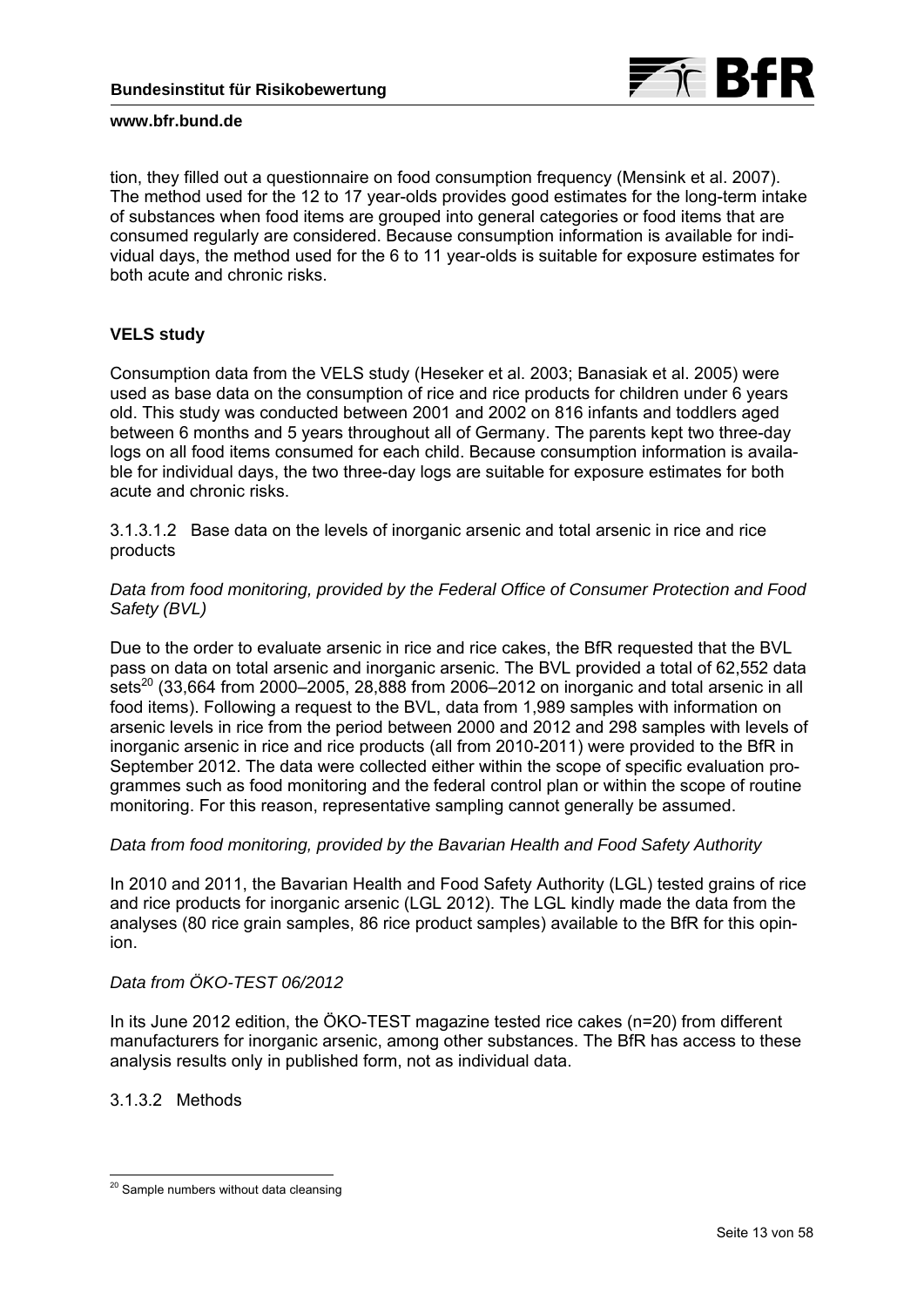tion, they filled out a questionnaire on food consumption frequency (Mensink et al. 2007). The method used for the 12 to 17 year-olds provides good estimates for the long-term intake of substances when food items are grouped into general categories or food items that are consumed regularly are considered. Because consumption information is available for individual days, the method used for the 6 to 11 year-olds is suitable for exposure estimates for both acute and chronic risks.

**VELS study**

Consumption data from the VELS study (Heseker et al. 2003; Banasiak et al. 2005) were used as base data on the consumption of rice and rice products for children under 6 years old. This study was conducted between 2001 and 2002 on 816 infants and toddlers aged between 6 months and 5 years throughout all of Germany. The parents kept two three-day logs on all food items consumed for each child. Because consumption information is available for individual days, the two three-day logs are suitable for exposure estimates for both acute and chronic risks.

3.1.3.1.2 Base data on the levels of inorganic arsenic and total arsenic in rice and rice products

*Data from food monitoring, provided by the Federal Office of Consumer Protection and Food Safety (BVL)*

Due to the order to evaluate arsenic in rice and rice cakes, the BfR requested that the BVL pass on data on total arsenic and inorganic arsenic. The BVL provided a total of 62,552 data sets[20] (33,664 from 2000–2005, 28,888 from 2006–2012 on inorganic and total arsenic in all food items). Following a request to the BVL, data from 1,989 samples with information on arsenic levels in rice from the period between 2000 and 2012 and 298 samples with levels of inorganic arsenic in rice and rice products (all from 2010-2011) were provided to the BfR in September 2012. The data were collected either within the scope of specific evaluation programmes such as food monitoring and the federal control plan or within the scope of routine monitoring. For this reason, representative sampling cannot generally be assumed.

*Data from food monitoring, provided by the Bavarian Health and Food Safety Authority*

In 2010 and 2011, the Bavarian Health and Food Safety Authority (LGL) tested grains of rice and rice products for inorganic arsenic (LGL 2012). The LGL kindly made the data from the analyses (80 rice grain samples, 86 rice product samples) available to the BfR for this opinion.

*Data from ÖKO-TEST 06/2012*

In its June 2012 edition, the ÖKO-TEST magazine tested rice cakes (n=20) from different manufacturers for inorganic arsenic, among other substances. The BfR has access to these analysis results only in published form, not as individual data.

3.1.3.2 Methods

[20] Sample numbers without data cleansing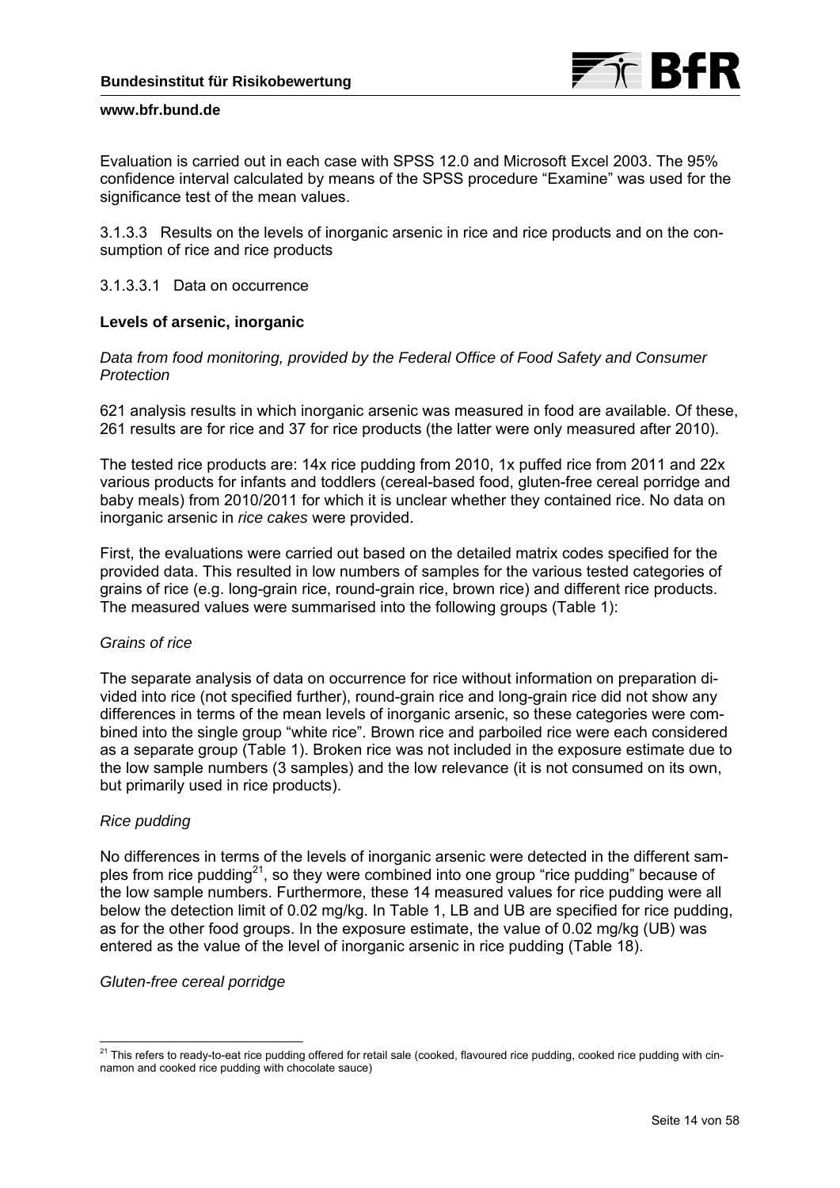Evaluation is carried out in each case with SPSS 12.0 and Microsoft Excel 2003. The 95% confidence interval calculated by means of the SPSS procedure "Examine" was used for the significance test of the mean values.

### 3.1.3.3 Results on the levels of inorganic arsenic in rice and rice products and on the consumption of rice and rice products

#### 3.1.3.3.1 Data on occurrence

**Levels of arsenic, inorganic**

*Data from food monitoring, provided by the Federal Office of Food Safety and Consumer Protection*

621 analysis results in which inorganic arsenic was measured in food are available. Of these, 261 results are for rice and 37 for rice products (the latter were only measured after 2010).

The tested rice products are: 14x rice pudding from 2010, 1x puffed rice from 2011 and 22x various products for infants and toddlers (cereal-based food, gluten-free cereal porridge and baby meals) from 2010/2011 for which it is unclear whether they contained rice. No data on inorganic arsenic in *rice cakes* were provided.

First, the evaluations were carried out based on the detailed matrix codes specified for the provided data. This resulted in low numbers of samples for the various tested categories of grains of rice (e.g. long-grain rice, round-grain rice, brown rice) and different rice products. The measured values were summarised into the following groups (Table 1):

*Grains of rice*

The separate analysis of data on occurrence for rice without information on preparation divided into rice (not specified further), round-grain rice and long-grain rice did not show any differences in terms of the mean levels of inorganic arsenic, so these categories were combined into the single group "white rice". Brown rice and parboiled rice were each considered as a separate group (Table 1). Broken rice was not included in the exposure estimate due to the low sample numbers (3 samples) and the low relevance (it is not consumed on its own, but primarily used in rice products).

*Rice pudding*

No differences in terms of the levels of inorganic arsenic were detected in the different samples from rice pudding[21], so they were combined into one group "rice pudding" because of the low sample numbers. Furthermore, these 14 measured values for rice pudding were all below the detection limit of 0.02 mg/kg. In Table 1, LB and UB are specified for rice pudding, as for the other food groups. In the exposure estimate, the value of 0.02 mg/kg (UB) was entered as the value of the level of inorganic arsenic in rice pudding (Table 18).

*Gluten-free cereal porridge*

---

[21] This refers to ready-to-eat rice pudding offered for retail sale (cooked, flavoured rice pudding, cooked rice pudding with cinnamon and cooked rice pudding with chocolate sauce)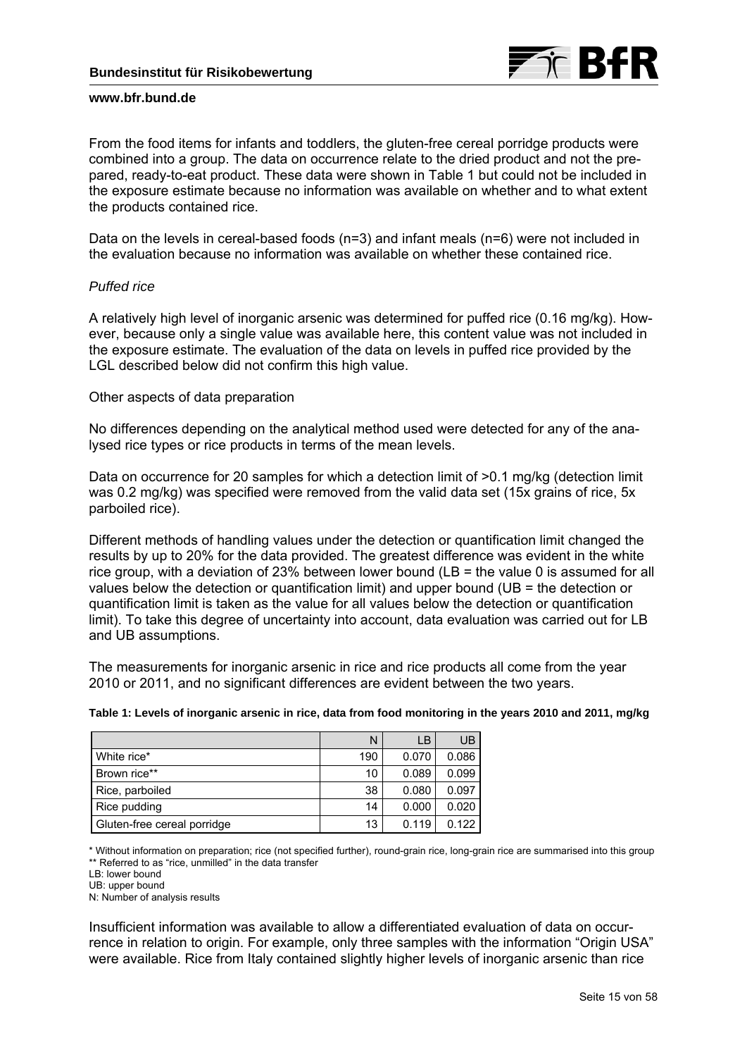From the food items for infants and toddlers, the gluten-free cereal porridge products were combined into a group. The data on occurrence relate to the dried product and not the prepared, ready-to-eat product. These data were shown in Table 1 but could not be included in the exposure estimate because no information was available on whether and to what extent the products contained rice.

Data on the levels in cereal-based foods (n=3) and infant meals (n=6) were not included in the evaluation because no information was available on whether these contained rice.

*Puffed rice*

A relatively high level of inorganic arsenic was determined for puffed rice (0.16 mg/kg). However, because only a single value was available here, this content value was not included in the exposure estimate. The evaluation of the data on levels in puffed rice provided by the LGL described below did not confirm this high value.

Other aspects of data preparation

No differences depending on the analytical method used were detected for any of the analysed rice types or rice products in terms of the mean levels.

Data on occurrence for 20 samples for which a detection limit of >0.1 mg/kg (detection limit was 0.2 mg/kg) was specified were removed from the valid data set (15x grains of rice, 5x parboiled rice).

Different methods of handling values under the detection or quantification limit changed the results by up to 20% for the data provided. The greatest difference was evident in the white rice group, with a deviation of 23% between lower bound (LB = the value 0 is assumed for all values below the detection or quantification limit) and upper bound (UB = the detection or quantification limit is taken as the value for all values below the detection or quantification limit). To take this degree of uncertainty into account, data evaluation was carried out for LB and UB assumptions.

The measurements for inorganic arsenic in rice and rice products all come from the year 2010 or 2011, and no significant differences are evident between the two years.

**Table 1: Levels of inorganic arsenic in rice, data from food monitoring in the years 2010 and 2011, mg/kg**

| | N | LB | UB |
|---|---|---|---|
| White rice* | 190 | 0.070 | 0.086 |
| Brown rice** | 10 | 0.089 | 0.099 |
| Rice, parboiled | 38 | 0.080 | 0.097 |
| Rice pudding | 14 | 0.000 | 0.020 |
| Gluten-free cereal porridge | 13 | 0.119 | 0.122 |

\* Without information on preparation; rice (not specified further), round-grain rice, long-grain rice are summarised into this group
** Referred to as "rice, unmilled" in the data transfer
LB: lower bound
UB: upper bound
N: Number of analysis results

Insufficient information was available to allow a differentiated evaluation of data on occurrence in relation to origin. For example, only three samples with the information "Origin USA" were available. Rice from Italy contained slightly higher levels of inorganic arsenic than rice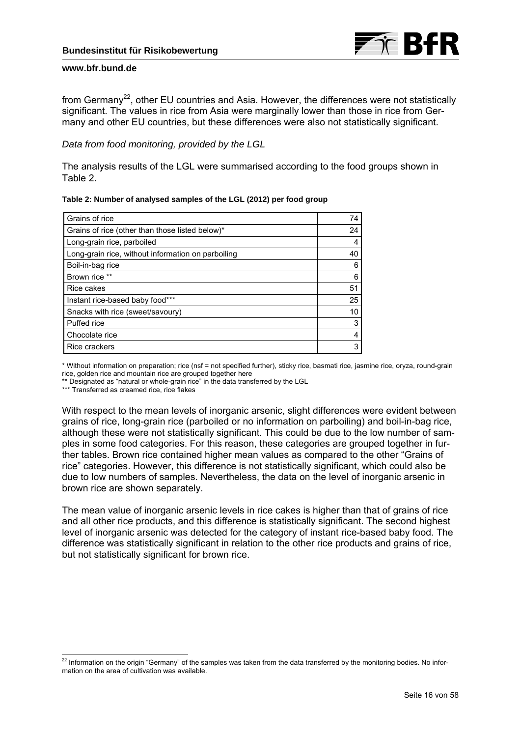from Germany[22], other EU countries and Asia. However, the differences were not statistically significant. The values in rice from Asia were marginally lower than those in rice from Germany and other EU countries, but these differences were also not statistically significant.

*Data from food monitoring, provided by the LGL*

The analysis results of the LGL were summarised according to the food groups shown in Table 2.

**Table 2: Number of analysed samples of the LGL (2012) per food group**

| | |
|---|---|
| Grains of rice | 74 |
| Grains of rice (other than those listed below)* | 24 |
| Long-grain rice, parboiled | 4 |
| Long-grain rice, without information on parboiling | 40 |
| Boil-in-bag rice | 6 |
| Brown rice ** | 6 |
| Rice cakes | 51 |
| Instant rice-based baby food*** | 25 |
| Snacks with rice (sweet/savoury) | 10 |
| Puffed rice | 3 |
| Chocolate rice | 4 |
| Rice crackers | 3 |

\* Without information on preparation; rice (nsf = not specified further), sticky rice, basmati rice, jasmine rice, oryza, round-grain rice, golden rice and mountain rice are grouped together here

\*\* Designated as “natural or whole-grain rice” in the data transferred by the LGL

\*\*\* Transferred as creamed rice, rice flakes

With respect to the mean levels of inorganic arsenic, slight differences were evident between grains of rice, long-grain rice (parboiled or no information on parboiling) and boil-in-bag rice, although these were not statistically significant. This could be due to the low number of samples in some food categories. For this reason, these categories are grouped together in further tables. Brown rice contained higher mean values as compared to the other “Grains of rice” categories. However, this difference is not statistically significant, which could also be due to low numbers of samples. Nevertheless, the data on the level of inorganic arsenic in brown rice are shown separately.

The mean value of inorganic arsenic levels in rice cakes is higher than that of grains of rice and all other rice products, and this difference is statistically significant. The second highest level of inorganic arsenic was detected for the category of instant rice-based baby food. The difference was statistically significant in relation to the other rice products and grains of rice, but not statistically significant for brown rice.

[22] Information on the origin “Germany” of the samples was taken from the data transferred by the monitoring bodies. No information on the area of cultivation was available.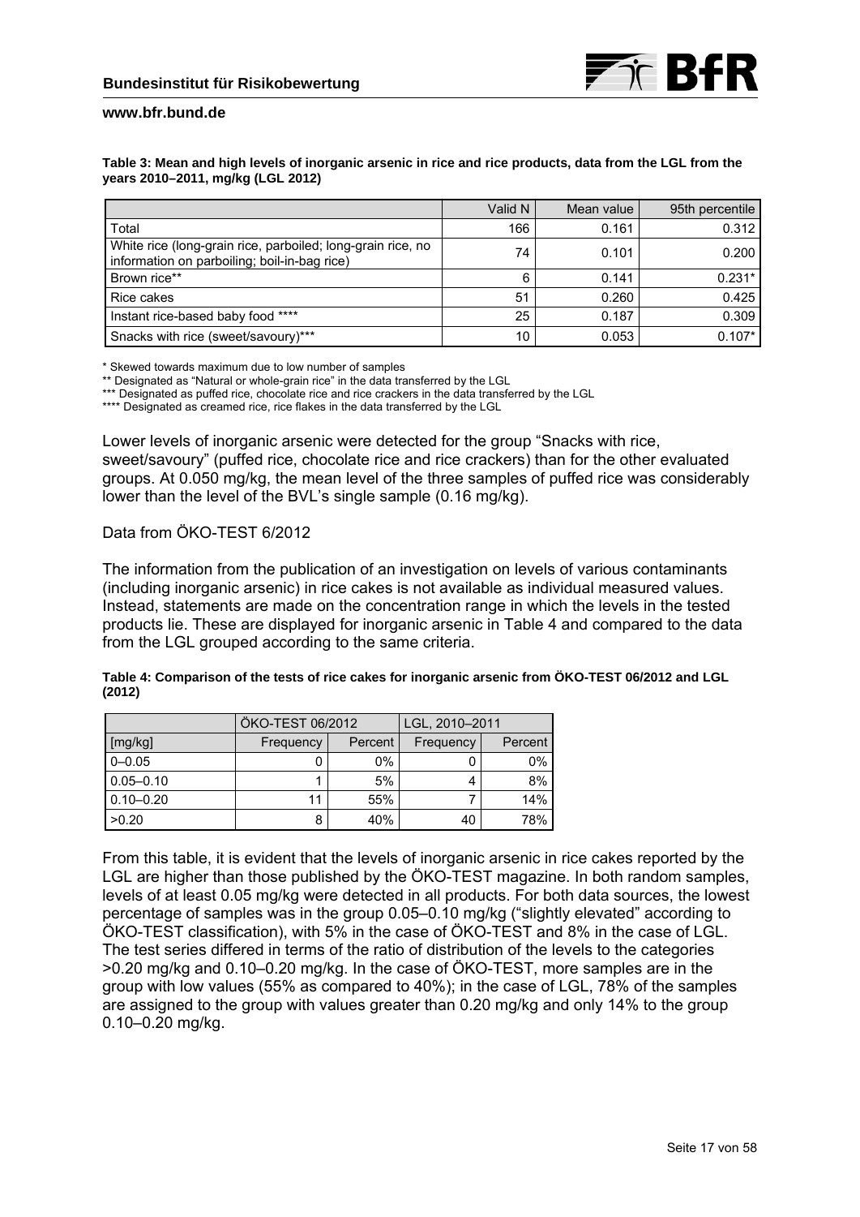**Table 3: Mean and high levels of inorganic arsenic in rice and rice products, data from the LGL from the years 2010–2011, mg/kg (LGL 2012)**

| | Valid N | Mean value | 95th percentile |
|---|---|---|---|
| Total | 166 | 0.161 | 0.312 |
| White rice (long-grain rice, parboiled; long-grain rice, no information on parboiling; boil-in-bag rice) | 74 | 0.101 | 0.200 |
| Brown rice** | 6 | 0.141 | 0.231* |
| Rice cakes | 51 | 0.260 | 0.425 |
| Instant rice-based baby food **** | 25 | 0.187 | 0.309 |
| Snacks with rice (sweet/savoury)*** | 10 | 0.053 | 0.107* |

\* Skewed towards maximum due to low number of samples

** Designated as "Natural or whole-grain rice" in the data transferred by the LGL

*** Designated as puffed rice, chocolate rice and rice crackers in the data transferred by the LGL

**** Designated as creamed rice, rice flakes in the data transferred by the LGL

Lower levels of inorganic arsenic were detected for the group "Snacks with rice, sweet/savoury" (puffed rice, chocolate rice and rice crackers) than for the other evaluated groups. At 0.050 mg/kg, the mean level of the three samples of puffed rice was considerably lower than the level of the BVL's single sample (0.16 mg/kg).

Data from ÖKO-TEST 6/2012

The information from the publication of an investigation on levels of various contaminants (including inorganic arsenic) in rice cakes is not available as individual measured values. Instead, statements are made on the concentration range in which the levels in the tested products lie. These are displayed for inorganic arsenic in Table 4 and compared to the data from the LGL grouped according to the same criteria.

**Table 4: Comparison of the tests of rice cakes for inorganic arsenic from ÖKO-TEST 06/2012 and LGL (2012)**

| | ÖKO-TEST 06/2012 | | LGL, 2010–2011 | |
|---|---|---|---|---|
| [mg/kg] | Frequency | Percent | Frequency | Percent |
| 0–0.05 | 0 | 0% | 0 | 0% |
| 0.05–0.10 | 1 | 5% | 4 | 8% |
| 0.10–0.20 | 11 | 55% | 7 | 14% |
| >0.20 | 8 | 40% | 40 | 78% |

From this table, it is evident that the levels of inorganic arsenic in rice cakes reported by the LGL are higher than those published by the ÖKO-TEST magazine. In both random samples, levels of at least 0.05 mg/kg were detected in all products. For both data sources, the lowest percentage of samples was in the group 0.05–0.10 mg/kg ("slightly elevated" according to ÖKO-TEST classification), with 5% in the case of ÖKO-TEST and 8% in the case of LGL. The test series differed in terms of the ratio of distribution of the levels to the categories >0.20 mg/kg and 0.10–0.20 mg/kg. In the case of ÖKO-TEST, more samples are in the group with low values (55% as compared to 40%); in the case of LGL, 78% of the samples are assigned to the group with values greater than 0.20 mg/kg and only 14% to the group 0.10–0.20 mg/kg.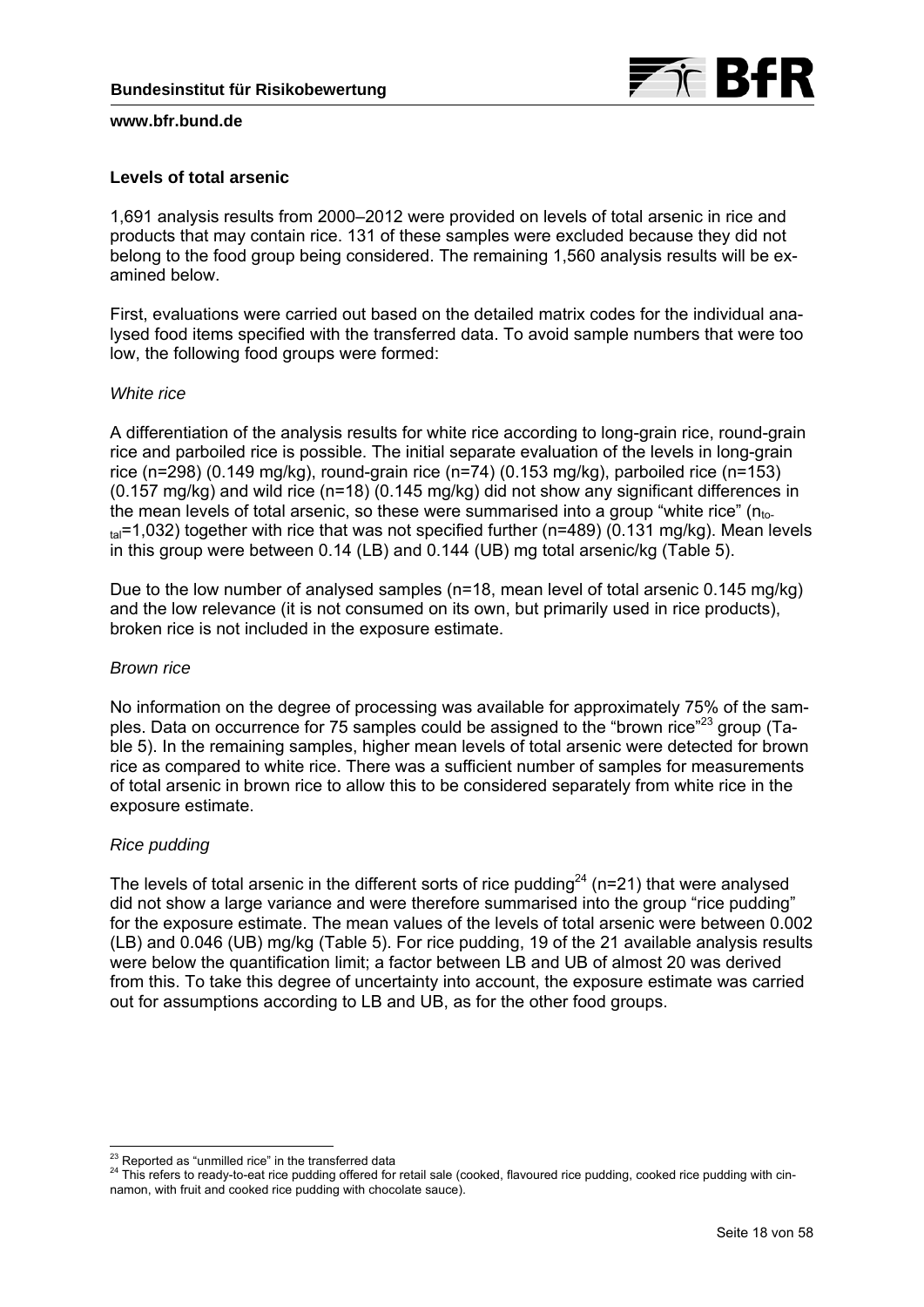### Levels of total arsenic

1,691 analysis results from 2000–2012 were provided on levels of total arsenic in rice and products that may contain rice. 131 of these samples were excluded because they did not belong to the food group being considered. The remaining 1,560 analysis results will be examined below.

First, evaluations were carried out based on the detailed matrix codes for the individual analysed food items specified with the transferred data. To avoid sample numbers that were too low, the following food groups were formed:

*White rice*

A differentiation of the analysis results for white rice according to long-grain rice, round-grain rice and parboiled rice is possible. The initial separate evaluation of the levels in long-grain rice (n=298) (0.149 mg/kg), round-grain rice (n=74) (0.153 mg/kg), parboiled rice (n=153) (0.157 mg/kg) and wild rice (n=18) (0.145 mg/kg) did not show any significant differences in the mean levels of total arsenic, so these were summarised into a group "white rice" ($n_{total}$=1,032) together with rice that was not specified further (n=489) (0.131 mg/kg). Mean levels in this group were between 0.14 (LB) and 0.144 (UB) mg total arsenic/kg (Table 5).

Due to the low number of analysed samples (n=18, mean level of total arsenic 0.145 mg/kg) and the low relevance (it is not consumed on its own, but primarily used in rice products), broken rice is not included in the exposure estimate.

*Brown rice*

No information on the degree of processing was available for approximately 75% of the samples. Data on occurrence for 75 samples could be assigned to the "brown rice"[23] group (Table 5). In the remaining samples, higher mean levels of total arsenic were detected for brown rice as compared to white rice. There was a sufficient number of samples for measurements of total arsenic in brown rice to allow this to be considered separately from white rice in the exposure estimate.

*Rice pudding*

The levels of total arsenic in the different sorts of rice pudding[24] (n=21) that were analysed did not show a large variance and were therefore summarised into the group "rice pudding" for the exposure estimate. The mean values of the levels of total arsenic were between 0.002 (LB) and 0.046 (UB) mg/kg (Table 5). For rice pudding, 19 of the 21 available analysis results were below the quantification limit; a factor between LB and UB of almost 20 was derived from this. To take this degree of uncertainty into account, the exposure estimate was carried out for assumptions according to LB and UB, as for the other food groups.

---

[23] Reported as "unmilled rice" in the transferred data

[24] This refers to ready-to-eat rice pudding offered for retail sale (cooked, flavoured rice pudding, cooked rice pudding with cinnamon, with fruit and cooked rice pudding with chocolate sauce).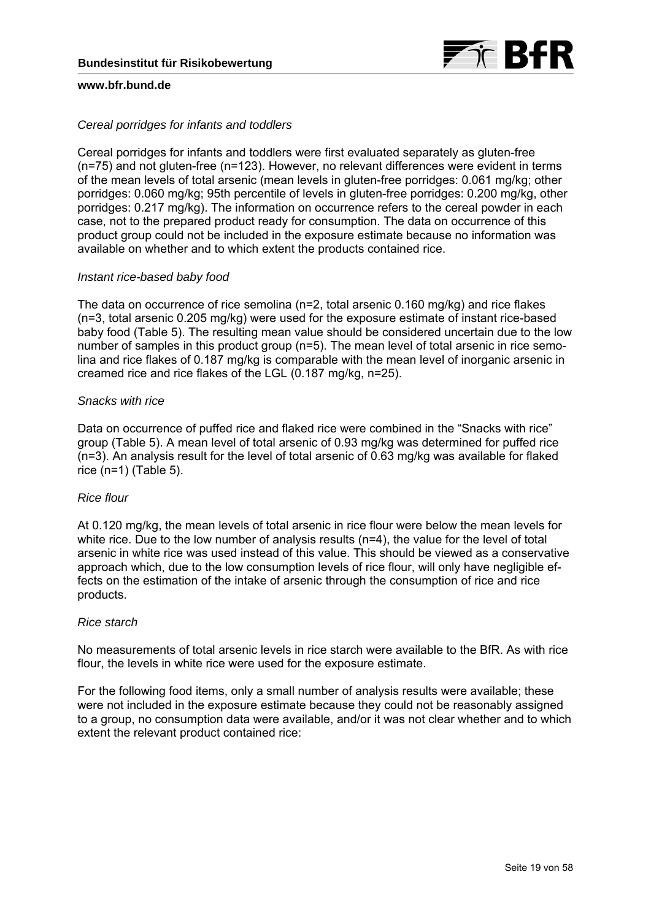*Cereal porridges for infants and toddlers*

Cereal porridges for infants and toddlers were first evaluated separately as gluten-free (n=75) and not gluten-free (n=123). However, no relevant differences were evident in terms of the mean levels of total arsenic (mean levels in gluten-free porridges: 0.061 mg/kg; other porridges: 0.060 mg/kg; 95th percentile of levels in gluten-free porridges: 0.200 mg/kg, other porridges: 0.217 mg/kg). The information on occurrence refers to the cereal powder in each case, not to the prepared product ready for consumption. The data on occurrence of this product group could not be included in the exposure estimate because no information was available on whether and to which extent the products contained rice.

*Instant rice-based baby food*

The data on occurrence of rice semolina (n=2, total arsenic 0.160 mg/kg) and rice flakes (n=3, total arsenic 0.205 mg/kg) were used for the exposure estimate of instant rice-based baby food (Table 5). The resulting mean value should be considered uncertain due to the low number of samples in this product group (n=5). The mean level of total arsenic in rice semolina and rice flakes of 0.187 mg/kg is comparable with the mean level of inorganic arsenic in creamed rice and rice flakes of the LGL (0.187 mg/kg, n=25).

*Snacks with rice*

Data on occurrence of puffed rice and flaked rice were combined in the "Snacks with rice" group (Table 5). A mean level of total arsenic of 0.93 mg/kg was determined for puffed rice (n=3). An analysis result for the level of total arsenic of 0.63 mg/kg was available for flaked rice (n=1) (Table 5).

*Rice flour*

At 0.120 mg/kg, the mean levels of total arsenic in rice flour were below the mean levels for white rice. Due to the low number of analysis results (n=4), the value for the level of total arsenic in white rice was used instead of this value. This should be viewed as a conservative approach which, due to the low consumption levels of rice flour, will only have negligible effects on the estimation of the intake of arsenic through the consumption of rice and rice products.

*Rice starch*

No measurements of total arsenic levels in rice starch were available to the BfR. As with rice flour, the levels in white rice were used for the exposure estimate.

For the following food items, only a small number of analysis results were available; these were not included in the exposure estimate because they could not be reasonably assigned to a group, no consumption data were available, and/or it was not clear whether and to which extent the relevant product contained rice: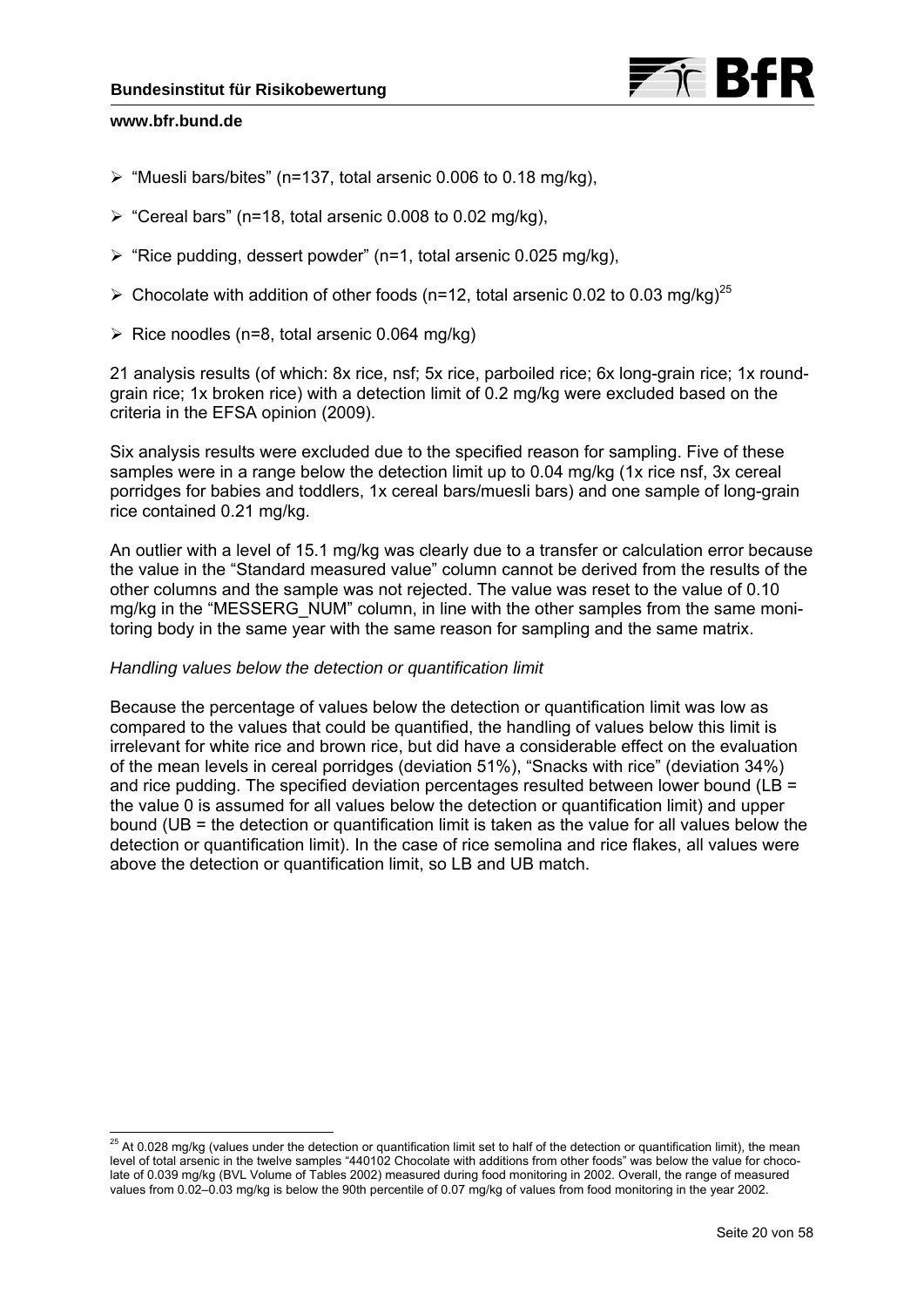- "Muesli bars/bites" (n=137, total arsenic 0.006 to 0.18 mg/kg),
- "Cereal bars" (n=18, total arsenic 0.008 to 0.02 mg/kg),
- "Rice pudding, dessert powder" (n=1, total arsenic 0.025 mg/kg),
- Chocolate with addition of other foods (n=12, total arsenic 0.02 to 0.03 mg/kg)[25]
- Rice noodles (n=8, total arsenic 0.064 mg/kg)

21 analysis results (of which: 8x rice, nsf; 5x rice, parboiled rice; 6x long-grain rice; 1x round-grain rice; 1x broken rice) with a detection limit of 0.2 mg/kg were excluded based on the criteria in the EFSA opinion (2009).

Six analysis results were excluded due to the specified reason for sampling. Five of these samples were in a range below the detection limit up to 0.04 mg/kg (1x rice nsf, 3x cereal porridges for babies and toddlers, 1x cereal bars/muesli bars) and one sample of long-grain rice contained 0.21 mg/kg.

An outlier with a level of 15.1 mg/kg was clearly due to a transfer or calculation error because the value in the "Standard measured value" column cannot be derived from the results of the other columns and the sample was not rejected. The value was reset to the value of 0.10 mg/kg in the "MESSERG_NUM" column, in line with the other samples from the same monitoring body in the same year with the same reason for sampling and the same matrix.

*Handling values below the detection or quantification limit*

Because the percentage of values below the detection or quantification limit was low as compared to the values that could be quantified, the handling of values below this limit is irrelevant for white rice and brown rice, but did have a considerable effect on the evaluation of the mean levels in cereal porridges (deviation 51%), "Snacks with rice" (deviation 34%) and rice pudding. The specified deviation percentages resulted between lower bound (LB = the value 0 is assumed for all values below the detection or quantification limit) and upper bound (UB = the detection or quantification limit is taken as the value for all values below the detection or quantification limit). In the case of rice semolina and rice flakes, all values were above the detection or quantification limit, so LB and UB match.

[25] At 0.028 mg/kg (values under the detection or quantification limit set to half of the detection or quantification limit), the mean level of total arsenic in the twelve samples "440102 Chocolate with additions from other foods" was below the value for chocolate of 0.039 mg/kg (BVL Volume of Tables 2002) measured during food monitoring in 2002. Overall, the range of measured values from 0.02–0.03 mg/kg is below the 90th percentile of 0.07 mg/kg of values from food monitoring in the year 2002.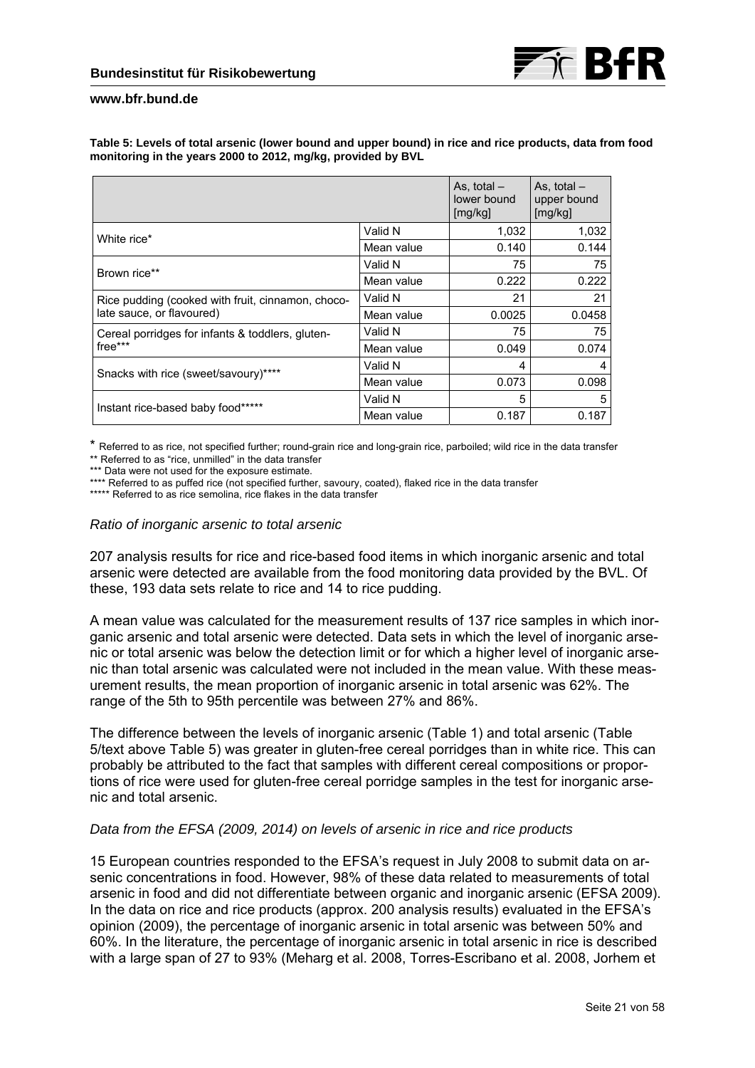**Table 5: Levels of total arsenic (lower bound and upper bound) in rice and rice products, data from food monitoring in the years 2000 to 2012, mg/kg, provided by BVL**

| | | As, total – lower bound [mg/kg] | As, total – upper bound [mg/kg] |
|---|---|---|---|
| White rice* | Valid N | 1,032 | 1,032 |
| | Mean value | 0.140 | 0.144 |
| Brown rice** | Valid N | 75 | 75 |
| | Mean value | 0.222 | 0.222 |
| Rice pudding (cooked with fruit, cinnamon, choco-late sauce, or flavoured) | Valid N | 21 | 21 |
| | Mean value | 0.0025 | 0.0458 |
| Cereal porridges for infants & toddlers, gluten-free*** | Valid N | 75 | 75 |
| | Mean value | 0.049 | 0.074 |
| Snacks with rice (sweet/savoury)**** | Valid N | 4 | 4 |
| | Mean value | 0.073 | 0.098 |
| Instant rice-based baby food***** | Valid N | 5 | 5 |
| | Mean value | 0.187 | 0.187 |

* Referred to as rice, not specified further; round-grain rice and long-grain rice, parboiled; wild rice in the data transfer

** Referred to as "rice, unmilled" in the data transfer

*** Data were not used for the exposure estimate.

**** Referred to as puffed rice (not specified further, savoury, coated), flaked rice in the data transfer

***** Referred to as rice semolina, rice flakes in the data transfer

*Ratio of inorganic arsenic to total arsenic*

207 analysis results for rice and rice-based food items in which inorganic arsenic and total arsenic were detected are available from the food monitoring data provided by the BVL. Of these, 193 data sets relate to rice and 14 to rice pudding.

A mean value was calculated for the measurement results of 137 rice samples in which inorganic arsenic and total arsenic were detected. Data sets in which the level of inorganic arsenic or total arsenic was below the detection limit or for which a higher level of inorganic arsenic than total arsenic was calculated were not included in the mean value. With these measurement results, the mean proportion of inorganic arsenic in total arsenic was 62%. The range of the 5th to 95th percentile was between 27% and 86%.

The difference between the levels of inorganic arsenic (Table 1) and total arsenic (Table 5/text above Table 5) was greater in gluten-free cereal porridges than in white rice. This can probably be attributed to the fact that samples with different cereal compositions or proportions of rice were used for gluten-free cereal porridge samples in the test for inorganic arsenic and total arsenic.

*Data from the EFSA (2009, 2014) on levels of arsenic in rice and rice products*

15 European countries responded to the EFSA's request in July 2008 to submit data on arsenic concentrations in food. However, 98% of these data related to measurements of total arsenic in food and did not differentiate between organic and inorganic arsenic (EFSA 2009). In the data on rice and rice products (approx. 200 analysis results) evaluated in the EFSA's opinion (2009), the percentage of inorganic arsenic in total arsenic was between 50% and 60%. In the literature, the percentage of inorganic arsenic in total arsenic in rice is described with a large span of 27 to 93% (Meharg et al. 2008, Torres-Escribano et al. 2008, Jorhem et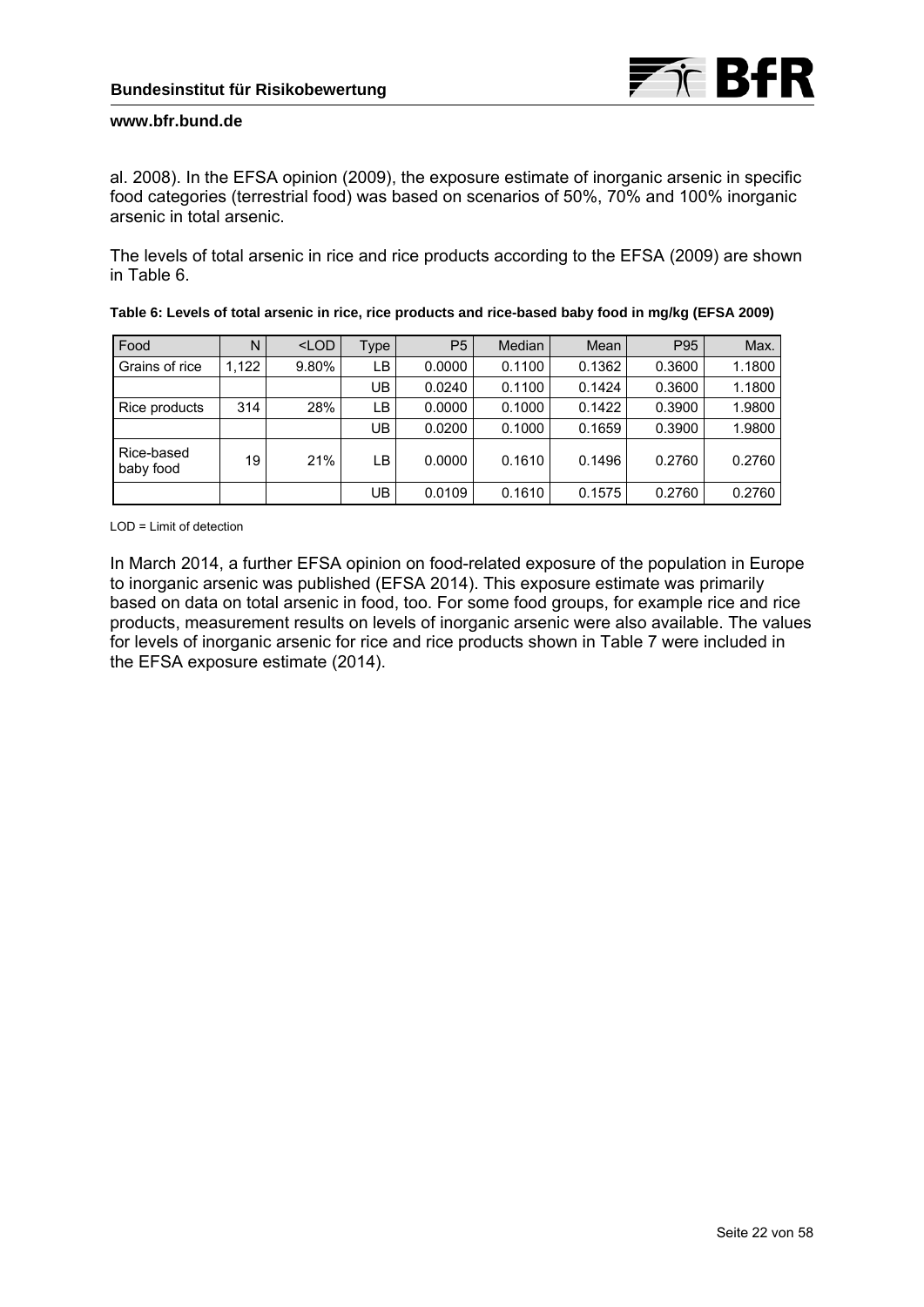al. 2008). In the EFSA opinion (2009), the exposure estimate of inorganic arsenic in specific food categories (terrestrial food) was based on scenarios of 50%, 70% and 100% inorganic arsenic in total arsenic.

The levels of total arsenic in rice and rice products according to the EFSA (2009) are shown in Table 6.

**Table 6: Levels of total arsenic in rice, rice products and rice-based baby food in mg/kg (EFSA 2009)**

| Food | N | <LOD | Type | P5 | Median | Mean | P95 | Max. |
|---|---|---|---|---|---|---|---|---|
| Grains of rice | 1,122 | 9.80% | LB | 0.0000 | 0.1100 | 0.1362 | 0.3600 | 1.1800 |
| | | | UB | 0.0240 | 0.1100 | 0.1424 | 0.3600 | 1.1800 |
| Rice products | 314 | 28% | LB | 0.0000 | 0.1000 | 0.1422 | 0.3900 | 1.9800 |
| | | | UB | 0.0200 | 0.1000 | 0.1659 | 0.3900 | 1.9800 |
| Rice-based baby food | 19 | 21% | LB | 0.0000 | 0.1610 | 0.1496 | 0.2760 | 0.2760 |
| | | | UB | 0.0109 | 0.1610 | 0.1575 | 0.2760 | 0.2760 |

LOD = Limit of detection

In March 2014, a further EFSA opinion on food-related exposure of the population in Europe to inorganic arsenic was published (EFSA 2014). This exposure estimate was primarily based on data on total arsenic in food, too. For some food groups, for example rice and rice products, measurement results on levels of inorganic arsenic were also available. The values for levels of inorganic arsenic for rice and rice products shown in Table 7 were included in the EFSA exposure estimate (2014).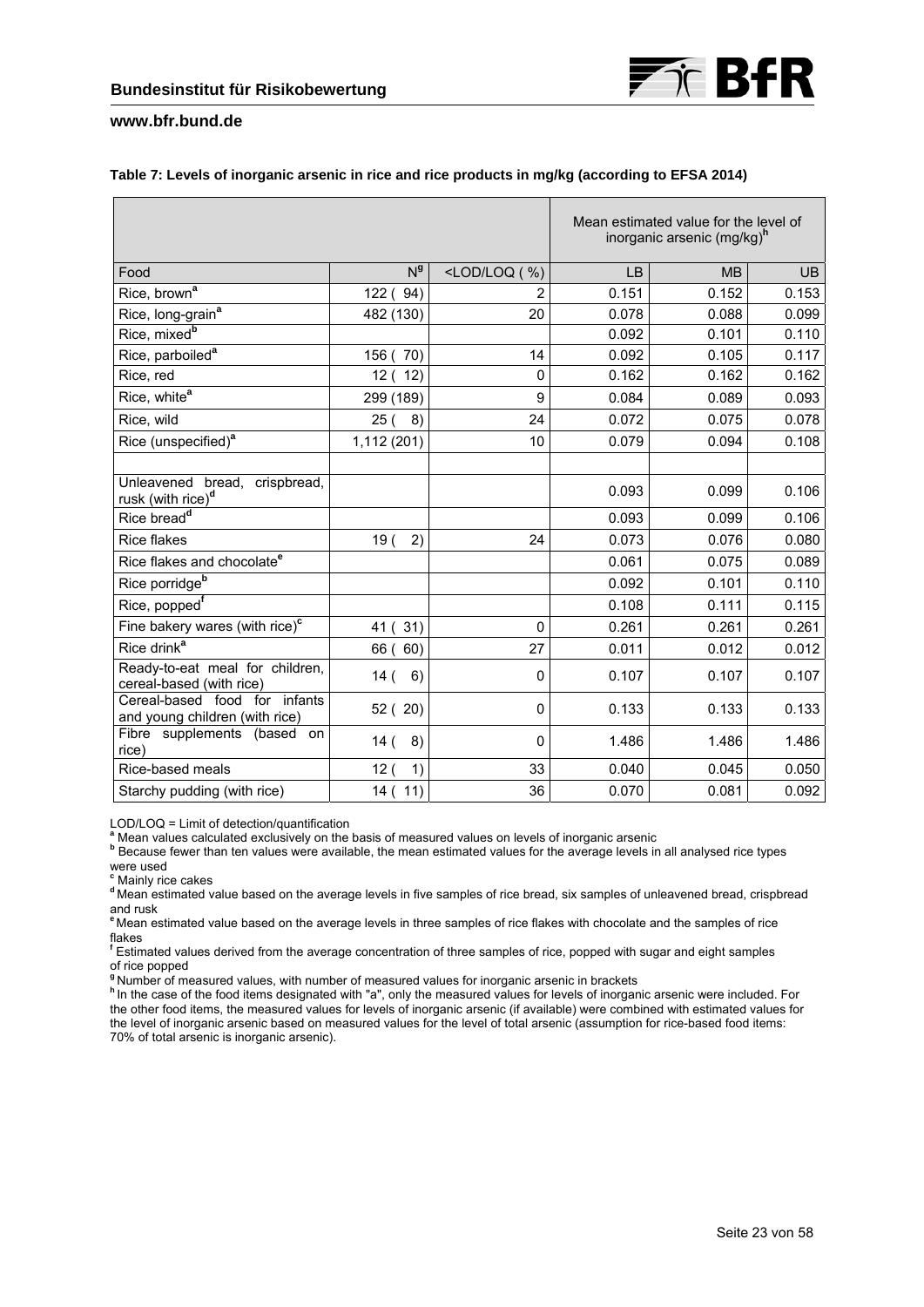**Table 7: Levels of inorganic arsenic in rice and rice products in mg/kg (according to EFSA 2014)**

| | | | Mean estimated value for the level of inorganic arsenic (mg/kg)[h] | | |
|---|---|---|---|---|---|
| Food | N[g] | <LOD/LOQ ( %) | LB | MB | UB |
| Rice, brown[a] | 122 ( 94) | 2 | 0.151 | 0.152 | 0.153 |
| Rice, long-grain[a] | 482 (130) | 20 | 0.078 | 0.088 | 0.099 |
| Rice, mixed[b] | | | 0.092 | 0.101 | 0.110 |
| Rice, parboiled[a] | 156 ( 70) | 14 | 0.092 | 0.105 | 0.117 |
| Rice, red | 12 ( 12) | 0 | 0.162 | 0.162 | 0.162 |
| Rice, white[a] | 299 (189) | 9 | 0.084 | 0.089 | 0.093 |
| Rice, wild | 25 ( 8) | 24 | 0.072 | 0.075 | 0.078 |
| Rice (unspecified)[a] | 1,112 (201) | 10 | 0.079 | 0.094 | 0.108 |
| | | | | | |
| Unleavened bread, crispbread, rusk (with rice)[d] | | | 0.093 | 0.099 | 0.106 |
| Rice bread[d] | | | 0.093 | 0.099 | 0.106 |
| Rice flakes | 19 ( 2) | 24 | 0.073 | 0.076 | 0.080 |
| Rice flakes and chocolate[e] | | | 0.061 | 0.075 | 0.089 |
| Rice porridge[b] | | | 0.092 | 0.101 | 0.110 |
| Rice, popped[f] | | | 0.108 | 0.111 | 0.115 |
| Fine bakery wares (with rice)[c] | 41 ( 31) | 0 | 0.261 | 0.261 | 0.261 |
| Rice drink[a] | 66 ( 60) | 27 | 0.011 | 0.012 | 0.012 |
| Ready-to-eat meal for children, cereal-based (with rice) | 14 ( 6) | 0 | 0.107 | 0.107 | 0.107 |
| Cereal-based food for infants and young children (with rice) | 52 ( 20) | 0 | 0.133 | 0.133 | 0.133 |
| Fibre supplements (based on rice) | 14 ( 8) | 0 | 1.486 | 1.486 | 1.486 |
| Rice-based meals | 12 ( 1) | 33 | 0.040 | 0.045 | 0.050 |
| Starchy pudding (with rice) | 14 ( 11) | 36 | 0.070 | 0.081 | 0.092 |

LOD/LOQ = Limit of detection/quantification

[a] Mean values calculated exclusively on the basis of measured values on levels of inorganic arsenic

[b] Because fewer than ten values were available, the mean estimated values for the average levels in all analysed rice types were used

[c] Mainly rice cakes

[d] Mean estimated value based on the average levels in five samples of rice bread, six samples of unleavened bread, crispbread and rusk

[e] Mean estimated value based on the average levels in three samples of rice flakes with chocolate and the samples of rice flakes

[f] Estimated values derived from the average concentration of three samples of rice, popped with sugar and eight samples of rice popped

[g] Number of measured values, with number of measured values for inorganic arsenic in brackets

[h] In the case of the food items designated with "a", only the measured values for levels of inorganic arsenic were included. For the other food items, the measured values for levels of inorganic arsenic (if available) were combined with estimated values for the level of inorganic arsenic based on measured values for the level of total arsenic (assumption for rice-based food items: 70% of total arsenic is inorganic arsenic).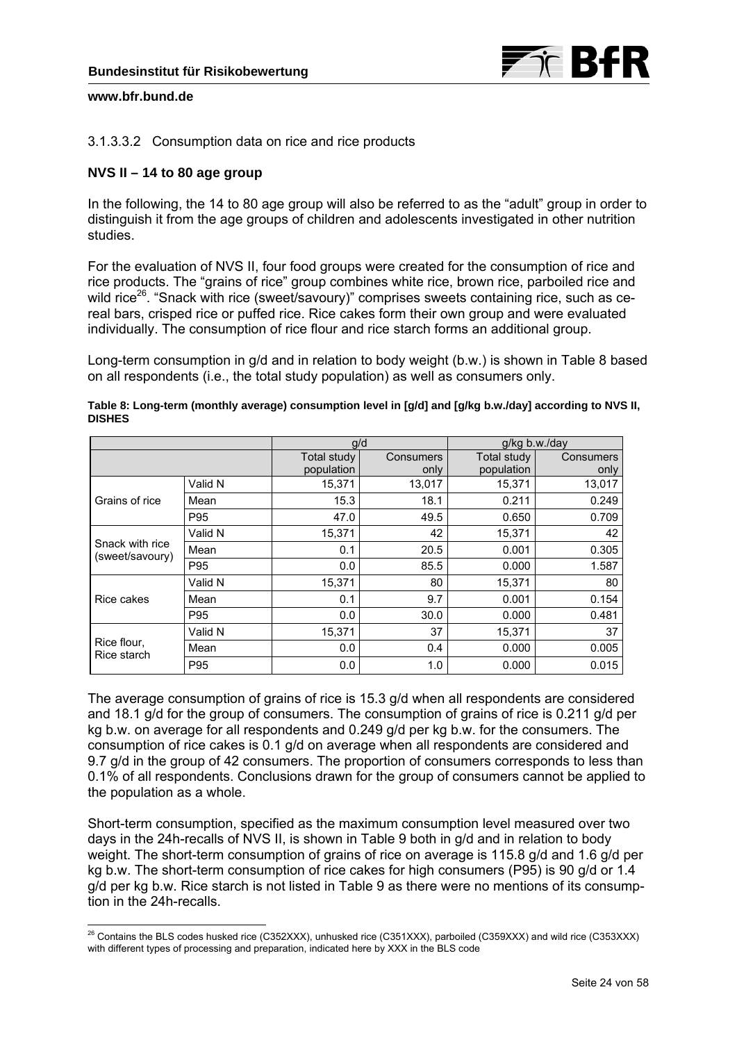3.1.3.3.2 Consumption data on rice and rice products

**NVS II – 14 to 80 age group**

In the following, the 14 to 80 age group will also be referred to as the "adult" group in order to distinguish it from the age groups of children and adolescents investigated in other nutrition studies.

For the evaluation of NVS II, four food groups were created for the consumption of rice and rice products. The "grains of rice" group combines white rice, brown rice, parboiled rice and wild rice[26]. "Snack with rice (sweet/savoury)" comprises sweets containing rice, such as cereal bars, crisped rice or puffed rice. Rice cakes form their own group and were evaluated individually. The consumption of rice flour and rice starch forms an additional group.

Long-term consumption in g/d and in relation to body weight (b.w.) is shown in Table 8 based on all respondents (i.e., the total study population) as well as consumers only.

**Table 8: Long-term (monthly average) consumption level in [g/d] and [g/kg b.w./day] according to NVS II, DISHES**

| | | g/d | | g/kg b.w./day | |
|---|---|---|---|---|---|
| | | Total study population | Consumers only | Total study population | Consumers only |
| Grains of rice | Valid N | 15,371 | 13,017 | 15,371 | 13,017 |
| | Mean | 15.3 | 18.1 | 0.211 | 0.249 |
| | P95 | 47.0 | 49.5 | 0.650 | 0.709 |
| Snack with rice (sweet/savoury) | Valid N | 15,371 | 42 | 15,371 | 42 |
| | Mean | 0.1 | 20.5 | 0.001 | 0.305 |
| | P95 | 0.0 | 85.5 | 0.000 | 1.587 |
| Rice cakes | Valid N | 15,371 | 80 | 15,371 | 80 |
| | Mean | 0.1 | 9.7 | 0.001 | 0.154 |
| | P95 | 0.0 | 30.0 | 0.000 | 0.481 |
| Rice flour, Rice starch | Valid N | 15,371 | 37 | 15,371 | 37 |
| | Mean | 0.0 | 0.4 | 0.000 | 0.005 |
| | P95 | 0.0 | 1.0 | 0.000 | 0.015 |

The average consumption of grains of rice is 15.3 g/d when all respondents are considered and 18.1 g/d for the group of consumers. The consumption of grains of rice is 0.211 g/d per kg b.w. on average for all respondents and 0.249 g/d per kg b.w. for the consumers. The consumption of rice cakes is 0.1 g/d on average when all respondents are considered and 9.7 g/d in the group of 42 consumers. The proportion of consumers corresponds to less than 0.1% of all respondents. Conclusions drawn for the group of consumers cannot be applied to the population as a whole.

Short-term consumption, specified as the maximum consumption level measured over two days in the 24h-recalls of NVS II, is shown in Table 9 both in g/d and in relation to body weight. The short-term consumption of grains of rice on average is 115.8 g/d and 1.6 g/d per kg b.w. The short-term consumption of rice cakes for high consumers (P95) is 90 g/d or 1.4 g/d per kg b.w. Rice starch is not listed in Table 9 as there were no mentions of its consumption in the 24h-recalls.

---

[26] Contains the BLS codes husked rice (C352XXX), unhusked rice (C351XXX), parboiled (C359XXX) and wild rice (C353XXX) with different types of processing and preparation, indicated here by XXX in the BLS code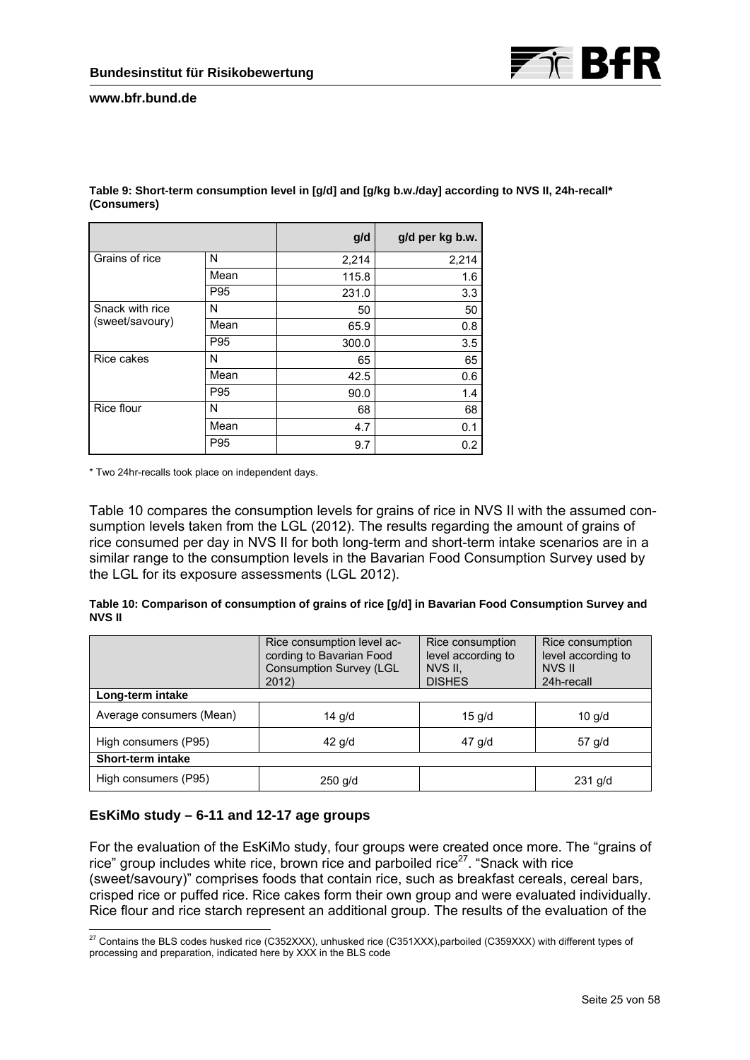**Table 9: Short-term consumption level in [g/d] and [g/kg b.w./day] according to NVS II, 24h-recall* (Consumers)**

| | | g/d | g/d per kg b.w. |
|---|---|---|---|
| Grains of rice | N | 2,214 | 2,214 |
| | Mean | 115.8 | 1.6 |
| | P95 | 231.0 | 3.3 |
| Snack with rice (sweet/savoury) | N | 50 | 50 |
| | Mean | 65.9 | 0.8 |
| | P95 | 300.0 | 3.5 |
| Rice cakes | N | 65 | 65 |
| | Mean | 42.5 | 0.6 |
| | P95 | 90.0 | 1.4 |
| Rice flour | N | 68 | 68 |
| | Mean | 4.7 | 0.1 |
| | P95 | 9.7 | 0.2 |

* Two 24hr-recalls took place on independent days.

Table 10 compares the consumption levels for grains of rice in NVS II with the assumed consumption levels taken from the LGL (2012). The results regarding the amount of grains of rice consumed per day in NVS II for both long-term and short-term intake scenarios are in a similar range to the consumption levels in the Bavarian Food Consumption Survey used by the LGL for its exposure assessments (LGL 2012).

**Table 10: Comparison of consumption of grains of rice [g/d] in Bavarian Food Consumption Survey and NVS II**

| | Rice consumption level according to Bavarian Food Consumption Survey (LGL 2012) | Rice consumption level according to NVS II, DISHES | Rice consumption level according to NVS II 24h-recall |
|---|---|---|---|
| **Long-term intake** | | | |
| Average consumers (Mean) | 14 g/d | 15 g/d | 10 g/d |
| High consumers (P95) | 42 g/d | 47 g/d | 57 g/d |
| **Short-term intake** | | | |
| High consumers (P95) | 250 g/d | | 231 g/d |

### EsKiMo study – 6-11 and 12-17 age groups

For the evaluation of the EsKiMo study, four groups were created once more. The "grains of rice" group includes white rice, brown rice and parboiled rice[27]. "Snack with rice (sweet/savoury)" comprises foods that contain rice, such as breakfast cereals, cereal bars, crisped rice or puffed rice. Rice cakes form their own group and were evaluated individually. Rice flour and rice starch represent an additional group. The results of the evaluation of the

[27] Contains the BLS codes husked rice (C352XXX), unhusked rice (C351XXX),parboiled (C359XXX) with different types of processing and preparation, indicated here by XXX in the BLS code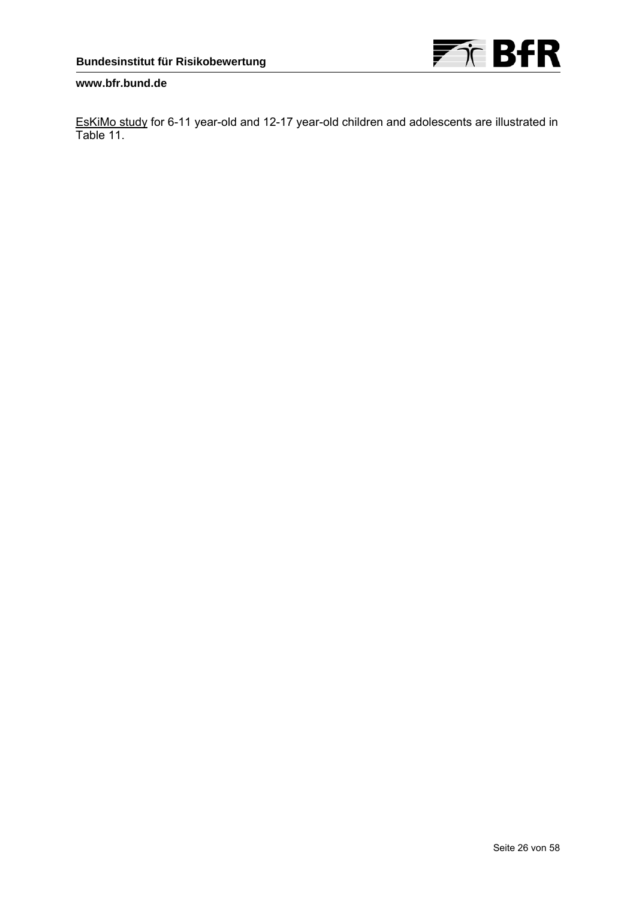EsKiMo study for 6-11 year-old and 12-17 year-old children and adolescents are illustrated in Table 11.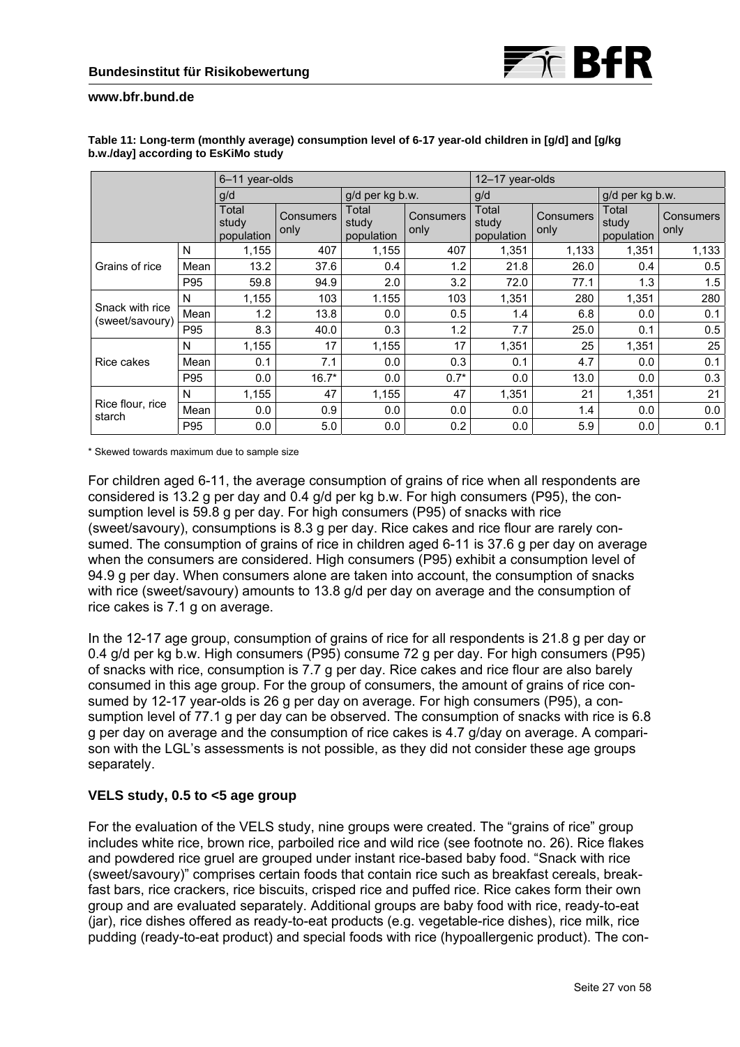**Table 11: Long-term (monthly average) consumption level of 6-17 year-old children in [g/d] and [g/kg b.w./day] according to EsKiMo study**

| | | 6–11 year-olds | | | | 12–17 year-olds | | | |
|---|---|---|---|---|---|---|---|---|---|
| | | g/d | | g/d per kg b.w. | | g/d | | g/d per kg b.w. | |
| | | Total study population | Consumers only | Total study population | Consumers only | Total study population | Consumers only | Total study population | Consumers only |
| Grains of rice | N | 1,155 | 407 | 1,155 | 407 | 1,351 | 1,133 | 1,351 | 1,133 |
| | Mean | 13.2 | 37.6 | 0.4 | 1.2 | 21.8 | 26.0 | 0.4 | 0.5 |
| | P95 | 59.8 | 94.9 | 2.0 | 3.2 | 72.0 | 77.1 | 1.3 | 1.5 |
| Snack with rice (sweet/savoury) | N | 1,155 | 103 | 1.155 | 103 | 1,351 | 280 | 1,351 | 280 |
| | Mean | 1.2 | 13.8 | 0.0 | 0.5 | 1.4 | 6.8 | 0.0 | 0.1 |
| | P95 | 8.3 | 40.0 | 0.3 | 1.2 | 7.7 | 25.0 | 0.1 | 0.5 |
| Rice cakes | N | 1,155 | 17 | 1,155 | 17 | 1,351 | 25 | 1,351 | 25 |
| | Mean | 0.1 | 7.1 | 0.0 | 0.3 | 0.1 | 4.7 | 0.0 | 0.1 |
| | P95 | 0.0 | 16.7* | 0.0 | 0.7* | 0.0 | 13.0 | 0.0 | 0.3 |
| Rice flour, rice starch | N | 1,155 | 47 | 1,155 | 47 | 1,351 | 21 | 1,351 | 21 |
| | Mean | 0.0 | 0.9 | 0.0 | 0.0 | 0.0 | 1.4 | 0.0 | 0.0 |
| | P95 | 0.0 | 5.0 | 0.0 | 0.2 | 0.0 | 5.9 | 0.0 | 0.1 |

\* Skewed towards maximum due to sample size

For children aged 6-11, the average consumption of grains of rice when all respondents are considered is 13.2 g per day and 0.4 g/d per kg b.w. For high consumers (P95), the consumption level is 59.8 g per day. For high consumers (P95) of snacks with rice (sweet/savoury), consumptions is 8.3 g per day. Rice cakes and rice flour are rarely consumed. The consumption of grains of rice in children aged 6-11 is 37.6 g per day on average when the consumers are considered. High consumers (P95) exhibit a consumption level of 94.9 g per day. When consumers alone are taken into account, the consumption of snacks with rice (sweet/savoury) amounts to 13.8 g/d per day on average and the consumption of rice cakes is 7.1 g on average.

In the 12-17 age group, consumption of grains of rice for all respondents is 21.8 g per day or 0.4 g/d per kg b.w. High consumers (P95) consume 72 g per day. For high consumers (P95) of snacks with rice, consumption is 7.7 g per day. Rice cakes and rice flour are also barely consumed in this age group. For the group of consumers, the amount of grains of rice consumed by 12-17 year-olds is 26 g per day on average. For high consumers (P95), a consumption level of 77.1 g per day can be observed. The consumption of snacks with rice is 6.8 g per day on average and the consumption of rice cakes is 4.7 g/day on average. A comparison with the LGL's assessments is not possible, as they did not consider these age groups separately.

### VELS study, 0.5 to <5 age group

For the evaluation of the VELS study, nine groups were created. The "grains of rice" group includes white rice, brown rice, parboiled rice and wild rice (see footnote no. 26). Rice flakes and powdered rice gruel are grouped under instant rice-based baby food. "Snack with rice (sweet/savoury)" comprises certain foods that contain rice such as breakfast cereals, breakfast bars, rice crackers, rice biscuits, crisped rice and puffed rice. Rice cakes form their own group and are evaluated separately. Additional groups are baby food with rice, ready-to-eat (jar), rice dishes offered as ready-to-eat products (e.g. vegetable-rice dishes), rice milk, rice pudding (ready-to-eat product) and special foods with rice (hypoallergenic product). The con-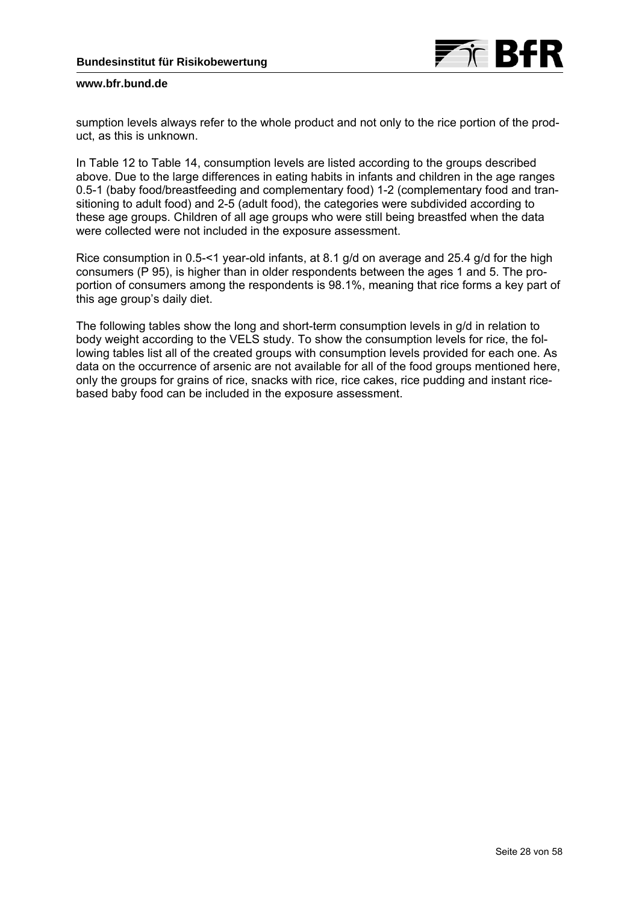sumption levels always refer to the whole product and not only to the rice portion of the product, as this is unknown.

In Table 12 to Table 14, consumption levels are listed according to the groups described above. Due to the large differences in eating habits in infants and children in the age ranges 0.5-1 (baby food/breastfeeding and complementary food) 1-2 (complementary food and transitioning to adult food) and 2-5 (adult food), the categories were subdivided according to these age groups. Children of all age groups who were still being breastfed when the data were collected were not included in the exposure assessment.

Rice consumption in 0.5-<1 year-old infants, at 8.1 g/d on average and 25.4 g/d for the high consumers (P 95), is higher than in older respondents between the ages 1 and 5. The proportion of consumers among the respondents is 98.1%, meaning that rice forms a key part of this age group's daily diet.

The following tables show the long and short-term consumption levels in g/d in relation to body weight according to the VELS study. To show the consumption levels for rice, the following tables list all of the created groups with consumption levels provided for each one. As data on the occurrence of arsenic are not available for all of the food groups mentioned here, only the groups for grains of rice, snacks with rice, rice cakes, rice pudding and instant rice-based baby food can be included in the exposure assessment.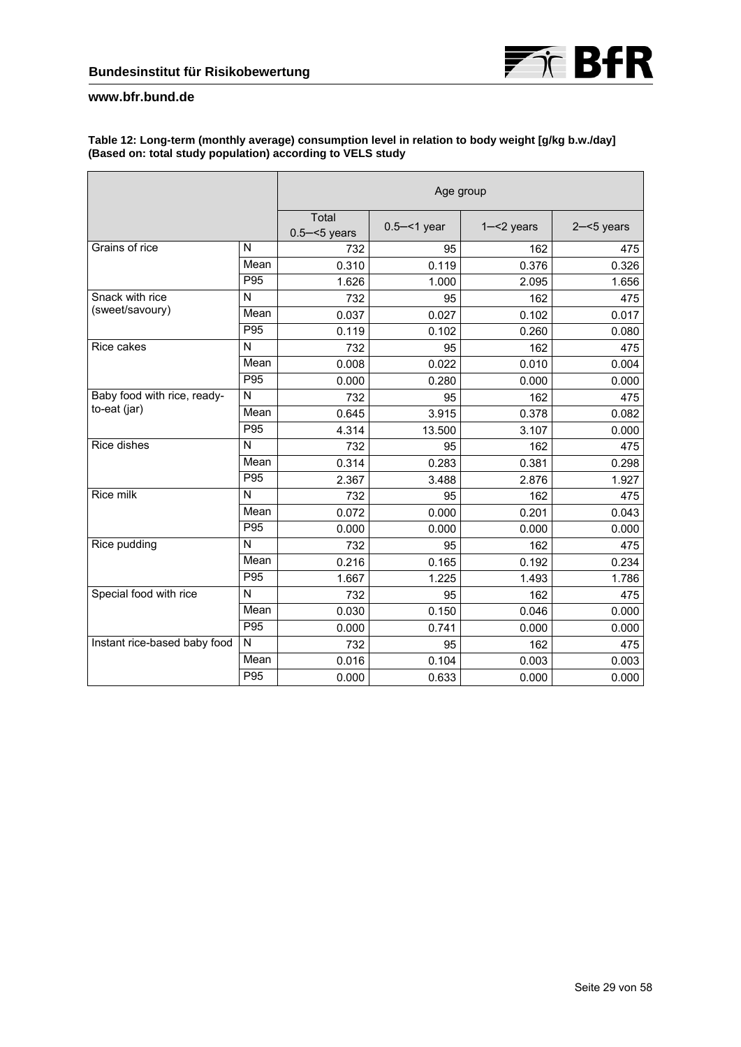**Table 12: Long-term (monthly average) consumption level in relation to body weight [g/kg b.w./day] (Based on: total study population) according to VELS study**

| | | Age group | | | |
|---|---|---|---|---|---|
| | | Total 0.5–<5 years | 0.5–<1 year | 1–<2 years | 2–<5 years |
| Grains of rice | N | 732 | 95 | 162 | 475 |
| | Mean | 0.310 | 0.119 | 0.376 | 0.326 |
| | P95 | 1.626 | 1.000 | 2.095 | 1.656 |
| Snack with rice (sweet/savoury) | N | 732 | 95 | 162 | 475 |
| | Mean | 0.037 | 0.027 | 0.102 | 0.017 |
| | P95 | 0.119 | 0.102 | 0.260 | 0.080 |
| Rice cakes | N | 732 | 95 | 162 | 475 |
| | Mean | 0.008 | 0.022 | 0.010 | 0.004 |
| | P95 | 0.000 | 0.280 | 0.000 | 0.000 |
| Baby food with rice, ready-to-eat (jar) | N | 732 | 95 | 162 | 475 |
| | Mean | 0.645 | 3.915 | 0.378 | 0.082 |
| | P95 | 4.314 | 13.500 | 3.107 | 0.000 |
| Rice dishes | N | 732 | 95 | 162 | 475 |
| | Mean | 0.314 | 0.283 | 0.381 | 0.298 |
| | P95 | 2.367 | 3.488 | 2.876 | 1.927 |
| Rice milk | N | 732 | 95 | 162 | 475 |
| | Mean | 0.072 | 0.000 | 0.201 | 0.043 |
| | P95 | 0.000 | 0.000 | 0.000 | 0.000 |
| Rice pudding | N | 732 | 95 | 162 | 475 |
| | Mean | 0.216 | 0.165 | 0.192 | 0.234 |
| | P95 | 1.667 | 1.225 | 1.493 | 1.786 |
| Special food with rice | N | 732 | 95 | 162 | 475 |
| | Mean | 0.030 | 0.150 | 0.046 | 0.000 |
| | P95 | 0.000 | 0.741 | 0.000 | 0.000 |
| Instant rice-based baby food | N | 732 | 95 | 162 | 475 |
| | Mean | 0.016 | 0.104 | 0.003 | 0.003 |
| | P95 | 0.000 | 0.633 | 0.000 | 0.000 |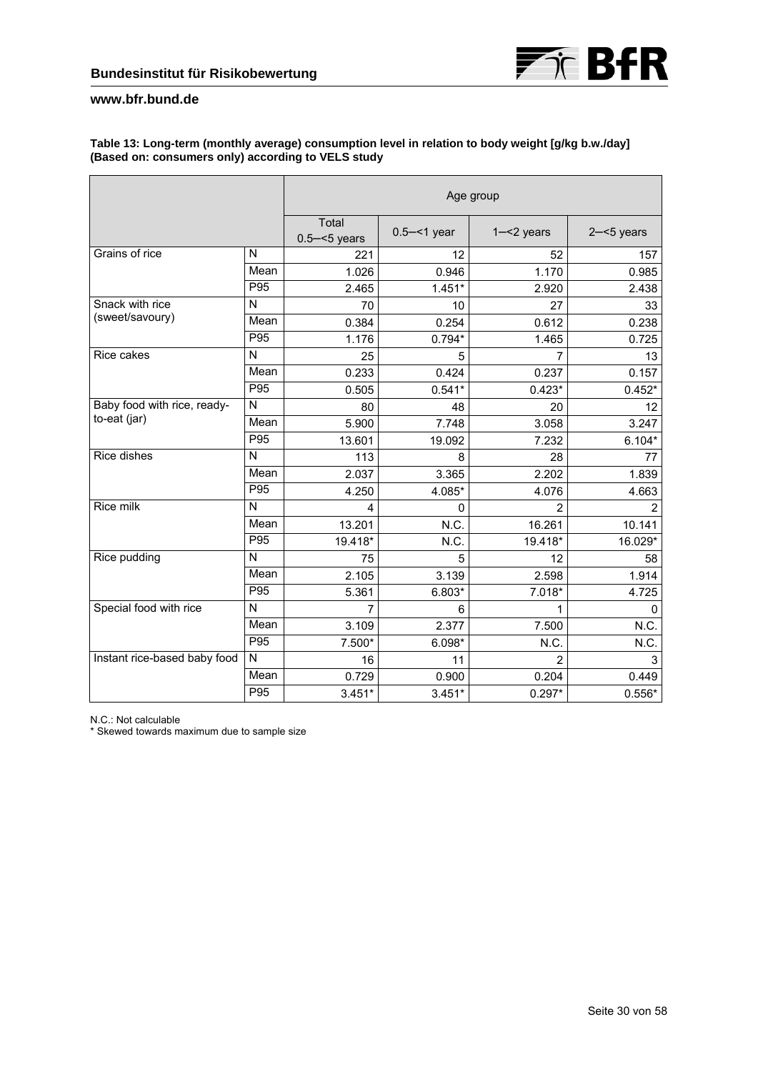**Table 13: Long-term (monthly average) consumption level in relation to body weight [g/kg b.w./day] (Based on: consumers only) according to VELS study**

| | | Age group | | | |
|---|---|---|---|---|---|
| | | Total 0.5–<5 years | 0.5–<1 year | 1–<2 years | 2–<5 years |
| Grains of rice | N | 221 | 12 | 52 | 157 |
| | Mean | 1.026 | 0.946 | 1.170 | 0.985 |
| | P95 | 2.465 | 1.451* | 2.920 | 2.438 |
| Snack with rice (sweet/savoury) | N | 70 | 10 | 27 | 33 |
| | Mean | 0.384 | 0.254 | 0.612 | 0.238 |
| | P95 | 1.176 | 0.794* | 1.465 | 0.725 |
| Rice cakes | N | 25 | 5 | 7 | 13 |
| | Mean | 0.233 | 0.424 | 0.237 | 0.157 |
| | P95 | 0.505 | 0.541* | 0.423* | 0.452* |
| Baby food with rice, ready-to-eat (jar) | N | 80 | 48 | 20 | 12 |
| | Mean | 5.900 | 7.748 | 3.058 | 3.247 |
| | P95 | 13.601 | 19.092 | 7.232 | 6.104* |
| Rice dishes | N | 113 | 8 | 28 | 77 |
| | Mean | 2.037 | 3.365 | 2.202 | 1.839 |
| | P95 | 4.250 | 4.085* | 4.076 | 4.663 |
| Rice milk | N | 4 | 0 | 2 | 2 |
| | Mean | 13.201 | N.C. | 16.261 | 10.141 |
| | P95 | 19.418* | N.C. | 19.418* | 16.029* |
| Rice pudding | N | 75 | 5 | 12 | 58 |
| | Mean | 2.105 | 3.139 | 2.598 | 1.914 |
| | P95 | 5.361 | 6.803* | 7.018* | 4.725 |
| Special food with rice | N | 7 | 6 | 1 | 0 |
| | Mean | 3.109 | 2.377 | 7.500 | N.C. |
| | P95 | 7.500* | 6.098* | N.C. | N.C. |
| Instant rice-based baby food | N | 16 | 11 | 2 | 3 |
| | Mean | 0.729 | 0.900 | 0.204 | 0.449 |
| | P95 | 3.451* | 3.451* | 0.297* | 0.556* |

N.C.: Not calculable
* Skewed towards maximum due to sample size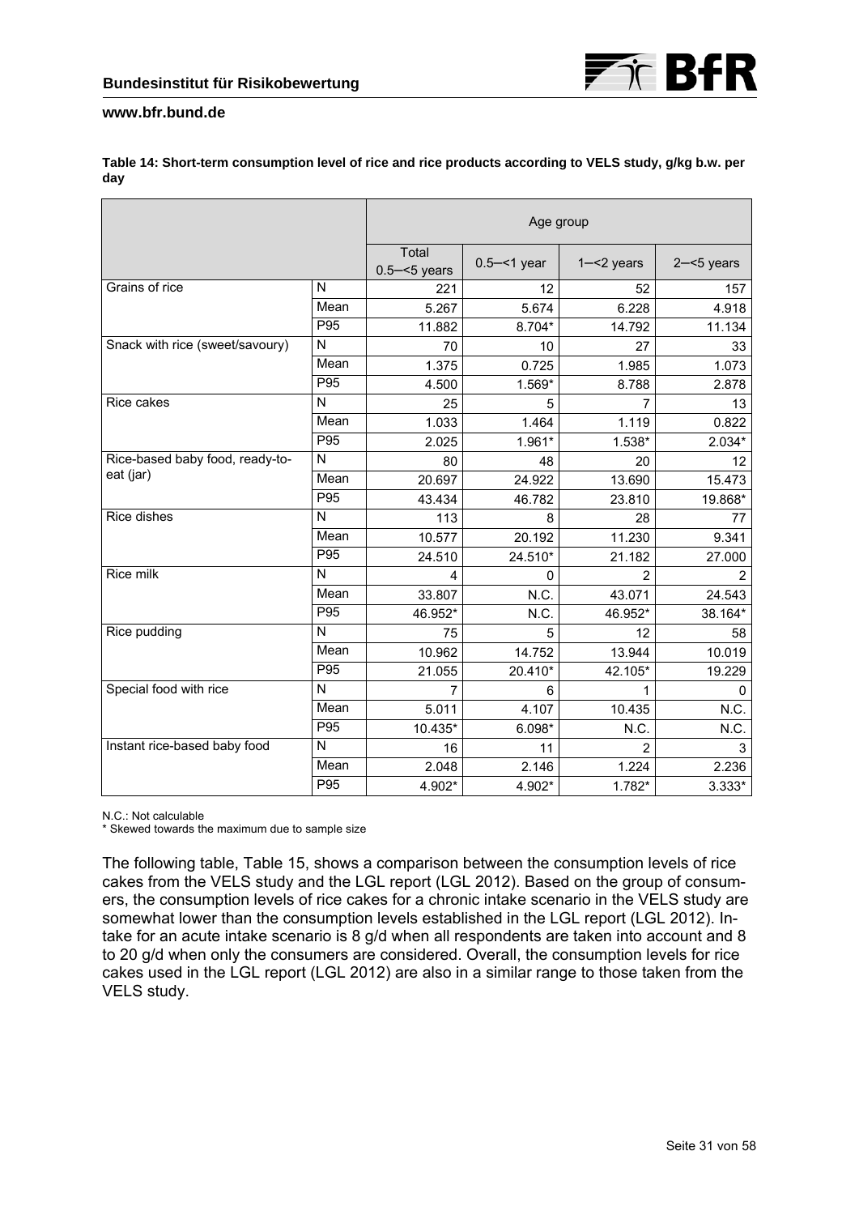**Table 14: Short-term consumption level of rice and rice products according to VELS study, g/kg b.w. per day**

| | | Age group | | | |
|---|---|---|---|---|---|
| | | Total 0.5–<5 years | 0.5–<1 year | 1–<2 years | 2–<5 years |
| Grains of rice | N | 221 | 12 | 52 | 157 |
| | Mean | 5.267 | 5.674 | 6.228 | 4.918 |
| | P95 | 11.882 | 8.704* | 14.792 | 11.134 |
| Snack with rice (sweet/savoury) | N | 70 | 10 | 27 | 33 |
| | Mean | 1.375 | 0.725 | 1.985 | 1.073 |
| | P95 | 4.500 | 1.569* | 8.788 | 2.878 |
| Rice cakes | N | 25 | 5 | 7 | 13 |
| | Mean | 1.033 | 1.464 | 1.119 | 0.822 |
| | P95 | 2.025 | 1.961* | 1.538* | 2.034* |
| Rice-based baby food, ready-to-eat (jar) | N | 80 | 48 | 20 | 12 |
| | Mean | 20.697 | 24.922 | 13.690 | 15.473 |
| | P95 | 43.434 | 46.782 | 23.810 | 19.868* |
| Rice dishes | N | 113 | 8 | 28 | 77 |
| | Mean | 10.577 | 20.192 | 11.230 | 9.341 |
| | P95 | 24.510 | 24.510* | 21.182 | 27.000 |
| Rice milk | N | 4 | 0 | 2 | 2 |
| | Mean | 33.807 | N.C. | 43.071 | 24.543 |
| | P95 | 46.952* | N.C. | 46.952* | 38.164* |
| Rice pudding | N | 75 | 5 | 12 | 58 |
| | Mean | 10.962 | 14.752 | 13.944 | 10.019 |
| | P95 | 21.055 | 20.410* | 42.105* | 19.229 |
| Special food with rice | N | 7 | 6 | 1 | 0 |
| | Mean | 5.011 | 4.107 | 10.435 | N.C. |
| | P95 | 10.435* | 6.098* | N.C. | N.C. |
| Instant rice-based baby food | N | 16 | 11 | 2 | 3 |
| | Mean | 2.048 | 2.146 | 1.224 | 2.236 |
| | P95 | 4.902* | 4.902* | 1.782* | 3.333* |

N.C.: Not calculable
* Skewed towards the maximum due to sample size

The following table, Table 15, shows a comparison between the consumption levels of rice cakes from the VELS study and the LGL report (LGL 2012). Based on the group of consumers, the consumption levels of rice cakes for a chronic intake scenario in the VELS study are somewhat lower than the consumption levels established in the LGL report (LGL 2012). Intake for an acute intake scenario is 8 g/d when all respondents are taken into account and 8 to 20 g/d when only the consumers are considered. Overall, the consumption levels for rice cakes used in the LGL report (LGL 2012) are also in a similar range to those taken from the VELS study.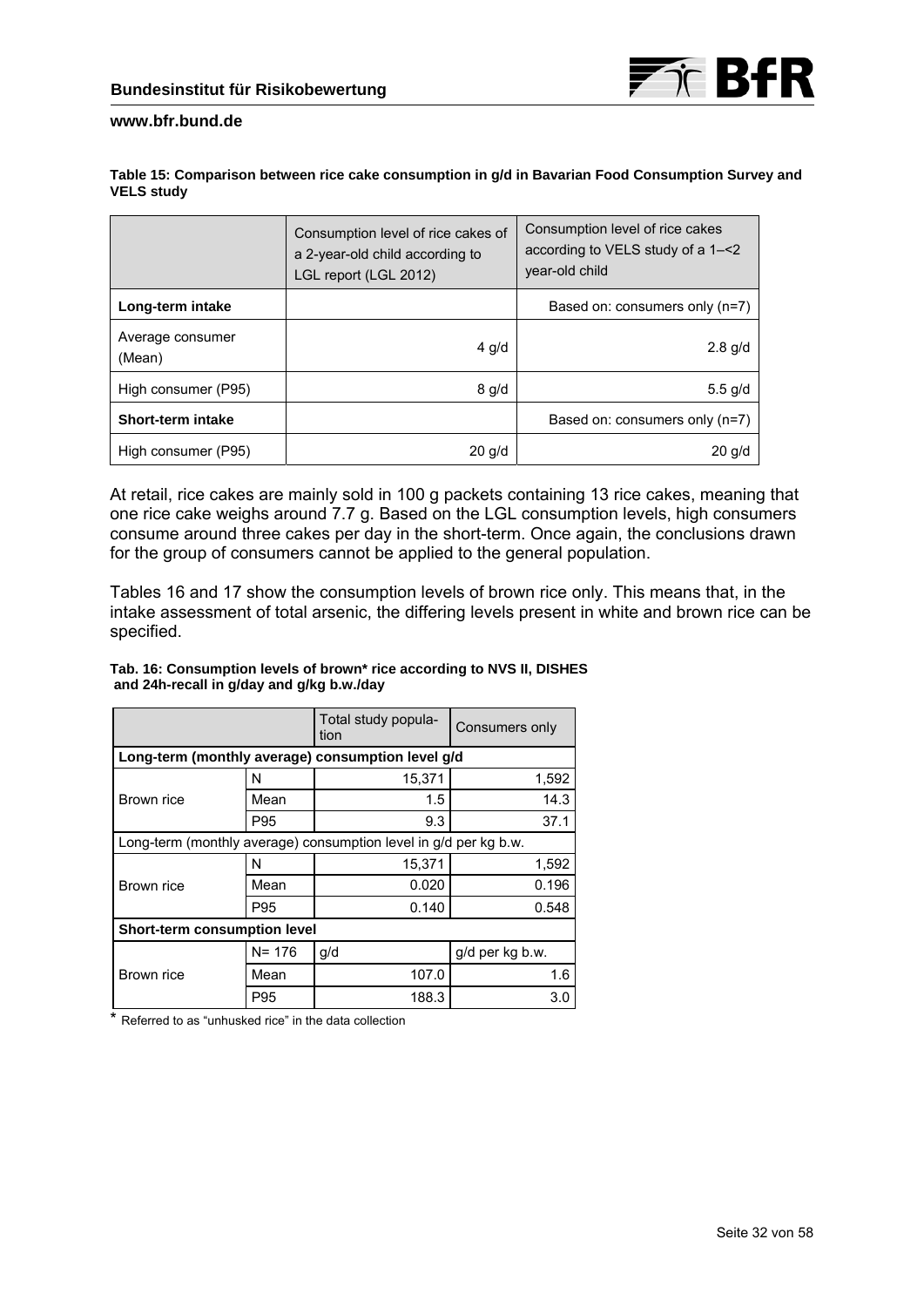**Table 15: Comparison between rice cake consumption in g/d in Bavarian Food Consumption Survey and VELS study**

| | Consumption level of rice cakes of a 2-year-old child according to LGL report (LGL 2012) | Consumption level of rice cakes according to VELS study of a 1–<2 year-old child |
|---|---|---|
| **Long-term intake** | | Based on: consumers only (n=7) |
| Average consumer (Mean) | 4 g/d | 2.8 g/d |
| High consumer (P95) | 8 g/d | 5.5 g/d |
| **Short-term intake** | | Based on: consumers only (n=7) |
| High consumer (P95) | 20 g/d | 20 g/d |

At retail, rice cakes are mainly sold in 100 g packets containing 13 rice cakes, meaning that one rice cake weighs around 7.7 g. Based on the LGL consumption levels, high consumers consume around three cakes per day in the short-term. Once again, the conclusions drawn for the group of consumers cannot be applied to the general population.

Tables 16 and 17 show the consumption levels of brown rice only. This means that, in the intake assessment of total arsenic, the differing levels present in white and brown rice can be specified.

**Tab. 16: Consumption levels of brown* rice according to NVS II, DISHES and 24h-recall in g/day and g/kg b.w./day**

| | | Total study population | Consumers only |
|---|---|---|---|
| **Long-term (monthly average) consumption level g/d** | | | |
| Brown rice | N | 15,371 | 1,592 |
| | Mean | 1.5 | 14.3 |
| | P95 | 9.3 | 37.1 |
| Long-term (monthly average) consumption level in g/d per kg b.w. | | | |
| Brown rice | N | 15,371 | 1,592 |
| | Mean | 0.020 | 0.196 |
| | P95 | 0.140 | 0.548 |
| **Short-term consumption level** | | | |
| Brown rice | N= 176 | g/d | g/d per kg b.w. |
| | Mean | 107.0 | 1.6 |
| | P95 | 188.3 | 3.0 |

\* Referred to as "unhusked rice" in the data collection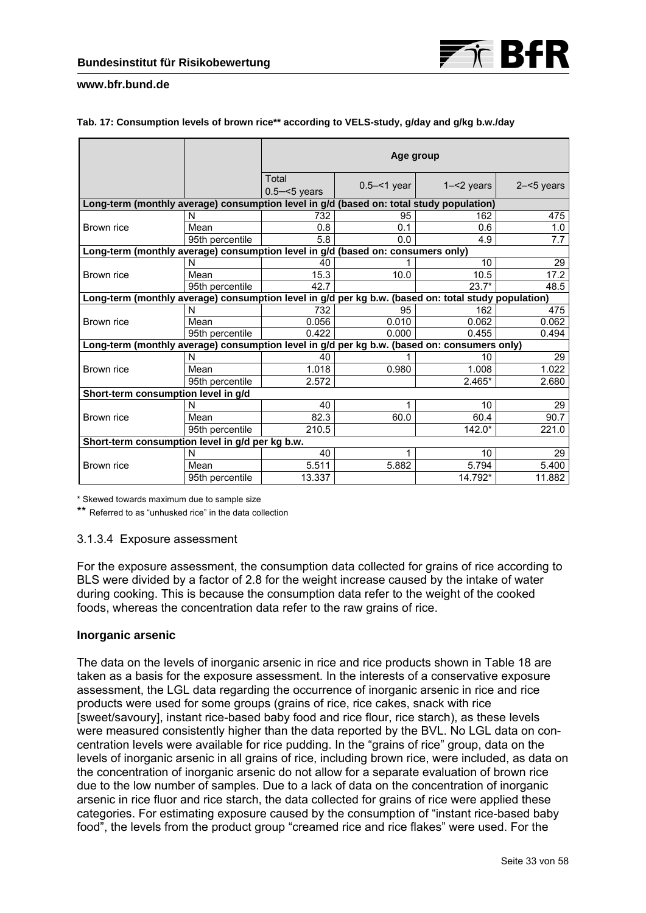**Tab. 17: Consumption levels of brown rice** according to VELS-study, g/day and g/kg b.w./day**

| | | Age group | | | |
|---|---|---|---|---|---|
| | | Total 0.5–<5 years | 0.5–<1 year | 1–<2 years | 2–<5 years |
| **Long-term (monthly average) consumption level in g/d (based on: total study population)** | | | | | |
| Brown rice | N | 732 | 95 | 162 | 475 |
| | Mean | 0.8 | 0.1 | 0.6 | 1.0 |
| | 95th percentile | 5.8 | 0.0 | 4.9 | 7.7 |
| **Long-term (monthly average) consumption level in g/d (based on: consumers only)** | | | | | |
| Brown rice | N | 40 | 1 | 10 | 29 |
| | Mean | 15.3 | 10.0 | 10.5 | 17.2 |
| | 95th percentile | 42.7 | | 23.7* | 48.5 |
| **Long-term (monthly average) consumption level in g/d per kg b.w. (based on: total study population)** | | | | | |
| Brown rice | N | 732 | 95 | 162 | 475 |
| | Mean | 0.056 | 0.010 | 0.062 | 0.062 |
| | 95th percentile | 0.422 | 0.000 | 0.455 | 0.494 |
| **Long-term (monthly average) consumption level in g/d per kg b.w. (based on: consumers only)** | | | | | |
| Brown rice | N | 40 | 1 | 10 | 29 |
| | Mean | 1.018 | 0.980 | 1.008 | 1.022 |
| | 95th percentile | 2.572 | | 2.465* | 2.680 |
| **Short-term consumption level in g/d** | | | | | |
| Brown rice | N | 40 | 1 | 10 | 29 |
| | Mean | 82.3 | 60.0 | 60.4 | 90.7 |
| | 95th percentile | 210.5 | | 142.0* | 221.0 |
| **Short-term consumption level in g/d per kg b.w.** | | | | | |
| Brown rice | N | 40 | 1 | 10 | 29 |
| | Mean | 5.511 | 5.882 | 5.794 | 5.400 |
| | 95th percentile | 13.337 | | 14.792* | 11.882 |

\* Skewed towards maximum due to sample size

** Referred to as "unhusked rice" in the data collection

### 3.1.3.4 Exposure assessment

For the exposure assessment, the consumption data collected for grains of rice according to BLS were divided by a factor of 2.8 for the weight increase caused by the intake of water during cooking. This is because the consumption data refer to the weight of the cooked foods, whereas the concentration data refer to the raw grains of rice.

**Inorganic arsenic**

The data on the levels of inorganic arsenic in rice and rice products shown in Table 18 are taken as a basis for the exposure assessment. In the interests of a conservative exposure assessment, the LGL data regarding the occurrence of inorganic arsenic in rice and rice products were used for some groups (grains of rice, rice cakes, snack with rice [sweet/savoury], instant rice-based baby food and rice flour, rice starch), as these levels were measured consistently higher than the data reported by the BVL. No LGL data on concentration levels were available for rice pudding. In the "grains of rice" group, data on the levels of inorganic arsenic in all grains of rice, including brown rice, were included, as data on the concentration of inorganic arsenic do not allow for a separate evaluation of brown rice due to the low number of samples. Due to a lack of data on the concentration of inorganic arsenic in rice fluor and rice starch, the data collected for grains of rice were applied these categories. For estimating exposure caused by the consumption of "instant rice-based baby food", the levels from the product group "creamed rice and rice flakes" were used. For the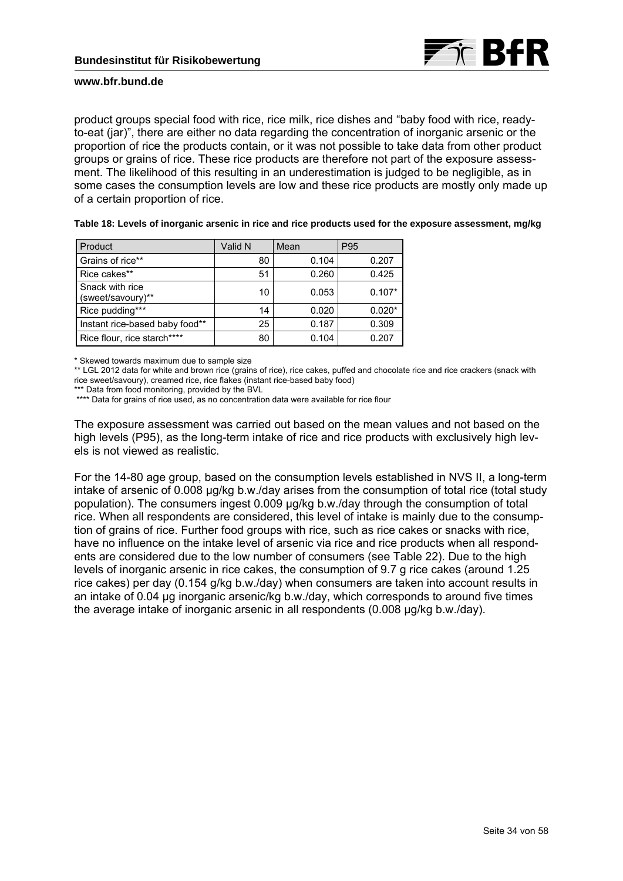product groups special food with rice, rice milk, rice dishes and “baby food with rice, ready-to-eat (jar)”, there are either no data regarding the concentration of inorganic arsenic or the proportion of rice the products contain, or it was not possible to take data from other product groups or grains of rice. These rice products are therefore not part of the exposure assessment. The likelihood of this resulting in an underestimation is judged to be negligible, as in some cases the consumption levels are low and these rice products are mostly only made up of a certain proportion of rice.

**Table 18: Levels of inorganic arsenic in rice and rice products used for the exposure assessment, mg/kg**

| Product | Valid N | Mean | P95 |
|---|---|---|---|
| Grains of rice** | 80 | 0.104 | 0.207 |
| Rice cakes** | 51 | 0.260 | 0.425 |
| Snack with rice (sweet/savoury)** | 10 | 0.053 | 0.107* |
| Rice pudding*** | 14 | 0.020 | 0.020* |
| Instant rice-based baby food** | 25 | 0.187 | 0.309 |
| Rice flour, rice starch**** | 80 | 0.104 | 0.207 |

\* Skewed towards maximum due to sample size
** LGL 2012 data for white and brown rice (grains of rice), rice cakes, puffed and chocolate rice and rice crackers (snack with rice sweet/savoury), creamed rice, rice flakes (instant rice-based baby food)
*** Data from food monitoring, provided by the BVL
**** Data for grains of rice used, as no concentration data were available for rice flour

The exposure assessment was carried out based on the mean values and not based on the high levels (P95), as the long-term intake of rice and rice products with exclusively high levels is not viewed as realistic.

For the 14-80 age group, based on the consumption levels established in NVS II, a long-term intake of arsenic of 0.008 µg/kg b.w./day arises from the consumption of total rice (total study population). The consumers ingest 0.009 µg/kg b.w./day through the consumption of total rice. When all respondents are considered, this level of intake is mainly due to the consumption of grains of rice. Further food groups with rice, such as rice cakes or snacks with rice, have no influence on the intake level of arsenic via rice and rice products when all respondents are considered due to the low number of consumers (see Table 22). Due to the high levels of inorganic arsenic in rice cakes, the consumption of 9.7 g rice cakes (around 1.25 rice cakes) per day (0.154 g/kg b.w./day) when consumers are taken into account results in an intake of 0.04 µg inorganic arsenic/kg b.w./day, which corresponds to around five times the average intake of inorganic arsenic in all respondents (0.008 µg/kg b.w./day).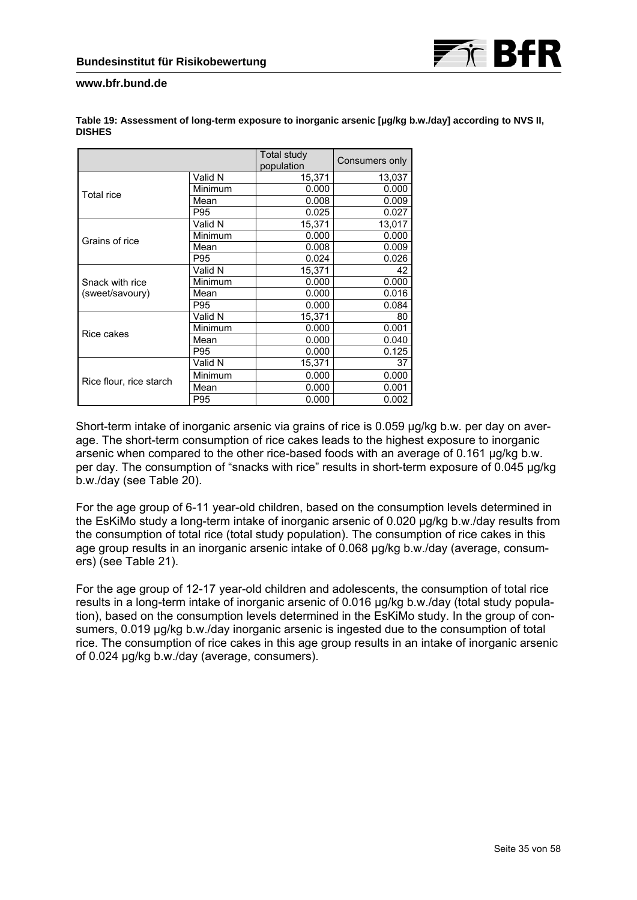**Table 19: Assessment of long-term exposure to inorganic arsenic [µg/kg b.w./day] according to NVS II, DISHES**

| | | Total study population | Consumers only |
|---|---|---|---|
| Total rice | Valid N | 15,371 | 13,037 |
| | Minimum | 0.000 | 0.000 |
| | Mean | 0.008 | 0.009 |
| | P95 | 0.025 | 0.027 |
| Grains of rice | Valid N | 15,371 | 13,017 |
| | Minimum | 0.000 | 0.000 |
| | Mean | 0.008 | 0.009 |
| | P95 | 0.024 | 0.026 |
| Snack with rice (sweet/savoury) | Valid N | 15,371 | 42 |
| | Minimum | 0.000 | 0.000 |
| | Mean | 0.000 | 0.016 |
| | P95 | 0.000 | 0.084 |
| Rice cakes | Valid N | 15,371 | 80 |
| | Minimum | 0.000 | 0.001 |
| | Mean | 0.000 | 0.040 |
| | P95 | 0.000 | 0.125 |
| Rice flour, rice starch | Valid N | 15,371 | 37 |
| | Minimum | 0.000 | 0.000 |
| | Mean | 0.000 | 0.001 |
| | P95 | 0.000 | 0.002 |

Short-term intake of inorganic arsenic via grains of rice is 0.059 µg/kg b.w. per day on average. The short-term consumption of rice cakes leads to the highest exposure to inorganic arsenic when compared to the other rice-based foods with an average of 0.161 µg/kg b.w. per day. The consumption of "snacks with rice" results in short-term exposure of 0.045 µg/kg b.w./day (see Table 20).

For the age group of 6-11 year-old children, based on the consumption levels determined in the EsKiMo study a long-term intake of inorganic arsenic of 0.020 µg/kg b.w./day results from the consumption of total rice (total study population). The consumption of rice cakes in this age group results in an inorganic arsenic intake of 0.068 µg/kg b.w./day (average, consumers) (see Table 21).

For the age group of 12-17 year-old children and adolescents, the consumption of total rice results in a long-term intake of inorganic arsenic of 0.016 µg/kg b.w./day (total study population), based on the consumption levels determined in the EsKiMo study. In the group of consumers, 0.019 µg/kg b.w./day inorganic arsenic is ingested due to the consumption of total rice. The consumption of rice cakes in this age group results in an intake of inorganic arsenic of 0.024 µg/kg b.w./day (average, consumers).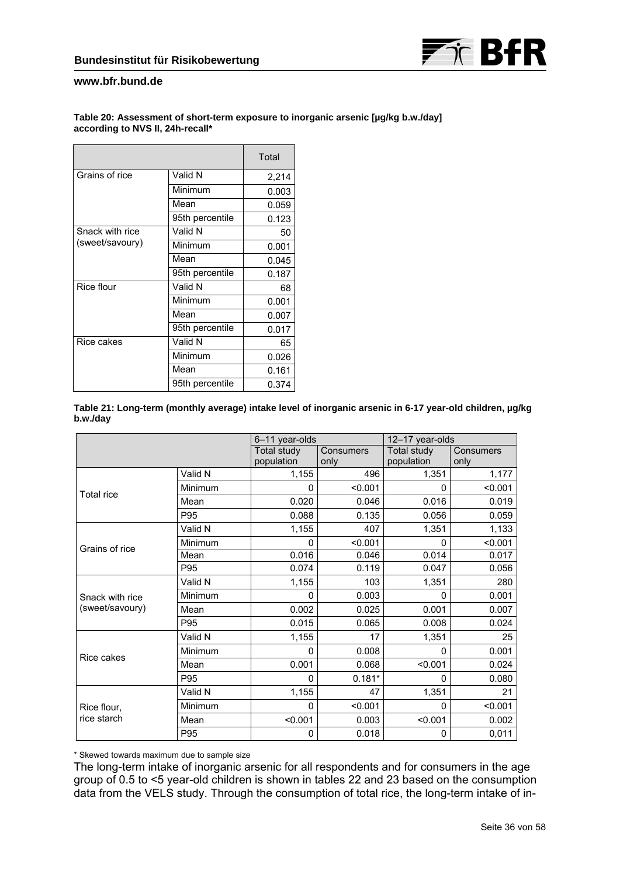**Table 20: Assessment of short-term exposure to inorganic arsenic [µg/kg b.w./day] according to NVS II, 24h-recall***

| | | Total |
|---|---|---|
| Grains of rice | Valid N | 2,214 |
| | Minimum | 0.003 |
| | Mean | 0.059 |
| | 95th percentile | 0.123 |
| Snack with rice (sweet/savoury) | Valid N | 50 |
| | Minimum | 0.001 |
| | Mean | 0.045 |
| | 95th percentile | 0.187 |
| Rice flour | Valid N | 68 |
| | Minimum | 0.001 |
| | Mean | 0.007 |
| | 95th percentile | 0.017 |
| Rice cakes | Valid N | 65 |
| | Minimum | 0.026 |
| | Mean | 0.161 |
| | 95th percentile | 0.374 |

**Table 21: Long-term (monthly average) intake level of inorganic arsenic in 6-17 year-old children, µg/kg b.w./day**

| | | 6–11 year-olds | | 12–17 year-olds | |
|---|---|---|---|---|---|
| | | Total study population | Consumers only | Total study population | Consumers only |
| Total rice | Valid N | 1,155 | 496 | 1,351 | 1,177 |
| | Minimum | 0 | <0.001 | 0 | <0.001 |
| | Mean | 0.020 | 0.046 | 0.016 | 0.019 |
| | P95 | 0.088 | 0.135 | 0.056 | 0.059 |
| Grains of rice | Valid N | 1,155 | 407 | 1,351 | 1,133 |
| | Minimum | 0 | <0.001 | 0 | <0.001 |
| | Mean | 0.016 | 0.046 | 0.014 | 0.017 |
| | P95 | 0.074 | 0.119 | 0.047 | 0.056 |
| Snack with rice (sweet/savoury) | Valid N | 1,155 | 103 | 1,351 | 280 |
| | Minimum | 0 | 0.003 | 0 | 0.001 |
| | Mean | 0.002 | 0.025 | 0.001 | 0.007 |
| | P95 | 0.015 | 0.065 | 0.008 | 0.024 |
| Rice cakes | Valid N | 1,155 | 17 | 1,351 | 25 |
| | Minimum | 0 | 0.008 | 0 | 0.001 |
| | Mean | 0.001 | 0.068 | <0.001 | 0.024 |
| | P95 | 0 | 0.181* | 0 | 0.080 |
| Rice flour, rice starch | Valid N | 1,155 | 47 | 1,351 | 21 |
| | Minimum | 0 | <0.001 | 0 | <0.001 |
| | Mean | <0.001 | 0.003 | <0.001 | 0.002 |
| | P95 | 0 | 0.018 | 0 | 0,011 |

* Skewed towards maximum due to sample size

The long-term intake of inorganic arsenic for all respondents and for consumers in the age group of 0.5 to <5 year-old children is shown in tables 22 and 23 based on the consumption data from the VELS study. Through the consumption of total rice, the long-term intake of in-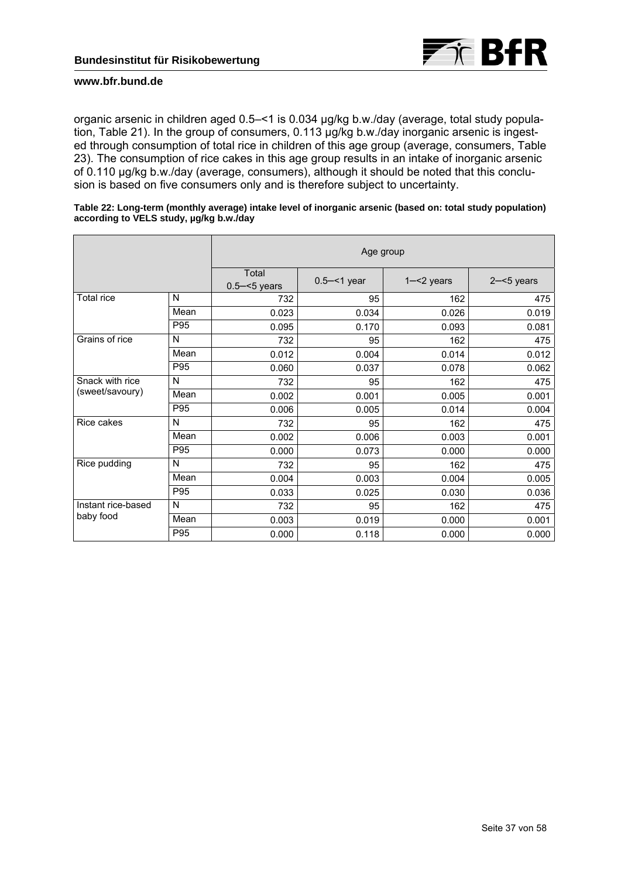organic arsenic in children aged 0.5–<1 is 0.034 µg/kg b.w./day (average, total study population, Table 21). In the group of consumers, 0.113 µg/kg b.w./day inorganic arsenic is ingested through consumption of total rice in children of this age group (average, consumers, Table 23). The consumption of rice cakes in this age group results in an intake of inorganic arsenic of 0.110 µg/kg b.w./day (average, consumers), although it should be noted that this conclusion is based on five consumers only and is therefore subject to uncertainty.

**Table 22: Long-term (monthly average) intake level of inorganic arsenic (based on: total study population) according to VELS study, µg/kg b.w./day**

| | | Age group | | | |
|---|---|---|---|---|---|
| | | Total 0.5–<5 years | 0.5–<1 year | 1–<2 years | 2–<5 years |
| Total rice | N | 732 | 95 | 162 | 475 |
| | Mean | 0.023 | 0.034 | 0.026 | 0.019 |
| | P95 | 0.095 | 0.170 | 0.093 | 0.081 |
| Grains of rice | N | 732 | 95 | 162 | 475 |
| | Mean | 0.012 | 0.004 | 0.014 | 0.012 |
| | P95 | 0.060 | 0.037 | 0.078 | 0.062 |
| Snack with rice (sweet/savoury) | N | 732 | 95 | 162 | 475 |
| | Mean | 0.002 | 0.001 | 0.005 | 0.001 |
| | P95 | 0.006 | 0.005 | 0.014 | 0.004 |
| Rice cakes | N | 732 | 95 | 162 | 475 |
| | Mean | 0.002 | 0.006 | 0.003 | 0.001 |
| | P95 | 0.000 | 0.073 | 0.000 | 0.000 |
| Rice pudding | N | 732 | 95 | 162 | 475 |
| | Mean | 0.004 | 0.003 | 0.004 | 0.005 |
| | P95 | 0.033 | 0.025 | 0.030 | 0.036 |
| Instant rice-based baby food | N | 732 | 95 | 162 | 475 |
| | Mean | 0.003 | 0.019 | 0.000 | 0.001 |
| | P95 | 0.000 | 0.118 | 0.000 | 0.000 |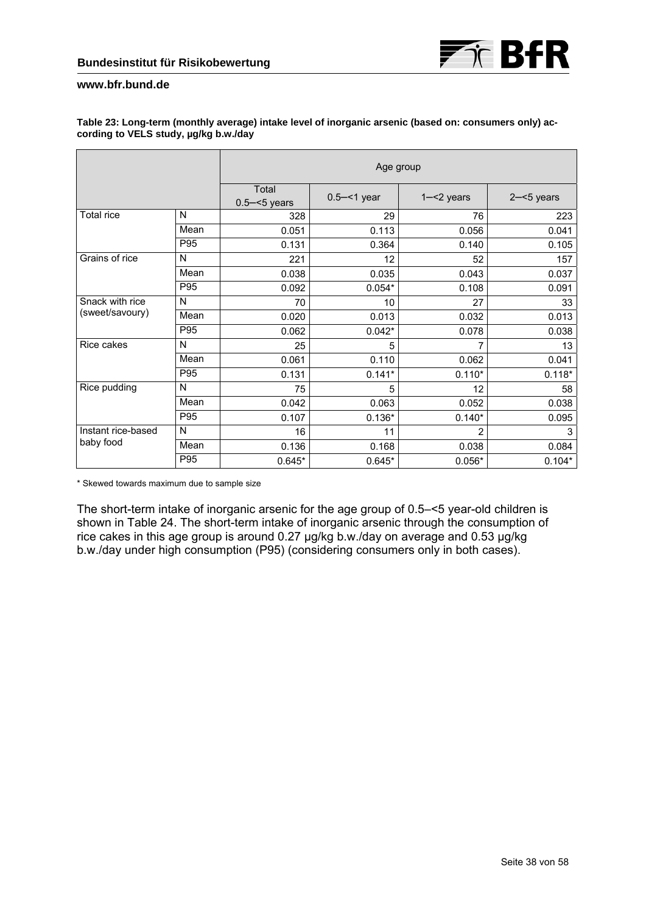**Table 23: Long-term (monthly average) intake level of inorganic arsenic (based on: consumers only) according to VELS study, µg/kg b.w./day**

| | | Age group | | | |
|---|---|---|---|---|---|
| | | Total 0.5–<5 years | 0.5–<1 year | 1–<2 years | 2–<5 years |
| Total rice | N | 328 | 29 | 76 | 223 |
| | Mean | 0.051 | 0.113 | 0.056 | 0.041 |
| | P95 | 0.131 | 0.364 | 0.140 | 0.105 |
| Grains of rice | N | 221 | 12 | 52 | 157 |
| | Mean | 0.038 | 0.035 | 0.043 | 0.037 |
| | P95 | 0.092 | 0.054* | 0.108 | 0.091 |
| Snack with rice (sweet/savoury) | N | 70 | 10 | 27 | 33 |
| | Mean | 0.020 | 0.013 | 0.032 | 0.013 |
| | P95 | 0.062 | 0.042* | 0.078 | 0.038 |
| Rice cakes | N | 25 | 5 | 7 | 13 |
| | Mean | 0.061 | 0.110 | 0.062 | 0.041 |
| | P95 | 0.131 | 0.141* | 0.110* | 0.118* |
| Rice pudding | N | 75 | 5 | 12 | 58 |
| | Mean | 0.042 | 0.063 | 0.052 | 0.038 |
| | P95 | 0.107 | 0.136* | 0.140* | 0.095 |
| Instant rice-based baby food | N | 16 | 11 | 2 | 3 |
| | Mean | 0.136 | 0.168 | 0.038 | 0.084 |
| | P95 | 0.645* | 0.645* | 0.056* | 0.104* |

* Skewed towards maximum due to sample size

The short-term intake of inorganic arsenic for the age group of 0.5–<5 year-old children is shown in Table 24. The short-term intake of inorganic arsenic through the consumption of rice cakes in this age group is around 0.27 µg/kg b.w./day on average and 0.53 µg/kg b.w./day under high consumption (P95) (considering consumers only in both cases).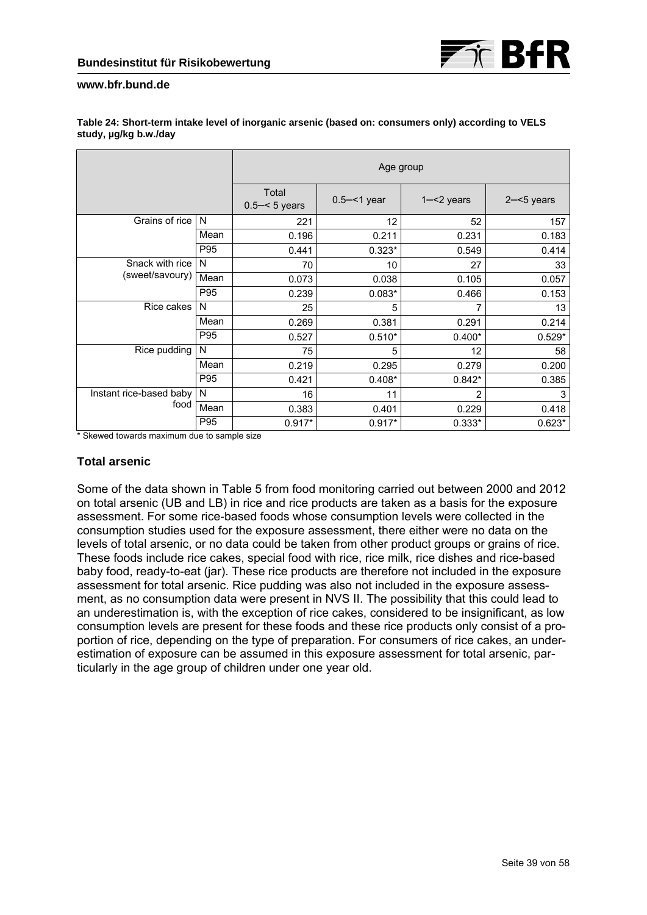**Table 24: Short-term intake level of inorganic arsenic (based on: consumers only) according to VELS study, µg/kg b.w./day**

| | | Age group | | | |
|---|---|---|---|---|---|
| | | Total 0.5–< 5 years | 0.5–<1 year | 1–<2 years | 2–<5 years |
| Grains of rice | N | 221 | 12 | 52 | 157 |
| | Mean | 0.196 | 0.211 | 0.231 | 0.183 |
| | P95 | 0.441 | 0.323* | 0.549 | 0.414 |
| Snack with rice (sweet/savoury) | N | 70 | 10 | 27 | 33 |
| | Mean | 0.073 | 0.038 | 0.105 | 0.057 |
| | P95 | 0.239 | 0.083* | 0.466 | 0.153 |
| Rice cakes | N | 25 | 5 | 7 | 13 |
| | Mean | 0.269 | 0.381 | 0.291 | 0.214 |
| | P95 | 0.527 | 0.510* | 0.400* | 0.529* |
| Rice pudding | N | 75 | 5 | 12 | 58 |
| | Mean | 0.219 | 0.295 | 0.279 | 0.200 |
| | P95 | 0.421 | 0.408* | 0.842* | 0.385 |
| Instant rice-based baby food | N | 16 | 11 | 2 | 3 |
| | Mean | 0.383 | 0.401 | 0.229 | 0.418 |
| | P95 | 0.917* | 0.917* | 0.333* | 0.623* |

\* Skewed towards maximum due to sample size

### Total arsenic

Some of the data shown in Table 5 from food monitoring carried out between 2000 and 2012 on total arsenic (UB and LB) in rice and rice products are taken as a basis for the exposure assessment. For some rice-based foods whose consumption levels were collected in the consumption studies used for the exposure assessment, there either were no data on the levels of total arsenic, or no data could be taken from other product groups or grains of rice. These foods include rice cakes, special food with rice, rice milk, rice dishes and rice-based baby food, ready-to-eat (jar). These rice products are therefore not included in the exposure assessment for total arsenic. Rice pudding was also not included in the exposure assessment, as no consumption data were present in NVS II. The possibility that this could lead to an underestimation is, with the exception of rice cakes, considered to be insignificant, as low consumption levels are present for these foods and these rice products only consist of a proportion of rice, depending on the type of preparation. For consumers of rice cakes, an underestimation of exposure can be assumed in this exposure assessment for total arsenic, particularly in the age group of children under one year old.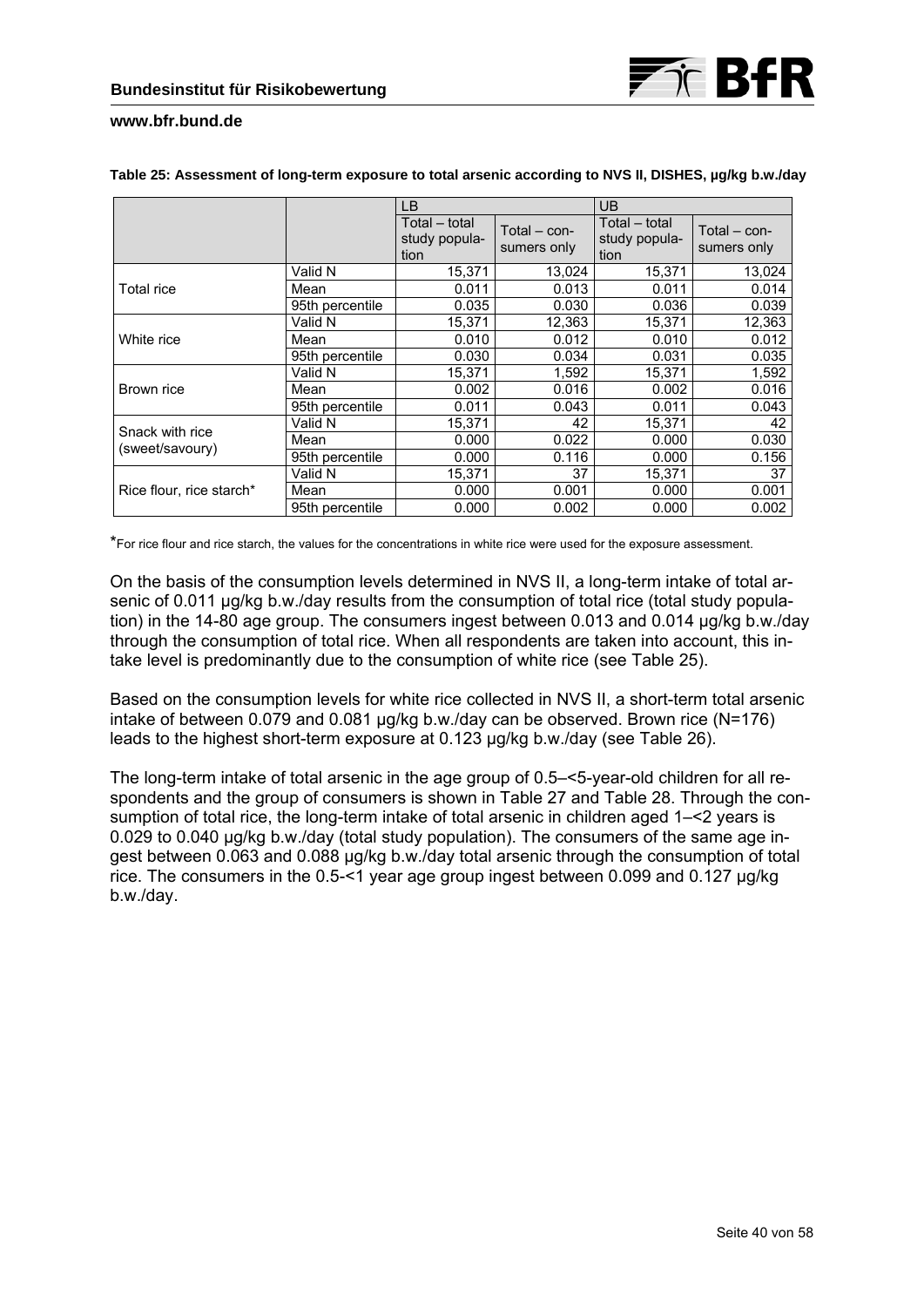**Table 25: Assessment of long-term exposure to total arsenic according to NVS II, DISHES, µg/kg b.w./day**

| | | LB | | UB | |
|---|---|---|---|---|---|
| | | Total – total study population | Total – consumers only | Total – total study population | Total – consumers only |
| Total rice | Valid N | 15,371 | 13,024 | 15,371 | 13,024 |
| | Mean | 0.011 | 0.013 | 0.011 | 0.014 |
| | 95th percentile | 0.035 | 0.030 | 0.036 | 0.039 |
| White rice | Valid N | 15,371 | 12,363 | 15,371 | 12,363 |
| | Mean | 0.010 | 0.012 | 0.010 | 0.012 |
| | 95th percentile | 0.030 | 0.034 | 0.031 | 0.035 |
| Brown rice | Valid N | 15,371 | 1,592 | 15,371 | 1,592 |
| | Mean | 0.002 | 0.016 | 0.002 | 0.016 |
| | 95th percentile | 0.011 | 0.043 | 0.011 | 0.043 |
| Snack with rice (sweet/savoury) | Valid N | 15,371 | 42 | 15,371 | 42 |
| | Mean | 0.000 | 0.022 | 0.000 | 0.030 |
| | 95th percentile | 0.000 | 0.116 | 0.000 | 0.156 |
| Rice flour, rice starch* | Valid N | 15,371 | 37 | 15,371 | 37 |
| | Mean | 0.000 | 0.001 | 0.000 | 0.001 |
| | 95th percentile | 0.000 | 0.002 | 0.000 | 0.002 |

*For rice flour and rice starch, the values for the concentrations in white rice were used for the exposure assessment.

On the basis of the consumption levels determined in NVS II, a long-term intake of total arsenic of 0.011 µg/kg b.w./day results from the consumption of total rice (total study population) in the 14-80 age group. The consumers ingest between 0.013 and 0.014 µg/kg b.w./day through the consumption of total rice. When all respondents are taken into account, this intake level is predominantly due to the consumption of white rice (see Table 25).

Based on the consumption levels for white rice collected in NVS II, a short-term total arsenic intake of between 0.079 and 0.081 µg/kg b.w./day can be observed. Brown rice (N=176) leads to the highest short-term exposure at 0.123 µg/kg b.w./day (see Table 26).

The long-term intake of total arsenic in the age group of 0.5–<5-year-old children for all respondents and the group of consumers is shown in Table 27 and Table 28. Through the consumption of total rice, the long-term intake of total arsenic in children aged 1–<2 years is 0.029 to 0.040 µg/kg b.w./day (total study population). The consumers of the same age ingest between 0.063 and 0.088 µg/kg b.w./day total arsenic through the consumption of total rice. The consumers in the 0.5-<1 year age group ingest between 0.099 and 0.127 µg/kg b.w./day.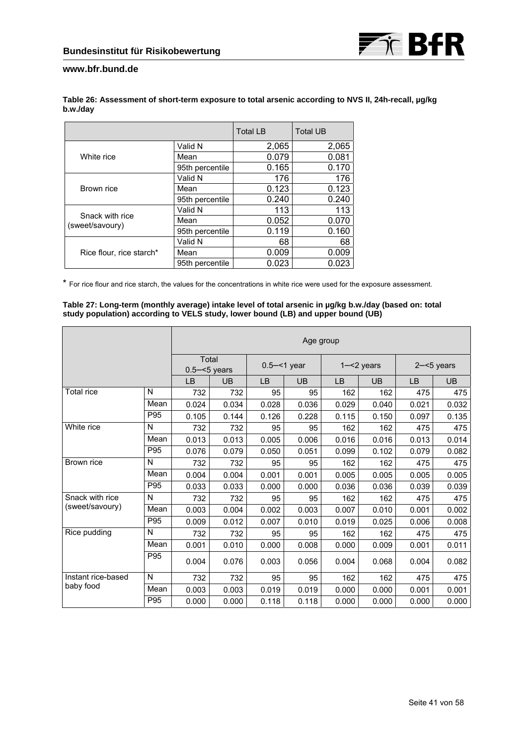**Table 26: Assessment of short-term exposure to total arsenic according to NVS II, 24h-recall, µg/kg b.w./day**

| | | Total LB | Total UB |
|---|---|---|---|
| White rice | Valid N | 2,065 | 2,065 |
| | Mean | 0.079 | 0.081 |
| | 95th percentile | 0.165 | 0.170 |
| Brown rice | Valid N | 176 | 176 |
| | Mean | 0.123 | 0.123 |
| | 95th percentile | 0.240 | 0.240 |
| Snack with rice (sweet/savoury) | Valid N | 113 | 113 |
| | Mean | 0.052 | 0.070 |
| | 95th percentile | 0.119 | 0.160 |
| Rice flour, rice starch* | Valid N | 68 | 68 |
| | Mean | 0.009 | 0.009 |
| | 95th percentile | 0.023 | 0.023 |

* For rice flour and rice starch, the values for the concentrations in white rice were used for the exposure assessment.

**Table 27: Long-term (monthly average) intake level of total arsenic in µg/kg b.w./day (based on: total study population) according to VELS study, lower bound (LB) and upper bound (UB)**

| | | Age group | | | | | | | |
|---|---|---|---|---|---|---|---|---|---|
| | | Total 0.5–<5 years | | 0.5–<1 year | | 1–<2 years | | 2–<5 years | |
| | | LB | UB | LB | UB | LB | UB | LB | UB |
| Total rice | N | 732 | 732 | 95 | 95 | 162 | 162 | 475 | 475 |
| | Mean | 0.024 | 0.034 | 0.028 | 0.036 | 0.029 | 0.040 | 0.021 | 0.032 |
| | P95 | 0.105 | 0.144 | 0.126 | 0.228 | 0.115 | 0.150 | 0.097 | 0.135 |
| White rice | N | 732 | 732 | 95 | 95 | 162 | 162 | 475 | 475 |
| | Mean | 0.013 | 0.013 | 0.005 | 0.006 | 0.016 | 0.016 | 0.013 | 0.014 |
| | P95 | 0.076 | 0.079 | 0.050 | 0.051 | 0.099 | 0.102 | 0.079 | 0.082 |
| Brown rice | N | 732 | 732 | 95 | 95 | 162 | 162 | 475 | 475 |
| | Mean | 0.004 | 0.004 | 0.001 | 0.001 | 0.005 | 0.005 | 0.005 | 0.005 |
| | P95 | 0.033 | 0.033 | 0.000 | 0.000 | 0.036 | 0.036 | 0.039 | 0.039 |
| Snack with rice (sweet/savoury) | N | 732 | 732 | 95 | 95 | 162 | 162 | 475 | 475 |
| | Mean | 0.003 | 0.004 | 0.002 | 0.003 | 0.007 | 0.010 | 0.001 | 0.002 |
| | P95 | 0.009 | 0.012 | 0.007 | 0.010 | 0.019 | 0.025 | 0.006 | 0.008 |
| Rice pudding | N | 732 | 732 | 95 | 95 | 162 | 162 | 475 | 475 |
| | Mean | 0.001 | 0.010 | 0.000 | 0.008 | 0.000 | 0.009 | 0.001 | 0.011 |
| | P95 | 0.004 | 0.076 | 0.003 | 0.056 | 0.004 | 0.068 | 0.004 | 0.082 |
| Instant rice-based baby food | N | 732 | 732 | 95 | 95 | 162 | 162 | 475 | 475 |
| | Mean | 0.003 | 0.003 | 0.019 | 0.019 | 0.000 | 0.000 | 0.001 | 0.001 |
| | P95 | 0.000 | 0.000 | 0.118 | 0.118 | 0.000 | 0.000 | 0.000 | 0.000 |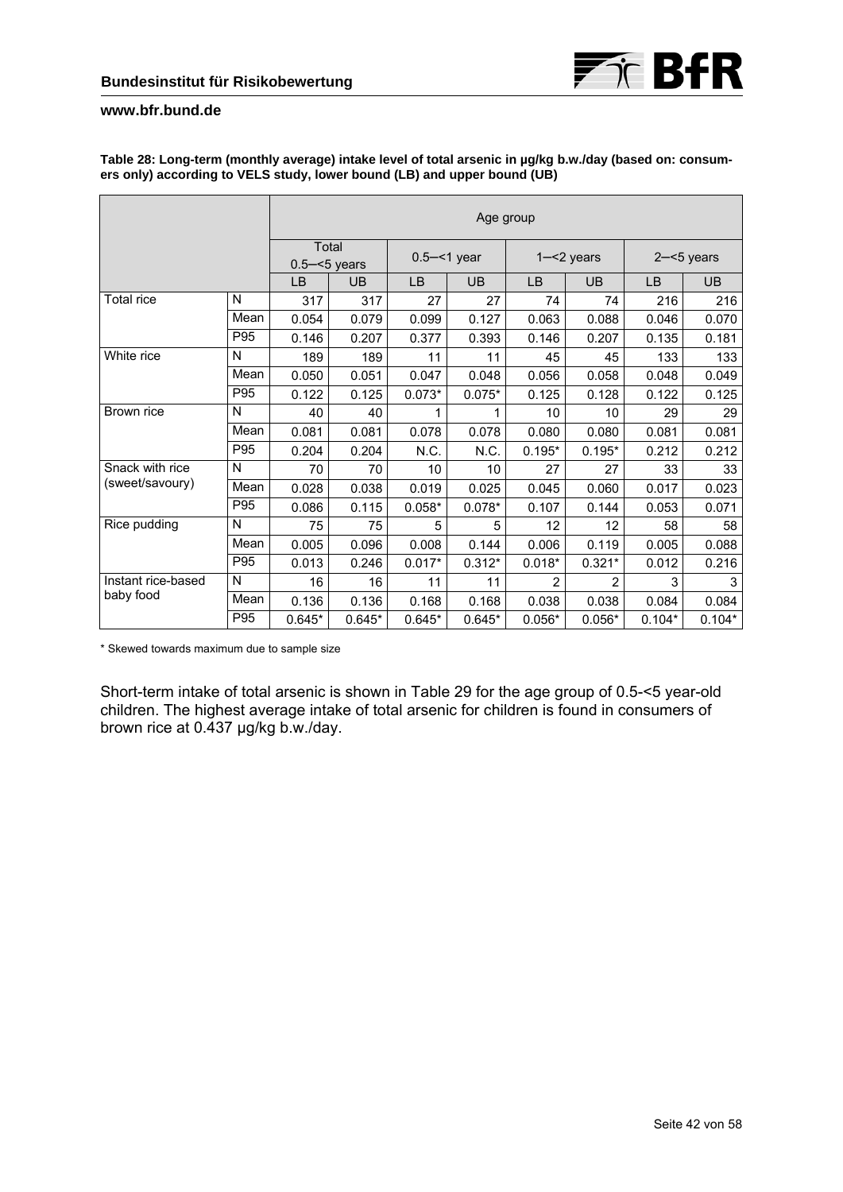**Table 28: Long-term (monthly average) intake level of total arsenic in µg/kg b.w./day (based on: consumers only) according to VELS study, lower bound (LB) and upper bound (UB)**

| | | Age group | | | | | | | |
|---|---|---|---|---|---|---|---|---|---|
| | | Total 0.5–<5 years | | 0.5–<1 year | | 1–<2 years | | 2–<5 years | |
| | | LB | UB | LB | UB | LB | UB | LB | UB |
| Total rice | N | 317 | 317 | 27 | 27 | 74 | 74 | 216 | 216 |
| | Mean | 0.054 | 0.079 | 0.099 | 0.127 | 0.063 | 0.088 | 0.046 | 0.070 |
| | P95 | 0.146 | 0.207 | 0.377 | 0.393 | 0.146 | 0.207 | 0.135 | 0.181 |
| White rice | N | 189 | 189 | 11 | 11 | 45 | 45 | 133 | 133 |
| | Mean | 0.050 | 0.051 | 0.047 | 0.048 | 0.056 | 0.058 | 0.048 | 0.049 |
| | P95 | 0.122 | 0.125 | 0.073* | 0.075* | 0.125 | 0.128 | 0.122 | 0.125 |
| Brown rice | N | 40 | 40 | 1 | 1 | 10 | 10 | 29 | 29 |
| | Mean | 0.081 | 0.081 | 0.078 | 0.078 | 0.080 | 0.080 | 0.081 | 0.081 |
| | P95 | 0.204 | 0.204 | N.C. | N.C. | 0.195* | 0.195* | 0.212 | 0.212 |
| Snack with rice (sweet/savoury) | N | 70 | 70 | 10 | 10 | 27 | 27 | 33 | 33 |
| | Mean | 0.028 | 0.038 | 0.019 | 0.025 | 0.045 | 0.060 | 0.017 | 0.023 |
| | P95 | 0.086 | 0.115 | 0.058* | 0.078* | 0.107 | 0.144 | 0.053 | 0.071 |
| Rice pudding | N | 75 | 75 | 5 | 5 | 12 | 12 | 58 | 58 |
| | Mean | 0.005 | 0.096 | 0.008 | 0.144 | 0.006 | 0.119 | 0.005 | 0.088 |
| | P95 | 0.013 | 0.246 | 0.017* | 0.312* | 0.018* | 0.321* | 0.012 | 0.216 |
| Instant rice-based baby food | N | 16 | 16 | 11 | 11 | 2 | 2 | 3 | 3 |
| | Mean | 0.136 | 0.136 | 0.168 | 0.168 | 0.038 | 0.038 | 0.084 | 0.084 |
| | P95 | 0.645* | 0.645* | 0.645* | 0.645* | 0.056* | 0.056* | 0.104* | 0.104* |

* Skewed towards maximum due to sample size

Short-term intake of total arsenic is shown in Table 29 for the age group of 0.5-<5 year-old children. The highest average intake of total arsenic for children is found in consumers of brown rice at 0.437 µg/kg b.w./day.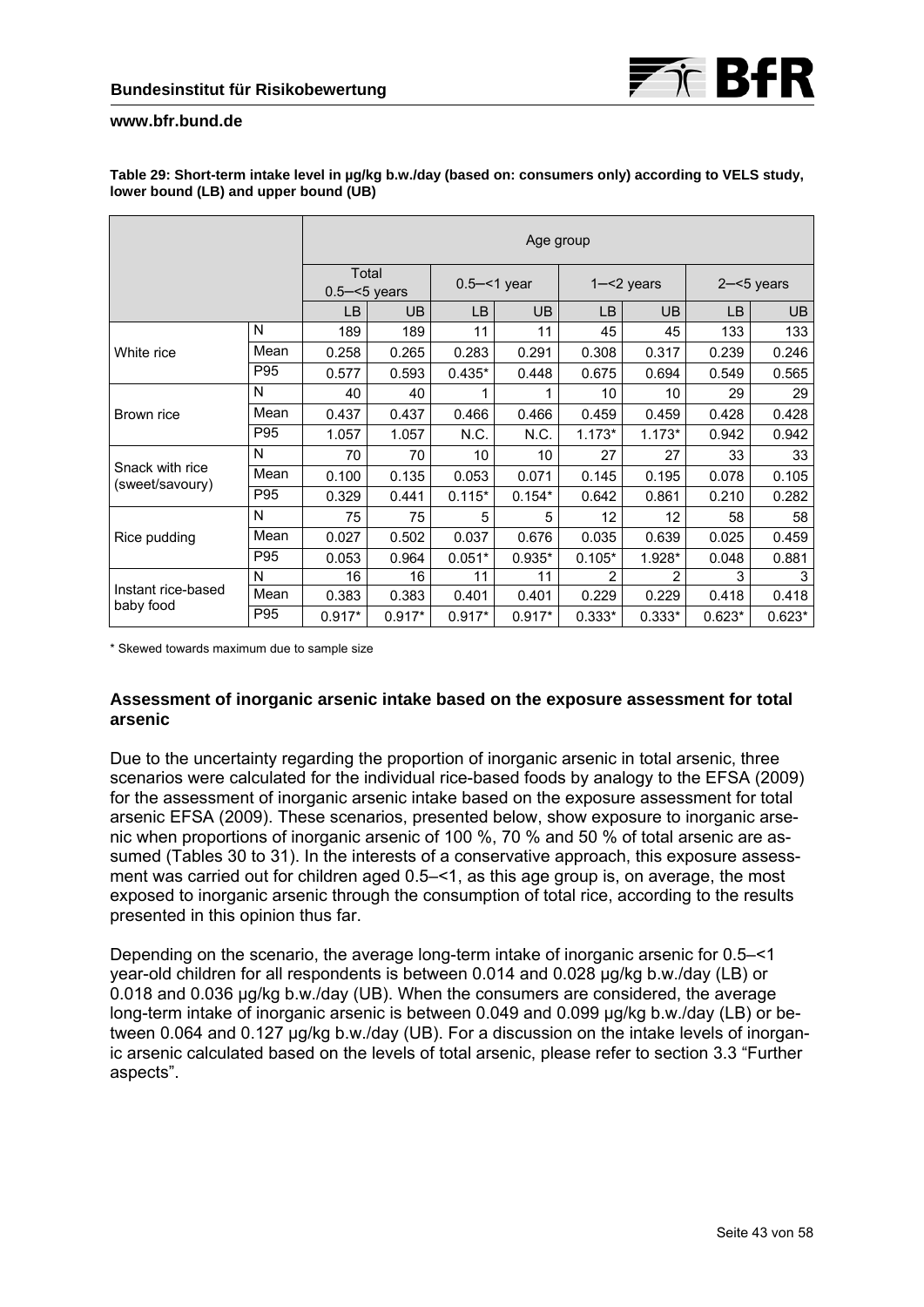**Table 29: Short-term intake level in µg/kg b.w./day (based on: consumers only) according to VELS study, lower bound (LB) and upper bound (UB)**

| | | Age group | | | | | | | |
|---|---|---|---|---|---|---|---|---|---|
| | | Total 0.5–<5 years | | 0.5–<1 year | | 1–<2 years | | 2–<5 years | |
| | | LB | UB | LB | UB | LB | UB | LB | UB |
| White rice | N | 189 | 189 | 11 | 11 | 45 | 45 | 133 | 133 |
| | Mean | 0.258 | 0.265 | 0.283 | 0.291 | 0.308 | 0.317 | 0.239 | 0.246 |
| | P95 | 0.577 | 0.593 | 0.435* | 0.448 | 0.675 | 0.694 | 0.549 | 0.565 |
| Brown rice | N | 40 | 40 | 1 | 1 | 10 | 10 | 29 | 29 |
| | Mean | 0.437 | 0.437 | 0.466 | 0.466 | 0.459 | 0.459 | 0.428 | 0.428 |
| | P95 | 1.057 | 1.057 | N.C. | N.C. | 1.173* | 1.173* | 0.942 | 0.942 |
| Snack with rice (sweet/savoury) | N | 70 | 70 | 10 | 10 | 27 | 27 | 33 | 33 |
| | Mean | 0.100 | 0.135 | 0.053 | 0.071 | 0.145 | 0.195 | 0.078 | 0.105 |
| | P95 | 0.329 | 0.441 | 0.115* | 0.154* | 0.642 | 0.861 | 0.210 | 0.282 |
| Rice pudding | N | 75 | 75 | 5 | 5 | 12 | 12 | 58 | 58 |
| | Mean | 0.027 | 0.502 | 0.037 | 0.676 | 0.035 | 0.639 | 0.025 | 0.459 |
| | P95 | 0.053 | 0.964 | 0.051* | 0.935* | 0.105* | 1.928* | 0.048 | 0.881 |
| Instant rice-based baby food | N | 16 | 16 | 11 | 11 | 2 | 2 | 3 | 3 |
| | Mean | 0.383 | 0.383 | 0.401 | 0.401 | 0.229 | 0.229 | 0.418 | 0.418 |
| | P95 | 0.917* | 0.917* | 0.917* | 0.917* | 0.333* | 0.333* | 0.623* | 0.623* |

* Skewed towards maximum due to sample size

### Assessment of inorganic arsenic intake based on the exposure assessment for total arsenic

Due to the uncertainty regarding the proportion of inorganic arsenic in total arsenic, three scenarios were calculated for the individual rice-based foods by analogy to the EFSA (2009) for the assessment of inorganic arsenic intake based on the exposure assessment for total arsenic EFSA (2009). These scenarios, presented below, show exposure to inorganic arsenic when proportions of inorganic arsenic of 100 %, 70 % and 50 % of total arsenic are assumed (Tables 30 to 31). In the interests of a conservative approach, this exposure assessment was carried out for children aged 0.5–<1, as this age group is, on average, the most exposed to inorganic arsenic through the consumption of total rice, according to the results presented in this opinion thus far.

Depending on the scenario, the average long-term intake of inorganic arsenic for 0.5–<1 year-old children for all respondents is between 0.014 and 0.028 µg/kg b.w./day (LB) or 0.018 and 0.036 µg/kg b.w./day (UB). When the consumers are considered, the average long-term intake of inorganic arsenic is between 0.049 and 0.099 µg/kg b.w./day (LB) or between 0.064 and 0.127 µg/kg b.w./day (UB). For a discussion on the intake levels of inorganic arsenic calculated based on the levels of total arsenic, please refer to section 3.3 "Further aspects".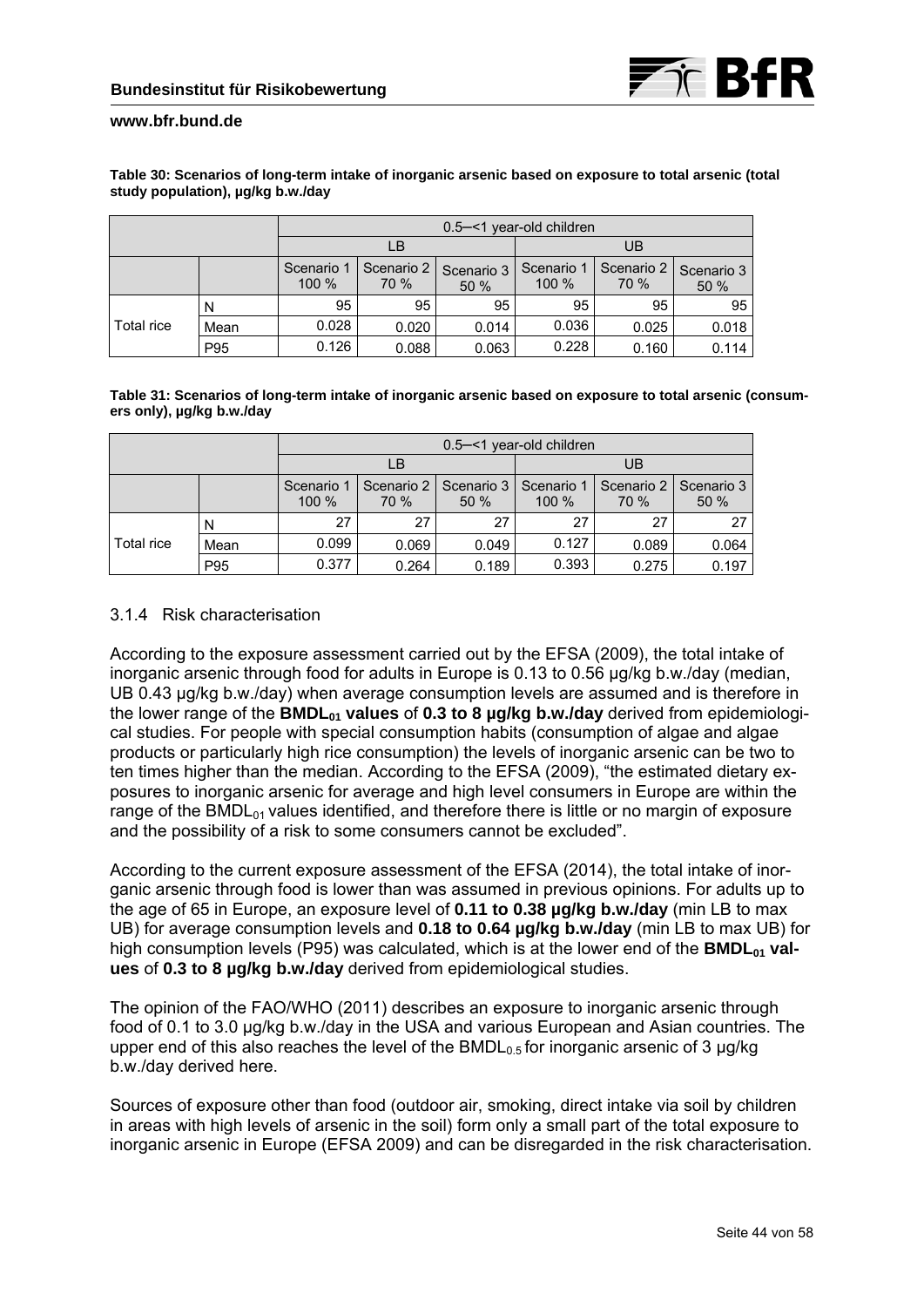**Table 30: Scenarios of long-term intake of inorganic arsenic based on exposure to total arsenic (total study population), µg/kg b.w./day**

| | | 0.5–<1 year-old children | | | | | |
|---|---|---|---|---|---|---|---|
| | | LB | | | UB | | |
| | | Scenario 1 100 % | Scenario 2 70 % | Scenario 3 50 % | Scenario 1 100 % | Scenario 2 70 % | Scenario 3 50 % |
| Total rice | N | 95 | 95 | 95 | 95 | 95 | 95 |
| | Mean | 0.028 | 0.020 | 0.014 | 0.036 | 0.025 | 0.018 |
| | P95 | 0.126 | 0.088 | 0.063 | 0.228 | 0.160 | 0.114 |

**Table 31: Scenarios of long-term intake of inorganic arsenic based on exposure to total arsenic (consumers only), µg/kg b.w./day**

| | | 0.5–<1 year-old children | | | | | |
|---|---|---|---|---|---|---|---|
| | | LB | | | UB | | |
| | | Scenario 1 100 % | Scenario 2 70 % | Scenario 3 50 % | Scenario 1 100 % | Scenario 2 70 % | Scenario 3 50 % |
| Total rice | N | 27 | 27 | 27 | 27 | 27 | 27 |
| | Mean | 0.099 | 0.069 | 0.049 | 0.127 | 0.089 | 0.064 |
| | P95 | 0.377 | 0.264 | 0.189 | 0.393 | 0.275 | 0.197 |

### 3.1.4 Risk characterisation

According to the exposure assessment carried out by the EFSA (2009), the total intake of inorganic arsenic through food for adults in Europe is 0.13 to 0.56 µg/kg b.w./day (median, UB 0.43 µg/kg b.w./day) when average consumption levels are assumed and is therefore in the lower range of the **$BMDL_{01}$ values** of **0.3 to 8 µg/kg b.w./day** derived from epidemiological studies. For people with special consumption habits (consumption of algae and algae products or particularly high rice consumption) the levels of inorganic arsenic can be two to ten times higher than the median. According to the EFSA (2009), "the estimated dietary exposures to inorganic arsenic for average and high level consumers in Europe are within the range of the $BMDL_{01}$ values identified, and therefore there is little or no margin of exposure and the possibility of a risk to some consumers cannot be excluded".

According to the current exposure assessment of the EFSA (2014), the total intake of inorganic arsenic through food is lower than was assumed in previous opinions. For adults up to the age of 65 in Europe, an exposure level of **0.11 to 0.38 µg/kg b.w./day** (min LB to max UB) for average consumption levels and **0.18 to 0.64 µg/kg b.w./day** (min LB to max UB) for high consumption levels (P95) was calculated, which is at the lower end of the **$BMDL_{01}$ values** of **0.3 to 8 µg/kg b.w./day** derived from epidemiological studies.

The opinion of the FAO/WHO (2011) describes an exposure to inorganic arsenic through food of 0.1 to 3.0 µg/kg b.w./day in the USA and various European and Asian countries. The upper end of this also reaches the level of the $BMDL_{0.5}$ for inorganic arsenic of 3 µg/kg b.w./day derived here.

Sources of exposure other than food (outdoor air, smoking, direct intake via soil by children in areas with high levels of arsenic in the soil) form only a small part of the total exposure to inorganic arsenic in Europe (EFSA 2009) and can be disregarded in the risk characterisation.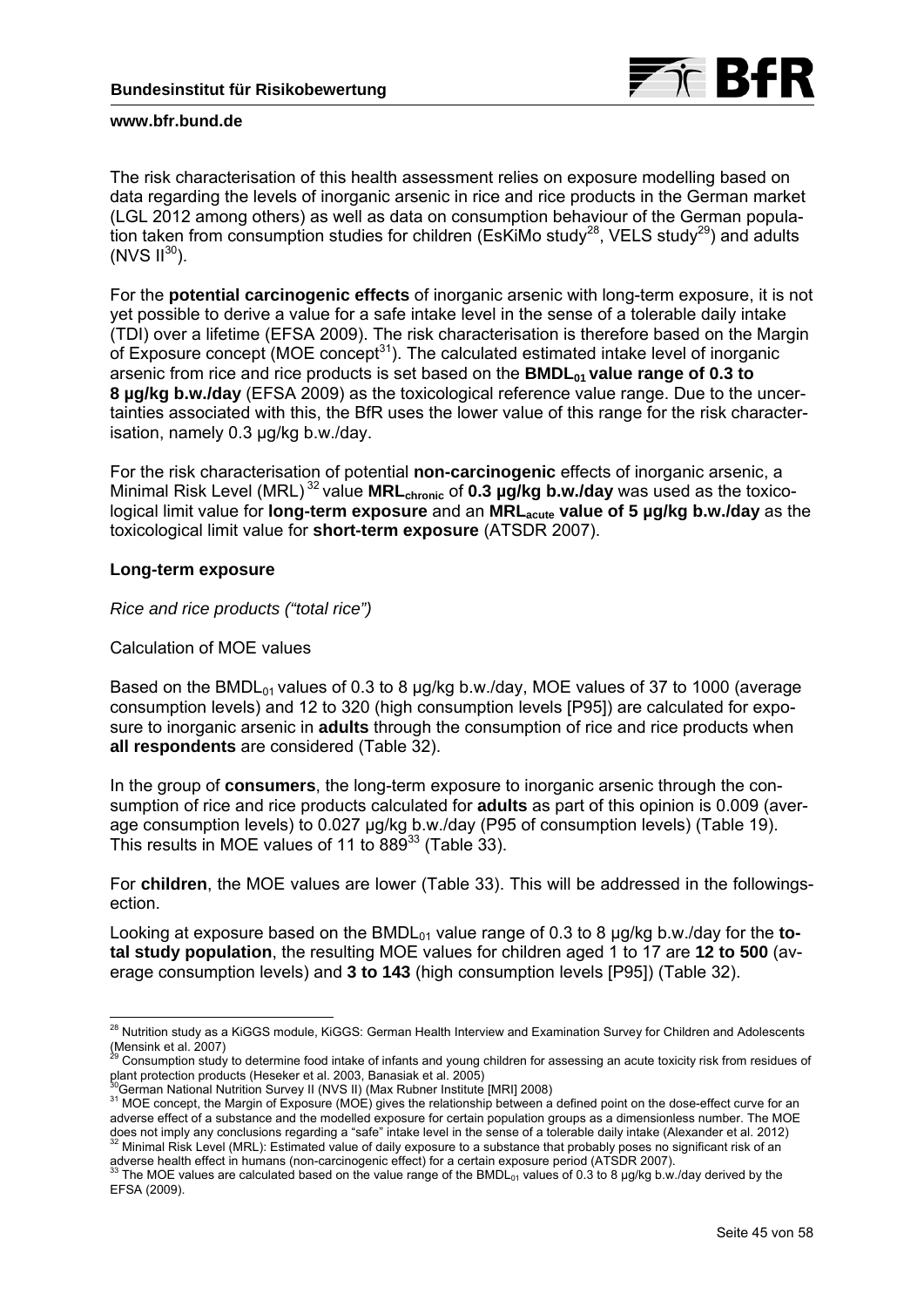The risk characterisation of this health assessment relies on exposure modelling based on data regarding the levels of inorganic arsenic in rice and rice products in the German market (LGL 2012 among others) as well as data on consumption behaviour of the German population taken from consumption studies for children (EsKiMo study[28], VELS study[29]) and adults (NVS II[30]).

For the **potential carcinogenic effects** of inorganic arsenic with long-term exposure, it is not yet possible to derive a value for a safe intake level in the sense of a tolerable daily intake (TDI) over a lifetime (EFSA 2009). The risk characterisation is therefore based on the Margin of Exposure concept (MOE concept[31]). The calculated estimated intake level of inorganic arsenic from rice and rice products is set based on the **$BMDL_{01}$ value range of 0.3 to 8 µg/kg b.w./day** (EFSA 2009) as the toxicological reference value range. Due to the uncertainties associated with this, the BfR uses the lower value of this range for the risk characterisation, namely 0.3 µg/kg b.w./day.

For the risk characterisation of potential **non-carcinogenic** effects of inorganic arsenic, a Minimal Risk Level (MRL)[32] value **$MRL_{chronic}$** of **0.3 µg/kg b.w./day** was used as the toxicological limit value for **long-term exposure** and an **$MRL_{acute}$ value of 5 µg/kg b.w./day** as the toxicological limit value for **short-term exposure** (ATSDR 2007).

**Long-term exposure**

*Rice and rice products ("total rice")*

Calculation of MOE values

Based on the $BMDL_{01}$ values of 0.3 to 8 µg/kg b.w./day, MOE values of 37 to 1000 (average consumption levels) and 12 to 320 (high consumption levels [P95]) are calculated for exposure to inorganic arsenic in **adults** through the consumption of rice and rice products when **all respondents** are considered (Table 32).

In the group of **consumers**, the long-term exposure to inorganic arsenic through the consumption of rice and rice products calculated for **adults** as part of this opinion is 0.009 (average consumption levels) to 0.027 µg/kg b.w./day (P95 of consumption levels) (Table 19). This results in MOE values of 11 to 889[33] (Table 33).

For **children**, the MOE values are lower (Table 33). This will be addressed in the followingsection.

Looking at exposure based on the $BMDL_{01}$ value range of 0.3 to 8 µg/kg b.w./day for the **total study population**, the resulting MOE values for children aged 1 to 17 are **12 to 500** (average consumption levels) and **3 to 143** (high consumption levels [P95]) (Table 32).

---

[28] Nutrition study as a KiGGS module, KiGGS: German Health Interview and Examination Survey for Children and Adolescents (Mensink et al. 2007)

[29] Consumption study to determine food intake of infants and young children for assessing an acute toxicity risk from residues of plant protection products (Heseker et al. 2003, Banasiak et al. 2005)

[30] German National Nutrition Survey II (NVS II) (Max Rubner Institute [MRI] 2008)

[31] MOE concept, the Margin of Exposure (MOE) gives the relationship between a defined point on the dose-effect curve for an adverse effect of a substance and the modelled exposure for certain population groups as a dimensionless number. The MOE does not imply any conclusions regarding a "safe" intake level in the sense of a tolerable daily intake (Alexander et al. 2012)

[32] Minimal Risk Level (MRL): Estimated value of daily exposure to a substance that probably poses no significant risk of an adverse health effect in humans (non-carcinogenic effect) for a certain exposure period (ATSDR 2007).

[33] The MOE values are calculated based on the value range of the $BMDL_{01}$ values of 0.3 to 8 µg/kg b.w./day derived by the EFSA (2009).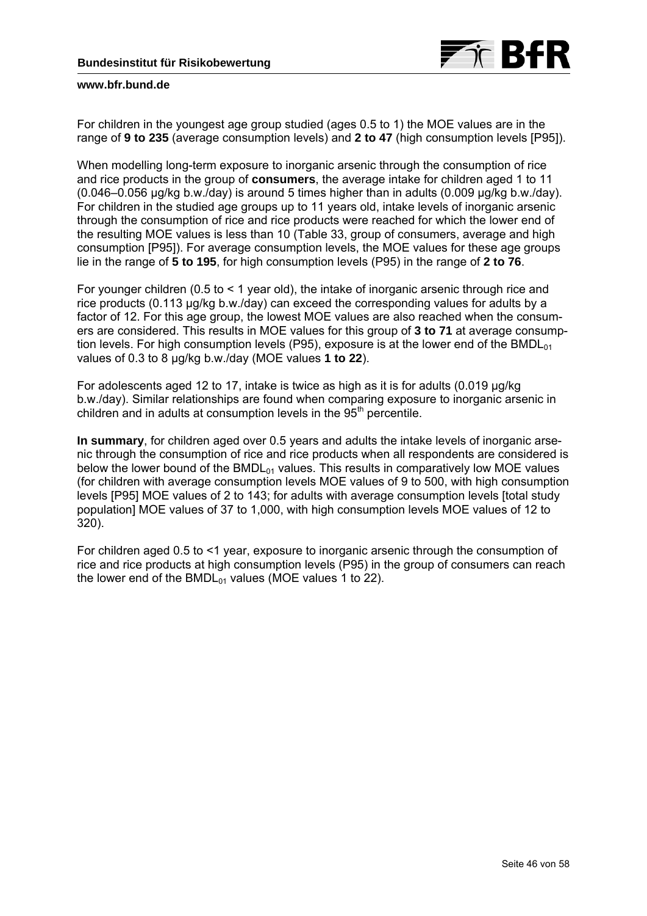For children in the youngest age group studied (ages 0.5 to 1) the MOE values are in the range of **9 to 235** (average consumption levels) and **2 to 47** (high consumption levels [P95]).

When modelling long-term exposure to inorganic arsenic through the consumption of rice and rice products in the group of **consumers**, the average intake for children aged 1 to 11 (0.046–0.056 µg/kg b.w./day) is around 5 times higher than in adults (0.009 µg/kg b.w./day). For children in the studied age groups up to 11 years old, intake levels of inorganic arsenic through the consumption of rice and rice products were reached for which the lower end of the resulting MOE values is less than 10 (Table 33, group of consumers, average and high consumption [P95]). For average consumption levels, the MOE values for these age groups lie in the range of **5 to 195**, for high consumption levels (P95) in the range of **2 to 76**.

For younger children (0.5 to < 1 year old), the intake of inorganic arsenic through rice and rice products (0.113 µg/kg b.w./day) can exceed the corresponding values for adults by a factor of 12. For this age group, the lowest MOE values are also reached when the consumers are considered. This results in MOE values for this group of **3 to 71** at average consumption levels. For high consumption levels (P95), exposure is at the lower end of the $BMDL_{01}$ values of 0.3 to 8 µg/kg b.w./day (MOE values **1 to 22**).

For adolescents aged 12 to 17, intake is twice as high as it is for adults (0.019 µg/kg b.w./day). Similar relationships are found when comparing exposure to inorganic arsenic in children and in adults at consumption levels in the $95^{th}$ percentile.

**In summary**, for children aged over 0.5 years and adults the intake levels of inorganic arsenic through the consumption of rice and rice products when all respondents are considered is below the lower bound of the $BMDL_{01}$ values. This results in comparatively low MOE values (for children with average consumption levels MOE values of 9 to 500, with high consumption levels [P95] MOE values of 2 to 143; for adults with average consumption levels [total study population] MOE values of 37 to 1,000, with high consumption levels MOE values of 12 to 320).

For children aged 0.5 to <1 year, exposure to inorganic arsenic through the consumption of rice and rice products at high consumption levels (P95) in the group of consumers can reach the lower end of the $BMDL_{01}$ values (MOE values 1 to 22).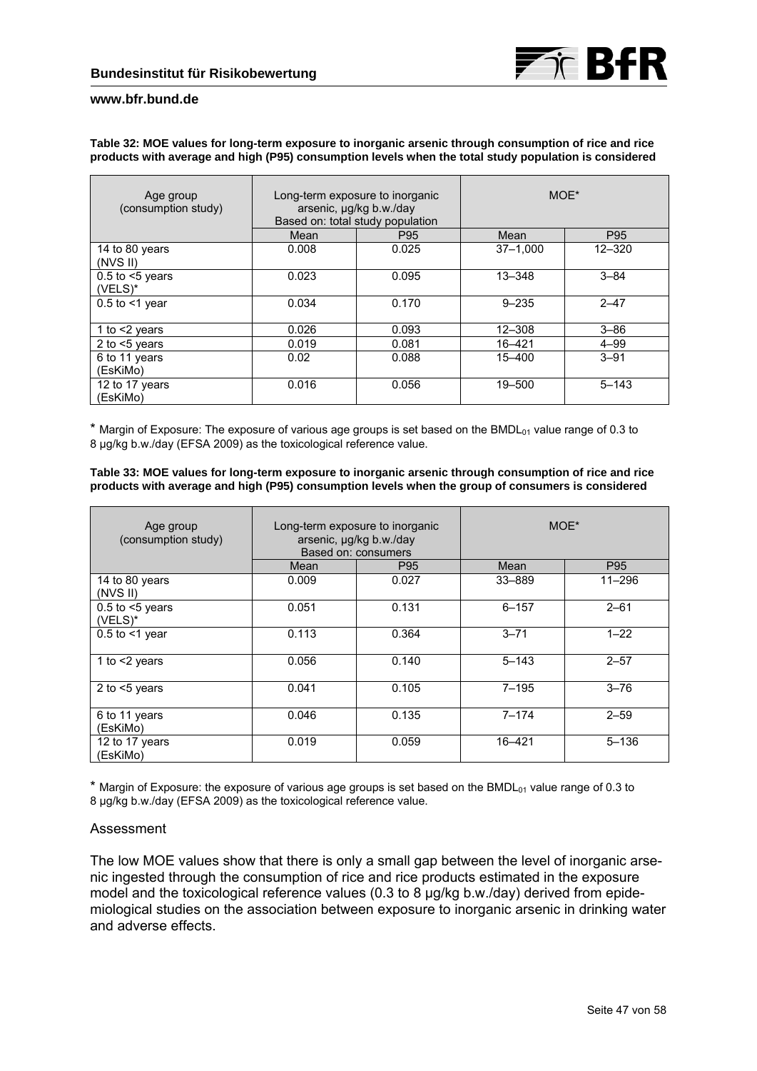**Table 32: MOE values for long-term exposure to inorganic arsenic through consumption of rice and rice products with average and high (P95) consumption levels when the total study population is considered**

| Age group (consumption study) | Long-term exposure to inorganic arsenic, µg/kg b.w./day Based on: total study population | | MOE* | |
|---|---|---|---|---|
| | Mean | P95 | Mean | P95 |
| 14 to 80 years (NVS II) | 0.008 | 0.025 | 37–1,000 | 12–320 |
| 0.5 to <5 years (VELS)* | 0.023 | 0.095 | 13–348 | 3–84 |
| 0.5 to <1 year | 0.034 | 0.170 | 9–235 | 2–47 |
| 1 to <2 years | 0.026 | 0.093 | 12–308 | 3–86 |
| 2 to <5 years | 0.019 | 0.081 | 16–421 | 4–99 |
| 6 to 11 years (EsKiMo) | 0.02 | 0.088 | 15–400 | 3–91 |
| 12 to 17 years (EsKiMo) | 0.016 | 0.056 | 19–500 | 5–143 |

\* Margin of Exposure: The exposure of various age groups is set based on the $BMDL_{01}$ value range of 0.3 to 8 µg/kg b.w./day (EFSA 2009) as the toxicological reference value.

**Table 33: MOE values for long-term exposure to inorganic arsenic through consumption of rice and rice products with average and high (P95) consumption levels when the group of consumers is considered**

| Age group (consumption study) | Long-term exposure to inorganic arsenic, µg/kg b.w./day Based on: consumers | | MOE* | |
|---|---|---|---|---|
| | Mean | P95 | Mean | P95 |
| 14 to 80 years (NVS II) | 0.009 | 0.027 | 33–889 | 11–296 |
| 0.5 to <5 years (VELS)* | 0.051 | 0.131 | 6–157 | 2–61 |
| 0.5 to <1 year | 0.113 | 0.364 | 3–71 | 1–22 |
| 1 to <2 years | 0.056 | 0.140 | 5–143 | 2–57 |
| 2 to <5 years | 0.041 | 0.105 | 7–195 | 3–76 |
| 6 to 11 years (EsKiMo) | 0.046 | 0.135 | 7–174 | 2–59 |
| 12 to 17 years (EsKiMo) | 0.019 | 0.059 | 16–421 | 5–136 |

\* Margin of Exposure: the exposure of various age groups is set based on the $BMDL_{01}$ value range of 0.3 to 8 µg/kg b.w./day (EFSA 2009) as the toxicological reference value.

Assessment

The low MOE values show that there is only a small gap between the level of inorganic arsenic ingested through the consumption of rice and rice products estimated in the exposure model and the toxicological reference values (0.3 to 8 µg/kg b.w./day) derived from epidemiological studies on the association between exposure to inorganic arsenic in drinking water and adverse effects.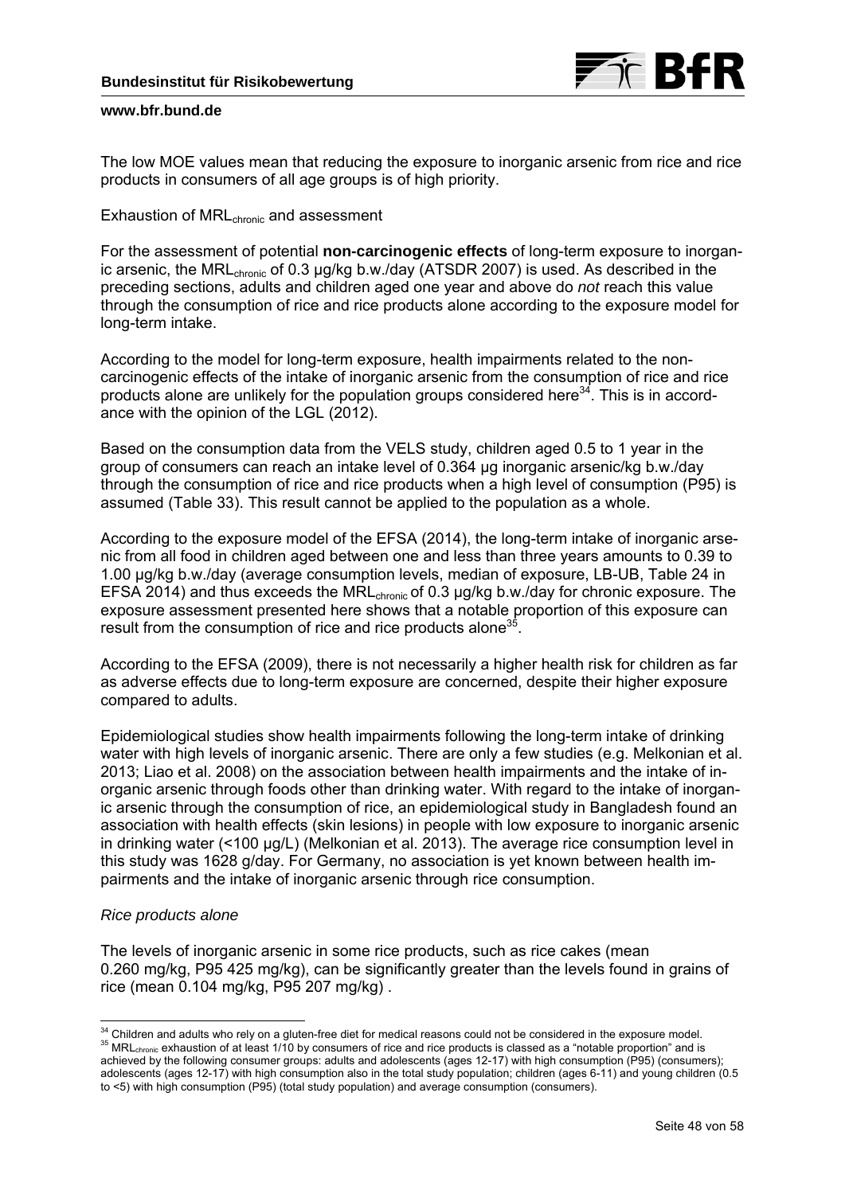The low MOE values mean that reducing the exposure to inorganic arsenic from rice and rice products in consumers of all age groups is of high priority.

Exhaustion of $MRL_{chronic}$ and assessment

For the assessment of potential **non-carcinogenic effects** of long-term exposure to inorganic arsenic, the $MRL_{chronic}$ of 0.3 µg/kg b.w./day (ATSDR 2007) is used. As described in the preceding sections, adults and children aged one year and above do *not* reach this value through the consumption of rice and rice products alone according to the exposure model for long-term intake.

According to the model for long-term exposure, health impairments related to the non-carcinogenic effects of the intake of inorganic arsenic from the consumption of rice and rice products alone are unlikely for the population groups considered here[34]. This is in accordance with the opinion of the LGL (2012).

Based on the consumption data from the VELS study, children aged 0.5 to 1 year in the group of consumers can reach an intake level of 0.364 µg inorganic arsenic/kg b.w./day through the consumption of rice and rice products when a high level of consumption (P95) is assumed (Table 33). This result cannot be applied to the population as a whole.

According to the exposure model of the EFSA (2014), the long-term intake of inorganic arsenic from all food in children aged between one and less than three years amounts to 0.39 to 1.00 µg/kg b.w./day (average consumption levels, median of exposure, LB-UB, Table 24 in EFSA 2014) and thus exceeds the $MRL_{chronic}$ of 0.3 µg/kg b.w./day for chronic exposure. The exposure assessment presented here shows that a notable proportion of this exposure can result from the consumption of rice and rice products alone[35].

According to the EFSA (2009), there is not necessarily a higher health risk for children as far as adverse effects due to long-term exposure are concerned, despite their higher exposure compared to adults.

Epidemiological studies show health impairments following the long-term intake of drinking water with high levels of inorganic arsenic. There are only a few studies (e.g. Melkonian et al. 2013; Liao et al. 2008) on the association between health impairments and the intake of inorganic arsenic through foods other than drinking water. With regard to the intake of inorganic arsenic through the consumption of rice, an epidemiological study in Bangladesh found an association with health effects (skin lesions) in people with low exposure to inorganic arsenic in drinking water (<100 µg/L) (Melkonian et al. 2013). The average rice consumption level in this study was 1628 g/day. For Germany, no association is yet known between health impairments and the intake of inorganic arsenic through rice consumption.

*Rice products alone*

The levels of inorganic arsenic in some rice products, such as rice cakes (mean 0.260 mg/kg, P95 425 mg/kg), can be significantly greater than the levels found in grains of rice (mean 0.104 mg/kg, P95 207 mg/kg) .

---

[34] Children and adults who rely on a gluten-free diet for medical reasons could not be considered in the exposure model.

[35] $MRL_{chronic}$ exhaustion of at least 1/10 by consumers of rice and rice products is classed as a "notable proportion" and is achieved by the following consumer groups: adults and adolescents (ages 12-17) with high consumption (P95) (consumers); adolescents (ages 12-17) with high consumption also in the total study population; children (ages 6-11) and young children (0.5 to <5) with high consumption (P95) (total study population) and average consumption (consumers).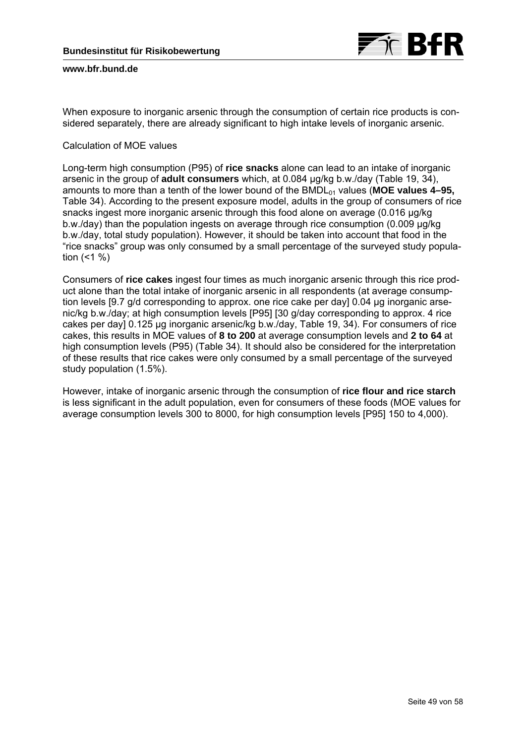When exposure to inorganic arsenic through the consumption of certain rice products is considered separately, there are already significant to high intake levels of inorganic arsenic.

Calculation of MOE values

Long-term high consumption (P95) of **rice snacks** alone can lead to an intake of inorganic arsenic in the group of **adult consumers** which, at 0.084 µg/kg b.w./day (Table 19, 34), amounts to more than a tenth of the lower bound of the $BMDL_{01}$ values (**MOE values 4–95,** Table 34). According to the present exposure model, adults in the group of consumers of rice snacks ingest more inorganic arsenic through this food alone on average (0.016 µg/kg b.w./day) than the population ingests on average through rice consumption (0.009 µg/kg b.w./day, total study population). However, it should be taken into account that food in the "rice snacks" group was only consumed by a small percentage of the surveyed study population (<1 %)

Consumers of **rice cakes** ingest four times as much inorganic arsenic through this rice product alone than the total intake of inorganic arsenic in all respondents (at average consumption levels [9.7 g/d corresponding to approx. one rice cake per day] 0.04 µg inorganic arsenic/kg b.w./day; at high consumption levels [P95] [30 g/day corresponding to approx. 4 rice cakes per day] 0.125 µg inorganic arsenic/kg b.w./day, Table 19, 34). For consumers of rice cakes, this results in MOE values of **8 to 200** at average consumption levels and **2 to 64** at high consumption levels (P95) (Table 34). It should also be considered for the interpretation of these results that rice cakes were only consumed by a small percentage of the surveyed study population (1.5%).

However, intake of inorganic arsenic through the consumption of **rice flour and rice starch** is less significant in the adult population, even for consumers of these foods (MOE values for average consumption levels 300 to 8000, for high consumption levels [P95] 150 to 4,000).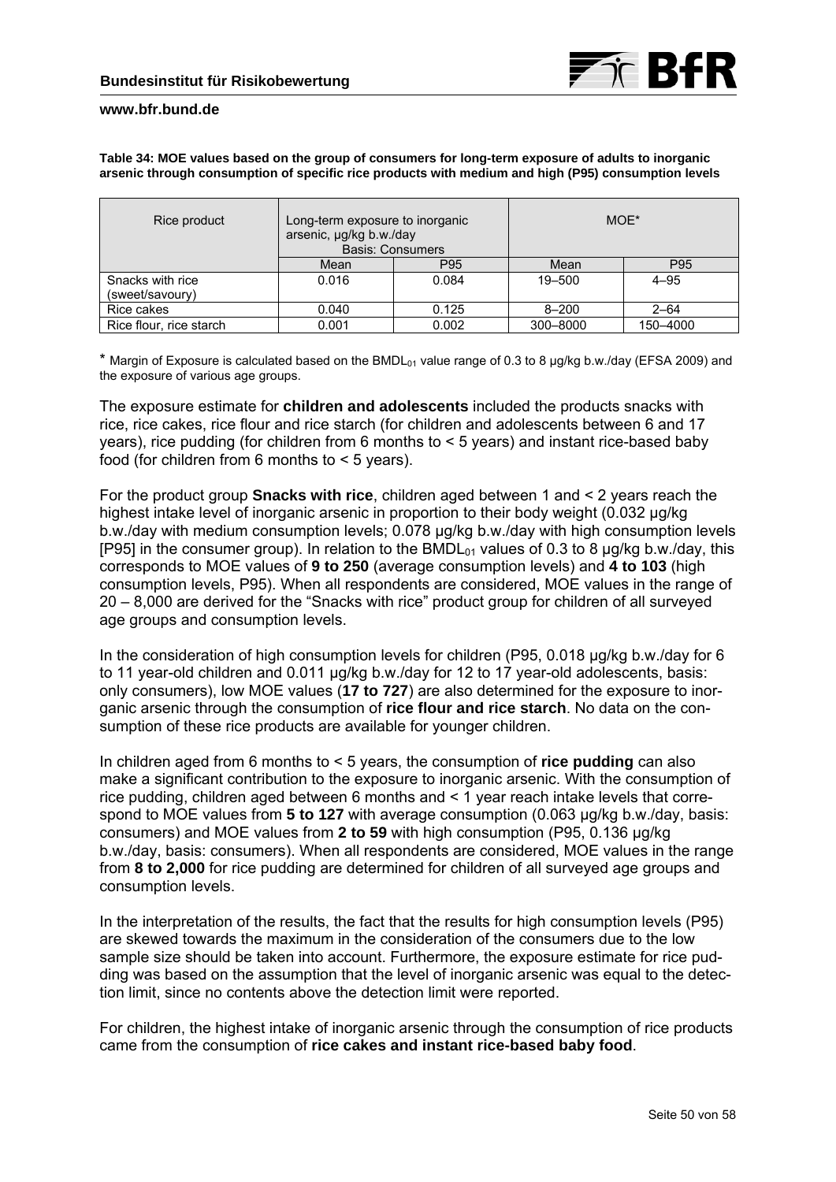**Table 34: MOE values based on the group of consumers for long-term exposure of adults to inorganic arsenic through consumption of specific rice products with medium and high (P95) consumption levels**

| Rice product | Long-term exposure to inorganic arsenic, µg/kg b.w./day Basis: Consumers | | MOE* | |
|---|---|---|---|---|
| | Mean | P95 | Mean | P95 |
| Snacks with rice (sweet/savoury) | 0.016 | 0.084 | 19–500 | 4–95 |
| Rice cakes | 0.040 | 0.125 | 8–200 | 2–64 |
| Rice flour, rice starch | 0.001 | 0.002 | 300–8000 | 150–4000 |

* Margin of Exposure is calculated based on the $BMDL_{01}$ value range of 0.3 to 8 µg/kg b.w./day (EFSA 2009) and the exposure of various age groups.

The exposure estimate for **children and adolescents** included the products snacks with rice, rice cakes, rice flour and rice starch (for children and adolescents between 6 and 17 years), rice pudding (for children from 6 months to < 5 years) and instant rice-based baby food (for children from 6 months to < 5 years).

For the product group **Snacks with rice**, children aged between 1 and < 2 years reach the highest intake level of inorganic arsenic in proportion to their body weight (0.032 µg/kg b.w./day with medium consumption levels; 0.078 µg/kg b.w./day with high consumption levels [P95] in the consumer group). In relation to the $BMDL_{01}$ values of 0.3 to 8 µg/kg b.w./day, this corresponds to MOE values of **9 to 250** (average consumption levels) and **4 to 103** (high consumption levels, P95). When all respondents are considered, MOE values in the range of 20 – 8,000 are derived for the "Snacks with rice" product group for children of all surveyed age groups and consumption levels.

In the consideration of high consumption levels for children (P95, 0.018 µg/kg b.w./day for 6 to 11 year-old children and 0.011 µg/kg b.w./day for 12 to 17 year-old adolescents, basis: only consumers), low MOE values (**17 to 727**) are also determined for the exposure to inorganic arsenic through the consumption of **rice flour and rice starch**. No data on the consumption of these rice products are available for younger children.

In children aged from 6 months to < 5 years, the consumption of **rice pudding** can also make a significant contribution to the exposure to inorganic arsenic. With the consumption of rice pudding, children aged between 6 months and < 1 year reach intake levels that correspond to MOE values from **5 to 127** with average consumption (0.063 µg/kg b.w./day, basis: consumers) and MOE values from **2 to 59** with high consumption (P95, 0.136 µg/kg b.w./day, basis: consumers). When all respondents are considered, MOE values in the range from **8 to 2,000** for rice pudding are determined for children of all surveyed age groups and consumption levels.

In the interpretation of the results, the fact that the results for high consumption levels (P95) are skewed towards the maximum in the consideration of the consumers due to the low sample size should be taken into account. Furthermore, the exposure estimate for rice pudding was based on the assumption that the level of inorganic arsenic was equal to the detection limit, since no contents above the detection limit were reported.

For children, the highest intake of inorganic arsenic through the consumption of rice products came from the consumption of **rice cakes and instant rice-based baby food**.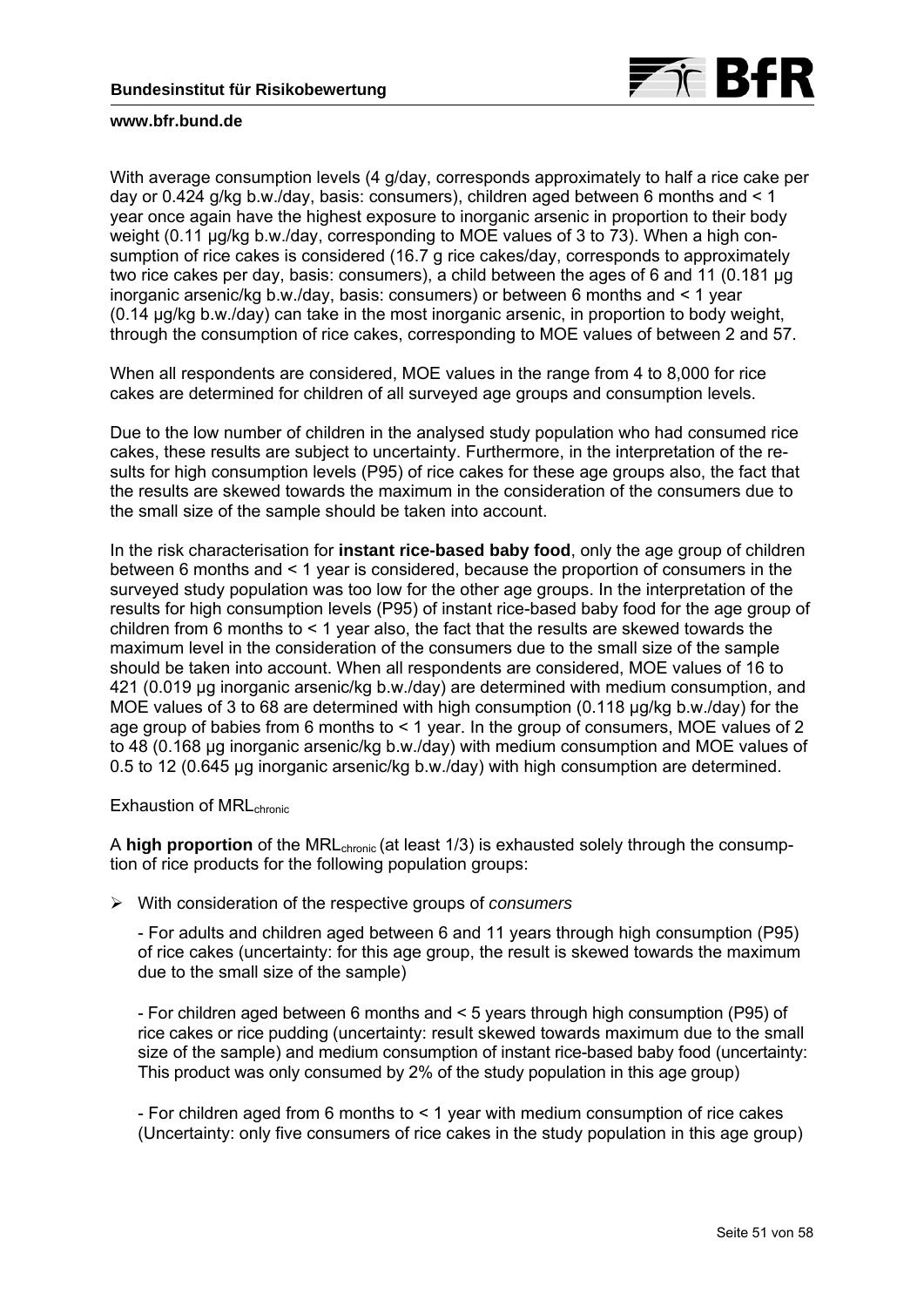With average consumption levels (4 g/day, corresponds approximately to half a rice cake per day or 0.424 g/kg b.w./day, basis: consumers), children aged between 6 months and < 1 year once again have the highest exposure to inorganic arsenic in proportion to their body weight (0.11 µg/kg b.w./day, corresponding to MOE values of 3 to 73). When a high consumption of rice cakes is considered (16.7 g rice cakes/day, corresponds to approximately two rice cakes per day, basis: consumers), a child between the ages of 6 and 11 (0.181 µg inorganic arsenic/kg b.w./day, basis: consumers) or between 6 months and < 1 year (0.14 µg/kg b.w./day) can take in the most inorganic arsenic, in proportion to body weight, through the consumption of rice cakes, corresponding to MOE values of between 2 and 57.

When all respondents are considered, MOE values in the range from 4 to 8,000 for rice cakes are determined for children of all surveyed age groups and consumption levels.

Due to the low number of children in the analysed study population who had consumed rice cakes, these results are subject to uncertainty. Furthermore, in the interpretation of the results for high consumption levels (P95) of rice cakes for these age groups also, the fact that the results are skewed towards the maximum in the consideration of the consumers due to the small size of the sample should be taken into account.

In the risk characterisation for **instant rice-based baby food**, only the age group of children between 6 months and < 1 year is considered, because the proportion of consumers in the surveyed study population was too low for the other age groups. In the interpretation of the results for high consumption levels (P95) of instant rice-based baby food for the age group of children from 6 months to < 1 year also, the fact that the results are skewed towards the maximum level in the consideration of the consumers due to the small size of the sample should be taken into account. When all respondents are considered, MOE values of 16 to 421 (0.019 µg inorganic arsenic/kg b.w./day) are determined with medium consumption, and MOE values of 3 to 68 are determined with high consumption (0.118 µg/kg b.w./day) for the age group of babies from 6 months to < 1 year. In the group of consumers, MOE values of 2 to 48 (0.168 µg inorganic arsenic/kg b.w./day) with medium consumption and MOE values of 0.5 to 12 (0.645 µg inorganic arsenic/kg b.w./day) with high consumption are determined.

Exhaustion of $MRL_{chronic}$

A **high proportion** of the $MRL_{chronic}$ (at least 1/3) is exhausted solely through the consumption of rice products for the following population groups:

- With consideration of the respective groups of *consumers*

  - For adults and children aged between 6 and 11 years through high consumption (P95) of rice cakes (uncertainty: for this age group, the result is skewed towards the maximum due to the small size of the sample)

  - For children aged between 6 months and < 5 years through high consumption (P95) of rice cakes or rice pudding (uncertainty: result skewed towards maximum due to the small size of the sample) and medium consumption of instant rice-based baby food (uncertainty: This product was only consumed by 2% of the study population in this age group)

  - For children aged from 6 months to < 1 year with medium consumption of rice cakes (Uncertainty: only five consumers of rice cakes in the study population in this age group)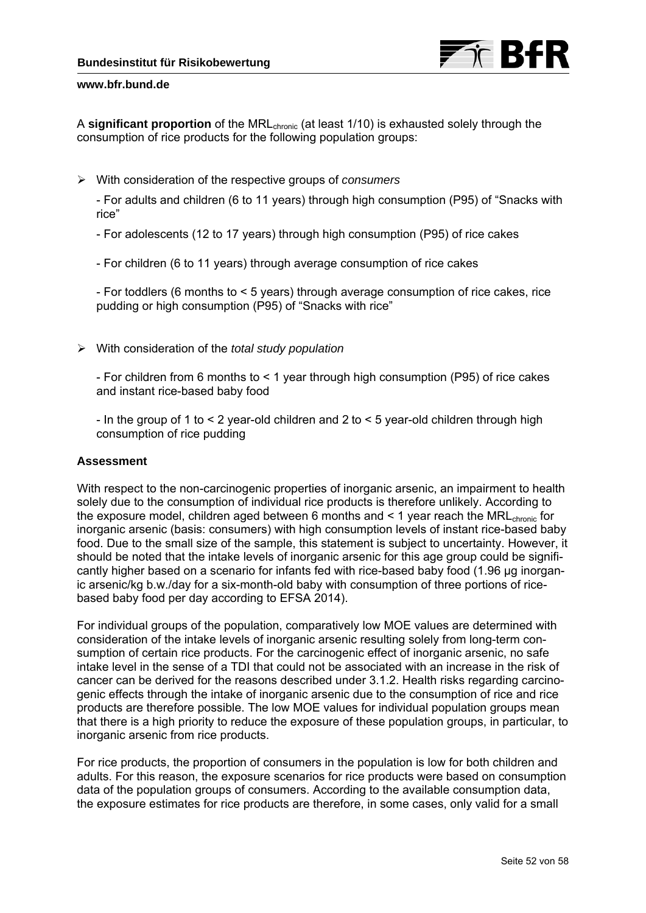A **significant proportion** of the $MRL_{chronic}$ (at least 1/10) is exhausted solely through the consumption of rice products for the following population groups:

- With consideration of the respective groups of *consumers*

  - For adults and children (6 to 11 years) through high consumption (P95) of "Snacks with rice"

  - For adolescents (12 to 17 years) through high consumption (P95) of rice cakes

  - For children (6 to 11 years) through average consumption of rice cakes

  - For toddlers (6 months to < 5 years) through average consumption of rice cakes, rice pudding or high consumption (P95) of "Snacks with rice"

- With consideration of the *total study population*

  - For children from 6 months to < 1 year through high consumption (P95) of rice cakes and instant rice-based baby food

  - In the group of 1 to < 2 year-old children and 2 to < 5 year-old children through high consumption of rice pudding

**Assessment**

With respect to the non-carcinogenic properties of inorganic arsenic, an impairment to health solely due to the consumption of individual rice products is therefore unlikely. According to the exposure model, children aged between 6 months and < 1 year reach the $MRL_{chronic}$ for inorganic arsenic (basis: consumers) with high consumption levels of instant rice-based baby food. Due to the small size of the sample, this statement is subject to uncertainty. However, it should be noted that the intake levels of inorganic arsenic for this age group could be significantly higher based on a scenario for infants fed with rice-based baby food (1.96 µg inorganic arsenic/kg b.w./day for a six-month-old baby with consumption of three portions of rice-based baby food per day according to EFSA 2014).

For individual groups of the population, comparatively low MOE values are determined with consideration of the intake levels of inorganic arsenic resulting solely from long-term consumption of certain rice products. For the carcinogenic effect of inorganic arsenic, no safe intake level in the sense of a TDI that could not be associated with an increase in the risk of cancer can be derived for the reasons described under 3.1.2. Health risks regarding carcinogenic effects through the intake of inorganic arsenic due to the consumption of rice and rice products are therefore possible. The low MOE values for individual population groups mean that there is a high priority to reduce the exposure of these population groups, in particular, to inorganic arsenic from rice products.

For rice products, the proportion of consumers in the population is low for both children and adults. For this reason, the exposure scenarios for rice products were based on consumption data of the population groups of consumers. According to the available consumption data, the exposure estimates for rice products are therefore, in some cases, only valid for a small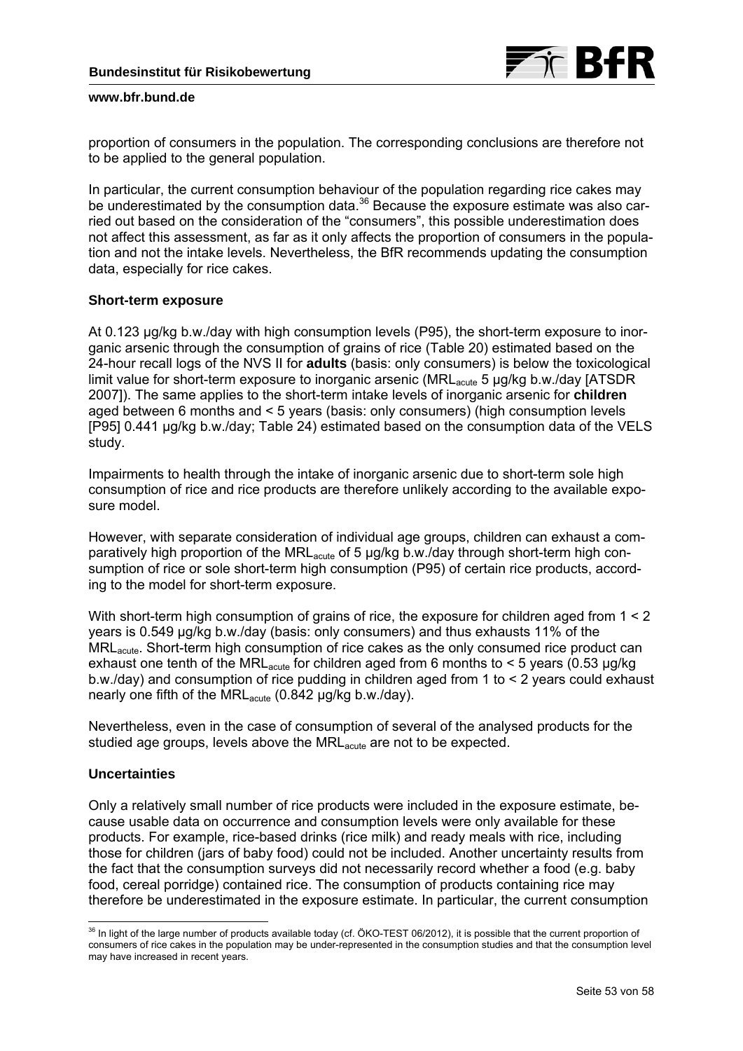proportion of consumers in the population. The corresponding conclusions are therefore not to be applied to the general population.

In particular, the current consumption behaviour of the population regarding rice cakes may be underestimated by the consumption data.[36] Because the exposure estimate was also carried out based on the consideration of the "consumers", this possible underestimation does not affect this assessment, as far as it only affects the proportion of consumers in the population and not the intake levels. Nevertheless, the BfR recommends updating the consumption data, especially for rice cakes.

### Short-term exposure

At 0.123 µg/kg b.w./day with high consumption levels (P95), the short-term exposure to inorganic arsenic through the consumption of grains of rice (Table 20) estimated based on the 24-hour recall logs of the NVS II for **adults** (basis: only consumers) is below the toxicological limit value for short-term exposure to inorganic arsenic ($MRL_{acute}$ 5 µg/kg b.w./day [ATSDR 2007]). The same applies to the short-term intake levels of inorganic arsenic for **children** aged between 6 months and < 5 years (basis: only consumers) (high consumption levels [P95] 0.441 µg/kg b.w./day; Table 24) estimated based on the consumption data of the VELS study.

Impairments to health through the intake of inorganic arsenic due to short-term sole high consumption of rice and rice products are therefore unlikely according to the available exposure model.

However, with separate consideration of individual age groups, children can exhaust a comparatively high proportion of the $MRL_{acute}$ of 5 µg/kg b.w./day through short-term high consumption of rice or sole short-term high consumption (P95) of certain rice products, according to the model for short-term exposure.

With short-term high consumption of grains of rice, the exposure for children aged from 1 < 2 years is 0.549 µg/kg b.w./day (basis: only consumers) and thus exhausts 11% of the $MRL_{acute}$. Short-term high consumption of rice cakes as the only consumed rice product can exhaust one tenth of the $MRL_{acute}$ for children aged from 6 months to < 5 years (0.53 µg/kg b.w./day) and consumption of rice pudding in children aged from 1 to < 2 years could exhaust nearly one fifth of the $MRL_{acute}$ (0.842 µg/kg b.w./day).

Nevertheless, even in the case of consumption of several of the analysed products for the studied age groups, levels above the $MRL_{acute}$ are not to be expected.

### Uncertainties

Only a relatively small number of rice products were included in the exposure estimate, because usable data on occurrence and consumption levels were only available for these products. For example, rice-based drinks (rice milk) and ready meals with rice, including those for children (jars of baby food) could not be included. Another uncertainty results from the fact that the consumption surveys did not necessarily record whether a food (e.g. baby food, cereal porridge) contained rice. The consumption of products containing rice may therefore be underestimated in the exposure estimate. In particular, the current consumption

---

[36] In light of the large number of products available today (cf. ÖKO-TEST 06/2012), it is possible that the current proportion of consumers of rice cakes in the population may be under-represented in the consumption studies and that the consumption level may have increased in recent years.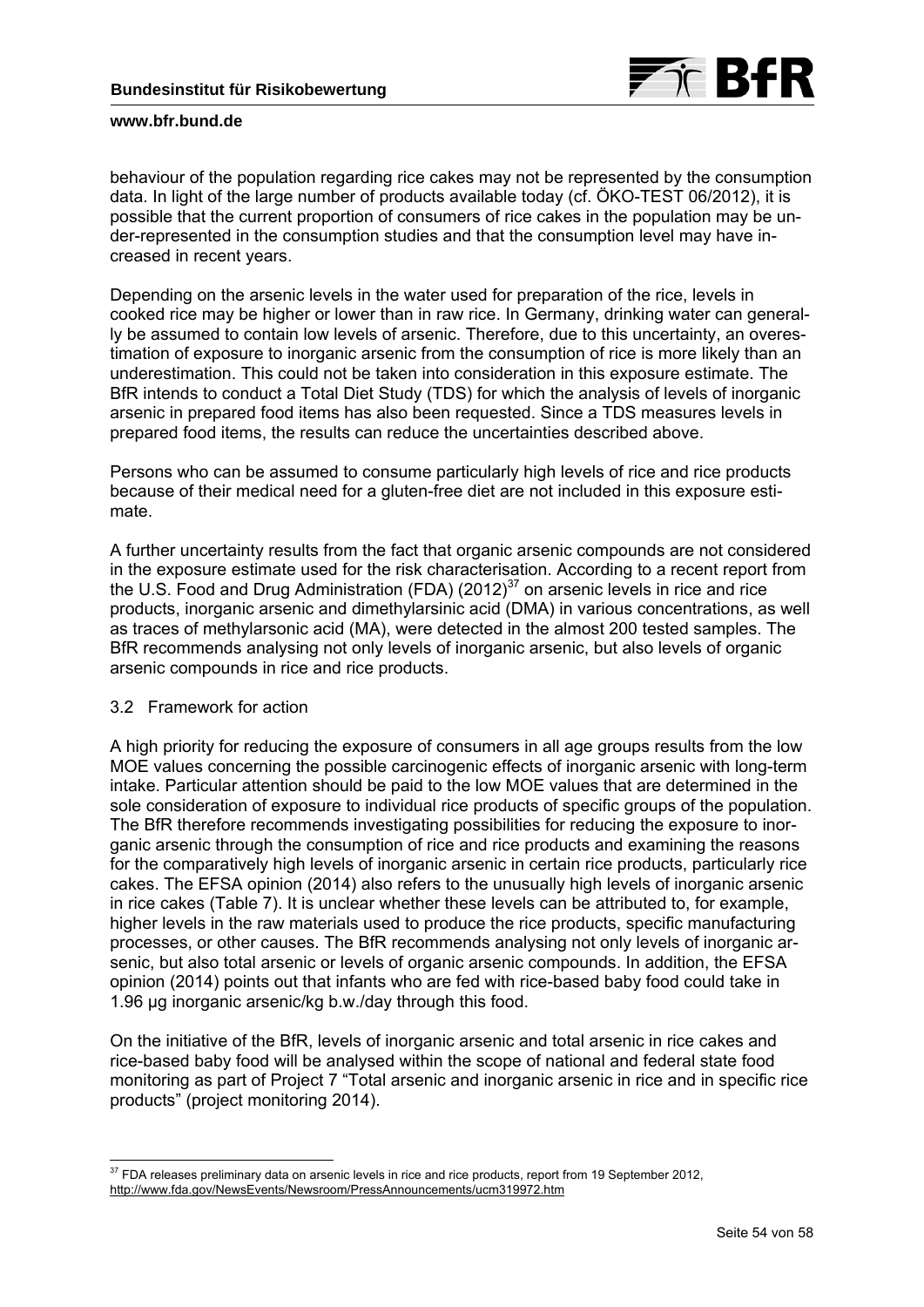behaviour of the population regarding rice cakes may not be represented by the consumption data. In light of the large number of products available today (cf. ÖKO-TEST 06/2012), it is possible that the current proportion of consumers of rice cakes in the population may be under-represented in the consumption studies and that the consumption level may have increased in recent years.

Depending on the arsenic levels in the water used for preparation of the rice, levels in cooked rice may be higher or lower than in raw rice. In Germany, drinking water can generally be assumed to contain low levels of arsenic. Therefore, due to this uncertainty, an overestimation of exposure to inorganic arsenic from the consumption of rice is more likely than an underestimation. This could not be taken into consideration in this exposure estimate. The BfR intends to conduct a Total Diet Study (TDS) for which the analysis of levels of inorganic arsenic in prepared food items has also been requested. Since a TDS measures levels in prepared food items, the results can reduce the uncertainties described above.

Persons who can be assumed to consume particularly high levels of rice and rice products because of their medical need for a gluten-free diet are not included in this exposure estimate.

A further uncertainty results from the fact that organic arsenic compounds are not considered in the exposure estimate used for the risk characterisation. According to a recent report from the U.S. Food and Drug Administration (FDA) (2012)[37] on arsenic levels in rice and rice products, inorganic arsenic and dimethylarsinic acid (DMA) in various concentrations, as well as traces of methylarsonic acid (MA), were detected in the almost 200 tested samples. The BfR recommends analysing not only levels of inorganic arsenic, but also levels of organic arsenic compounds in rice and rice products.

## 3.2 Framework for action

A high priority for reducing the exposure of consumers in all age groups results from the low MOE values concerning the possible carcinogenic effects of inorganic arsenic with long-term intake. Particular attention should be paid to the low MOE values that are determined in the sole consideration of exposure to individual rice products of specific groups of the population. The BfR therefore recommends investigating possibilities for reducing the exposure to inorganic arsenic through the consumption of rice and rice products and examining the reasons for the comparatively high levels of inorganic arsenic in certain rice products, particularly rice cakes. The EFSA opinion (2014) also refers to the unusually high levels of inorganic arsenic in rice cakes (Table 7). It is unclear whether these levels can be attributed to, for example, higher levels in the raw materials used to produce the rice products, specific manufacturing processes, or other causes. The BfR recommends analysing not only levels of inorganic arsenic, but also total arsenic or levels of organic arsenic compounds. In addition, the EFSA opinion (2014) points out that infants who are fed with rice-based baby food could take in 1.96 µg inorganic arsenic/kg b.w./day through this food.

On the initiative of the BfR, levels of inorganic arsenic and total arsenic in rice cakes and rice-based baby food will be analysed within the scope of national and federal state food monitoring as part of Project 7 "Total arsenic and inorganic arsenic in rice and in specific rice products" (project monitoring 2014).

---

[37] FDA releases preliminary data on arsenic levels in rice and rice products, report from 19 September 2012, http://www.fda.gov/NewsEvents/Newsroom/PressAnnouncements/ucm319972.htm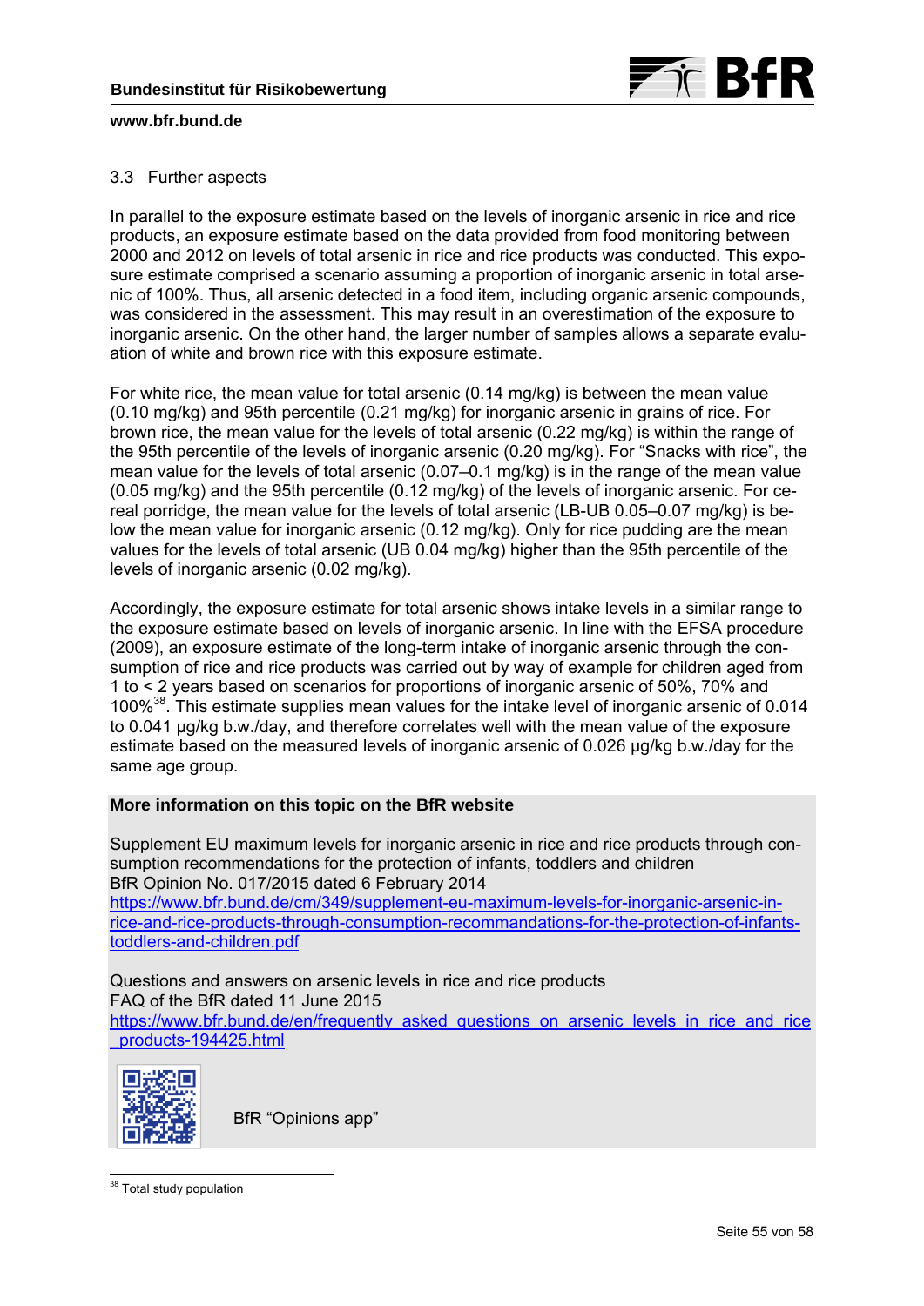### 3.3 Further aspects

In parallel to the exposure estimate based on the levels of inorganic arsenic in rice and rice products, an exposure estimate based on the data provided from food monitoring between 2000 and 2012 on levels of total arsenic in rice and rice products was conducted. This exposure estimate comprised a scenario assuming a proportion of inorganic arsenic in total arsenic of 100%. Thus, all arsenic detected in a food item, including organic arsenic compounds, was considered in the assessment. This may result in an overestimation of the exposure to inorganic arsenic. On the other hand, the larger number of samples allows a separate evaluation of white and brown rice with this exposure estimate.

For white rice, the mean value for total arsenic (0.14 mg/kg) is between the mean value (0.10 mg/kg) and 95th percentile (0.21 mg/kg) for inorganic arsenic in grains of rice. For brown rice, the mean value for the levels of total arsenic (0.22 mg/kg) is within the range of the 95th percentile of the levels of inorganic arsenic (0.20 mg/kg). For "Snacks with rice", the mean value for the levels of total arsenic (0.07–0.1 mg/kg) is in the range of the mean value (0.05 mg/kg) and the 95th percentile (0.12 mg/kg) of the levels of inorganic arsenic. For cereal porridge, the mean value for the levels of total arsenic (LB-UB 0.05–0.07 mg/kg) is below the mean value for inorganic arsenic (0.12 mg/kg). Only for rice pudding are the mean values for the levels of total arsenic (UB 0.04 mg/kg) higher than the 95th percentile of the levels of inorganic arsenic (0.02 mg/kg).

Accordingly, the exposure estimate for total arsenic shows intake levels in a similar range to the exposure estimate based on levels of inorganic arsenic. In line with the EFSA procedure (2009), an exposure estimate of the long-term intake of inorganic arsenic through the consumption of rice and rice products was carried out by way of example for children aged from 1 to < 2 years based on scenarios for proportions of inorganic arsenic of 50%, 70% and 100%[38]. This estimate supplies mean values for the intake level of inorganic arsenic of 0.014 to 0.041 µg/kg b.w./day, and therefore correlates well with the mean value of the exposure estimate based on the measured levels of inorganic arsenic of 0.026 µg/kg b.w./day for the same age group.

**More information on this topic on the BfR website**

Supplement EU maximum levels for inorganic arsenic in rice and rice products through consumption recommendations for the protection of infants, toddlers and children
BfR Opinion No. 017/2015 dated 6 February 2014
https://www.bfr.bund.de/cm/349/supplement-eu-maximum-levels-for-inorganic-arsenic-in-rice-and-rice-products-through-consumption-recommandations-for-the-protection-of-infants-toddlers-and-children.pdf

Questions and answers on arsenic levels in rice and rice products
FAQ of the BfR dated 11 June 2015
https://www.bfr.bund.de/en/frequently_asked_questions_on_arsenic_levels_in_rice_and_rice_products-194425.html

BfR "Opinions app"

[38] Total study population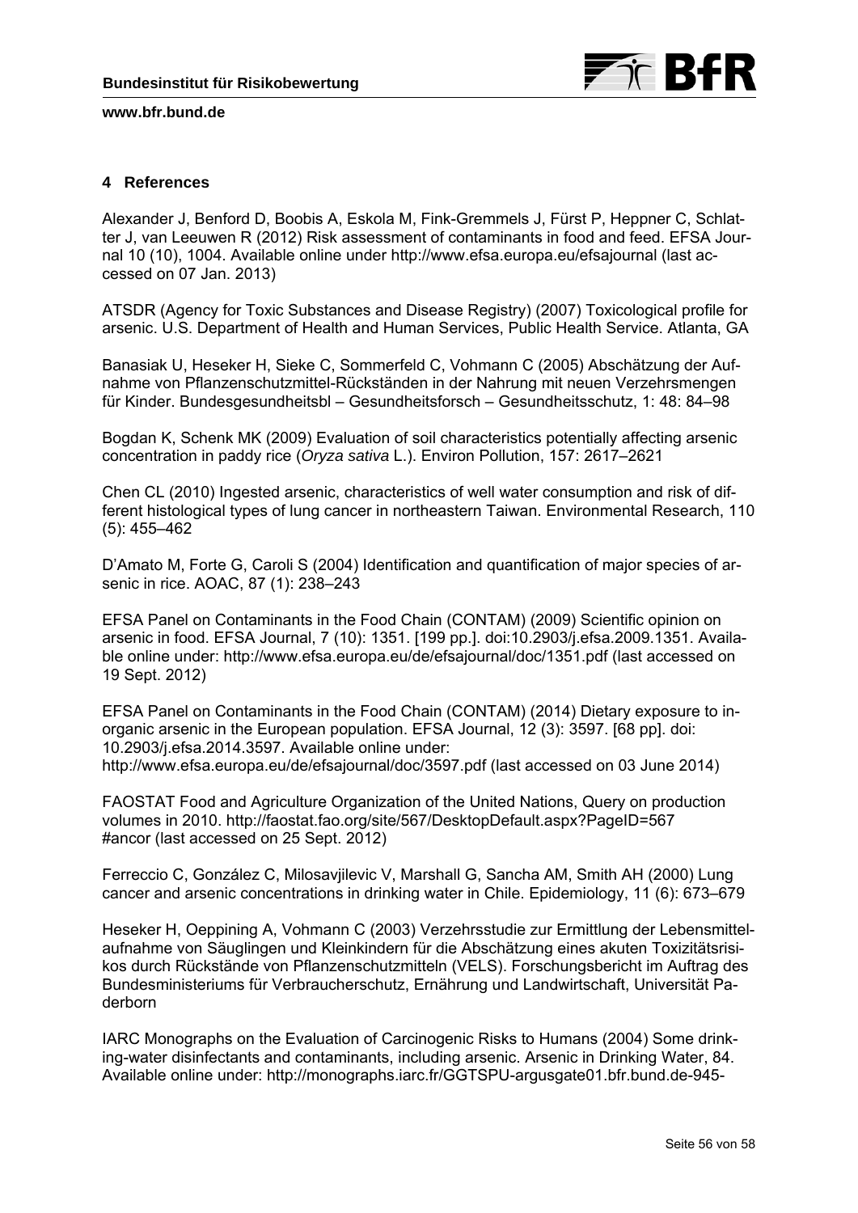## 4 References

Alexander J, Benford D, Boobis A, Eskola M, Fink-Gremmels J, Fürst P, Heppner C, Schlatter J, van Leeuwen R (2012) Risk assessment of contaminants in food and feed. EFSA Journal 10 (10), 1004. Available online under http://www.efsa.europa.eu/efsajournal (last accessed on 07 Jan. 2013)

ATSDR (Agency for Toxic Substances and Disease Registry) (2007) Toxicological profile for arsenic. U.S. Department of Health and Human Services, Public Health Service. Atlanta, GA

Banasiak U, Heseker H, Sieke C, Sommerfeld C, Vohmann C (2005) Abschätzung der Aufnahme von Pflanzenschutzmittel-Rückständen in der Nahrung mit neuen Verzehrsmengen für Kinder. Bundesgesundheitsbl – Gesundheitsforsch – Gesundheitsschutz, 1: 48: 84–98

Bogdan K, Schenk MK (2009) Evaluation of soil characteristics potentially affecting arsenic concentration in paddy rice (*Oryza sativa* L.). Environ Pollution, 157: 2617–2621

Chen CL (2010) Ingested arsenic, characteristics of well water consumption and risk of different histological types of lung cancer in northeastern Taiwan. Environmental Research, 110 (5): 455–462

D'Amato M, Forte G, Caroli S (2004) Identification and quantification of major species of arsenic in rice. AOAC, 87 (1): 238–243

EFSA Panel on Contaminants in the Food Chain (CONTAM) (2009) Scientific opinion on arsenic in food. EFSA Journal, 7 (10): 1351. [199 pp.]. doi:10.2903/j.efsa.2009.1351. Available online under: http://www.efsa.europa.eu/de/efsajournal/doc/1351.pdf (last accessed on 19 Sept. 2012)

EFSA Panel on Contaminants in the Food Chain (CONTAM) (2014) Dietary exposure to inorganic arsenic in the European population. EFSA Journal, 12 (3): 3597. [68 pp]. doi: 10.2903/j.efsa.2014.3597. Available online under: http://www.efsa.europa.eu/de/efsajournal/doc/3597.pdf (last accessed on 03 June 2014)

FAOSTAT Food and Agriculture Organization of the United Nations, Query on production volumes in 2010. http://faostat.fao.org/site/567/DesktopDefault.aspx?PageID=567 #ancor (last accessed on 25 Sept. 2012)

Ferreccio C, González C, Milosavjilevic V, Marshall G, Sancha AM, Smith AH (2000) Lung cancer and arsenic concentrations in drinking water in Chile. Epidemiology, 11 (6): 673–679

Heseker H, Oeppining A, Vohmann C (2003) Verzehrsstudie zur Ermittlung der Lebensmittelaufnahme von Säuglingen und Kleinkindern für die Abschätzung eines akuten Toxizitätsrisikos durch Rückstände von Pflanzenschutzmitteln (VELS). Forschungsbericht im Auftrag des Bundesministeriums für Verbraucherschutz, Ernährung und Landwirtschaft, Universität Paderborn

IARC Monographs on the Evaluation of Carcinogenic Risks to Humans (2004) Some drinking-water disinfectants and contaminants, including arsenic. Arsenic in Drinking Water, 84. Available online under: http://monographs.iarc.fr/GGTSPU-argusgate01.bfr.bund.de-945-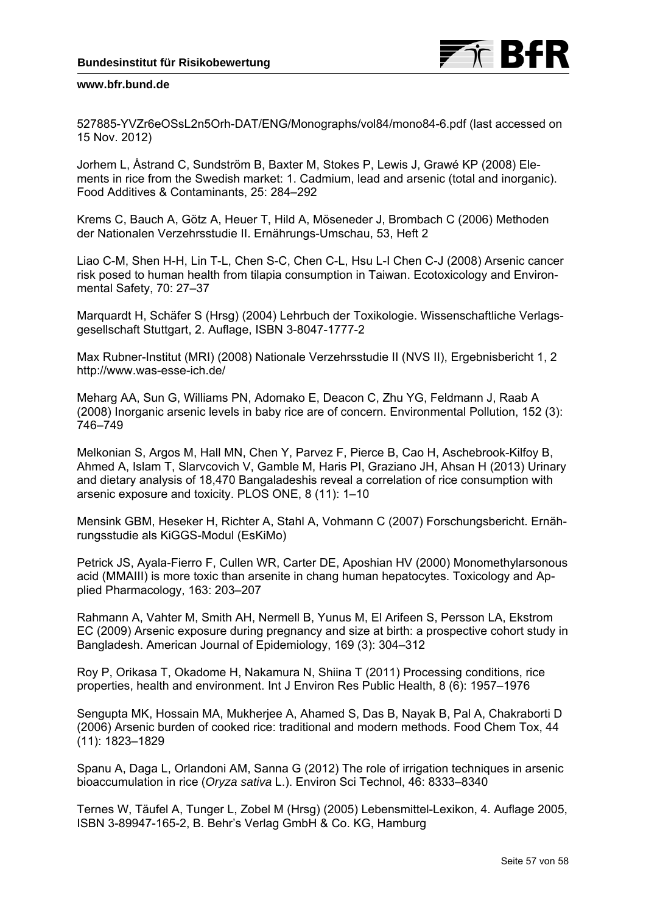527885-YVZr6eOSsL2n5Orh-DAT/ENG/Monographs/vol84/mono84-6.pdf (last accessed on 15 Nov. 2012)

Jorhem L, Åstrand C, Sundström B, Baxter M, Stokes P, Lewis J, Grawé KP (2008) Elements in rice from the Swedish market: 1. Cadmium, lead and arsenic (total and inorganic). Food Additives & Contaminants, 25: 284–292

Krems C, Bauch A, Götz A, Heuer T, Hild A, Möseneder J, Brombach C (2006) Methoden der Nationalen Verzehrsstudie II. Ernährungs-Umschau, 53, Heft 2

Liao C-M, Shen H-H, Lin T-L, Chen S-C, Chen C-L, Hsu L-I Chen C-J (2008) Arsenic cancer risk posed to human health from tilapia consumption in Taiwan. Ecotoxicology and Environmental Safety, 70: 27–37

Marquardt H, Schäfer S (Hrsg) (2004) Lehrbuch der Toxikologie. Wissenschaftliche Verlagsgesellschaft Stuttgart, 2. Auflage, ISBN 3-8047-1777-2

Max Rubner-Institut (MRI) (2008) Nationale Verzehrsstudie II (NVS II), Ergebnisbericht 1, 2 http://www.was-esse-ich.de/

Meharg AA, Sun G, Williams PN, Adomako E, Deacon C, Zhu YG, Feldmann J, Raab A (2008) Inorganic arsenic levels in baby rice are of concern. Environmental Pollution, 152 (3): 746–749

Melkonian S, Argos M, Hall MN, Chen Y, Parvez F, Pierce B, Cao H, Aschebrook-Kilfoy B, Ahmed A, Islam T, Slarvcovich V, Gamble M, Haris PI, Graziano JH, Ahsan H (2013) Urinary and dietary analysis of 18,470 Bangaladeshis reveal a correlation of rice consumption with arsenic exposure and toxicity. PLOS ONE, 8 (11): 1–10

Mensink GBM, Heseker H, Richter A, Stahl A, Vohmann C (2007) Forschungsbericht. Ernährungsstudie als KiGGS-Modul (EsKiMo)

Petrick JS, Ayala-Fierro F, Cullen WR, Carter DE, Aposhian HV (2000) Monomethylarsonous acid (MMAIII) is more toxic than arsenite in chang human hepatocytes. Toxicology and Applied Pharmacology, 163: 203–207

Rahmann A, Vahter M, Smith AH, Nermell B, Yunus M, El Arifeen S, Persson LA, Ekstrom EC (2009) Arsenic exposure during pregnancy and size at birth: a prospective cohort study in Bangladesh. American Journal of Epidemiology, 169 (3): 304–312

Roy P, Orikasa T, Okadome H, Nakamura N, Shiina T (2011) Processing conditions, rice properties, health and environment. Int J Environ Res Public Health, 8 (6): 1957–1976

Sengupta MK, Hossain MA, Mukherjee A, Ahamed S, Das B, Nayak B, Pal A, Chakraborti D (2006) Arsenic burden of cooked rice: traditional and modern methods. Food Chem Tox, 44 (11): 1823–1829

Spanu A, Daga L, Orlandoni AM, Sanna G (2012) The role of irrigation techniques in arsenic bioaccumulation in rice (*Oryza sativa* L.). Environ Sci Technol, 46: 8333–8340

Ternes W, Täufel A, Tunger L, Zobel M (Hrsg) (2005) Lebensmittel-Lexikon, 4. Auflage 2005, ISBN 3-89947-165-2, B. Behr's Verlag GmbH & Co. KG, Hamburg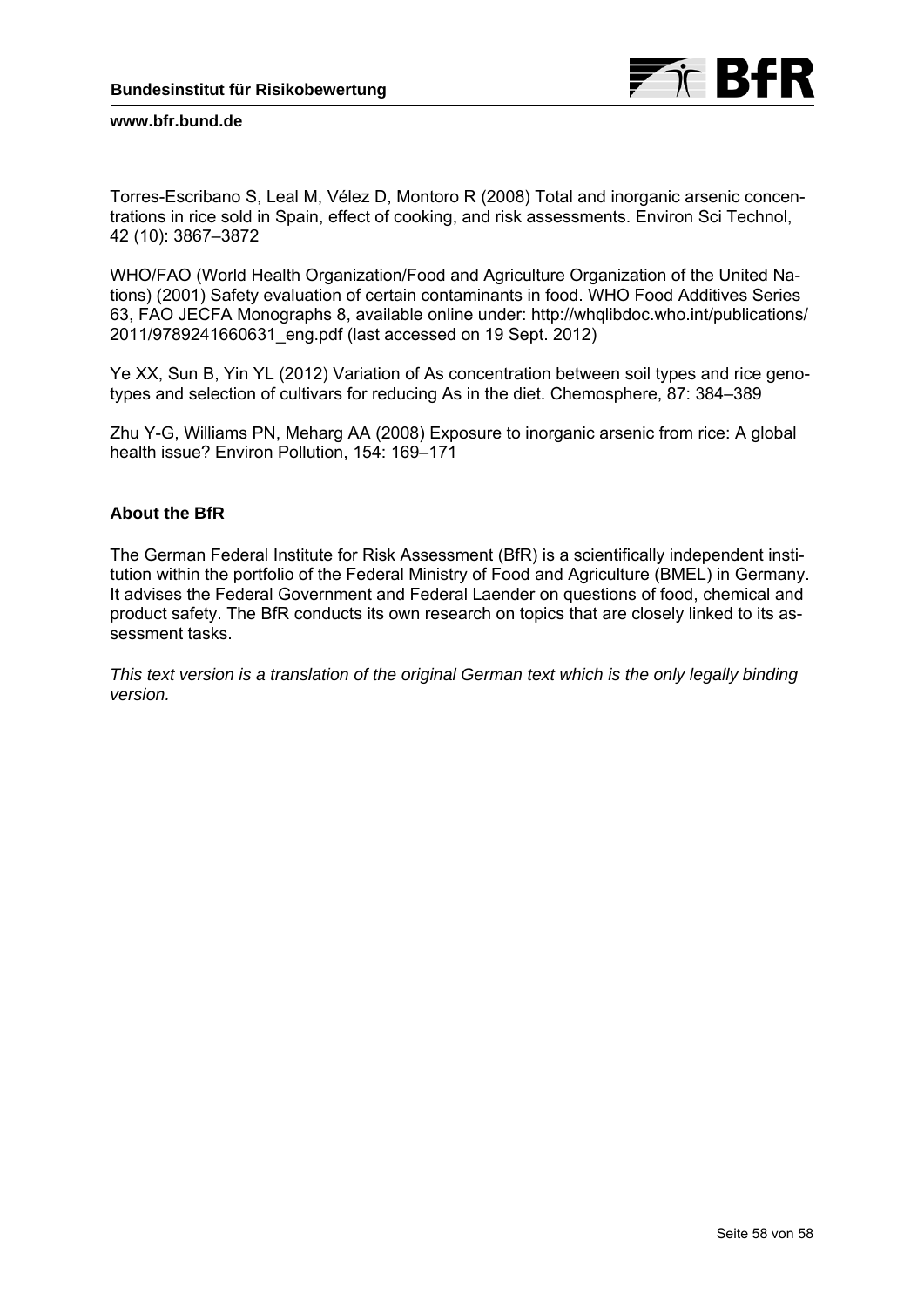Torres-Escribano S, Leal M, Vélez D, Montoro R (2008) Total and inorganic arsenic concentrations in rice sold in Spain, effect of cooking, and risk assessments. Environ Sci Technol, 42 (10): 3867–3872

WHO/FAO (World Health Organization/Food and Agriculture Organization of the United Nations) (2001) Safety evaluation of certain contaminants in food. WHO Food Additives Series 63, FAO JECFA Monographs 8, available online under: http://whqlibdoc.who.int/publications/2011/9789241660631_eng.pdf (last accessed on 19 Sept. 2012)

Ye XX, Sun B, Yin YL (2012) Variation of As concentration between soil types and rice genotypes and selection of cultivars for reducing As in the diet. Chemosphere, 87: 384–389

Zhu Y-G, Williams PN, Meharg AA (2008) Exposure to inorganic arsenic from rice: A global health issue? Environ Pollution, 154: 169–171

### About the BfR

The German Federal Institute for Risk Assessment (BfR) is a scientifically independent institution within the portfolio of the Federal Ministry of Food and Agriculture (BMEL) in Germany. It advises the Federal Government and Federal Laender on questions of food, chemical and product safety. The BfR conducts its own research on topics that are closely linked to its assessment tasks.

*This text version is a translation of the original German text which is the only legally binding version.*